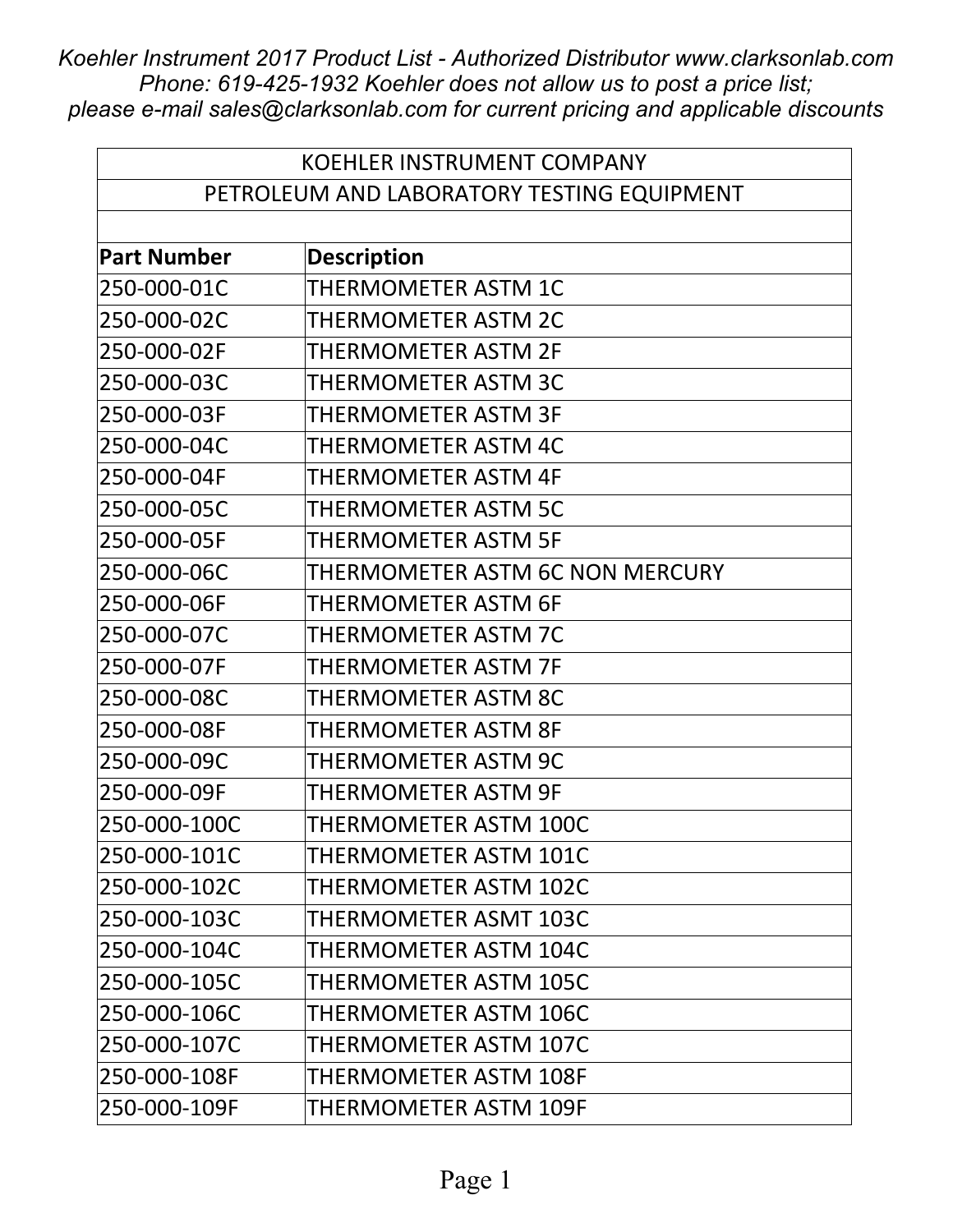*Koehler Instrument 2017 Product List - Authorized Distributor www.clarksonlab.com*
*Phone: 619-425-1932 Koehler does not allow us to post a price list;*
*please e-mail sales@clarksonlab.com for current pricing and applicable discounts*

| KOEHLER INSTRUMENT COMPANY | |
|---|---|
| PETROLEUM AND LABORATORY TESTING EQUIPMENT | |
| | |
| **Part Number** | **Description** |
| 250-000-01C | THERMOMETER ASTM 1C |
| 250-000-02C | THERMOMETER ASTM 2C |
| 250-000-02F | THERMOMETER ASTM 2F |
| 250-000-03C | THERMOMETER ASTM 3C |
| 250-000-03F | THERMOMETER ASTM 3F |
| 250-000-04C | THERMOMETER ASTM 4C |
| 250-000-04F | THERMOMETER ASTM 4F |
| 250-000-05C | THERMOMETER ASTM 5C |
| 250-000-05F | THERMOMETER ASTM 5F |
| 250-000-06C | THERMOMETER ASTM 6C NON MERCURY |
| 250-000-06F | THERMOMETER ASTM 6F |
| 250-000-07C | THERMOMETER ASTM 7C |
| 250-000-07F | THERMOMETER ASTM 7F |
| 250-000-08C | THERMOMETER ASTM 8C |
| 250-000-08F | THERMOMETER ASTM 8F |
| 250-000-09C | THERMOMETER ASTM 9C |
| 250-000-09F | THERMOMETER ASTM 9F |
| 250-000-100C | THERMOMETER ASTM 100C |
| 250-000-101C | THERMOMETER ASTM 101C |
| 250-000-102C | THERMOMETER ASTM 102C |
| 250-000-103C | THERMOMETER ASMT 103C |
| 250-000-104C | THERMOMETER ASTM 104C |
| 250-000-105C | THERMOMETER ASTM 105C |
| 250-000-106C | THERMOMETER ASTM 106C |
| 250-000-107C | THERMOMETER ASTM 107C |
| 250-000-108F | THERMOMETER ASTM 108F |
| 250-000-109F | THERMOMETER ASTM 109F |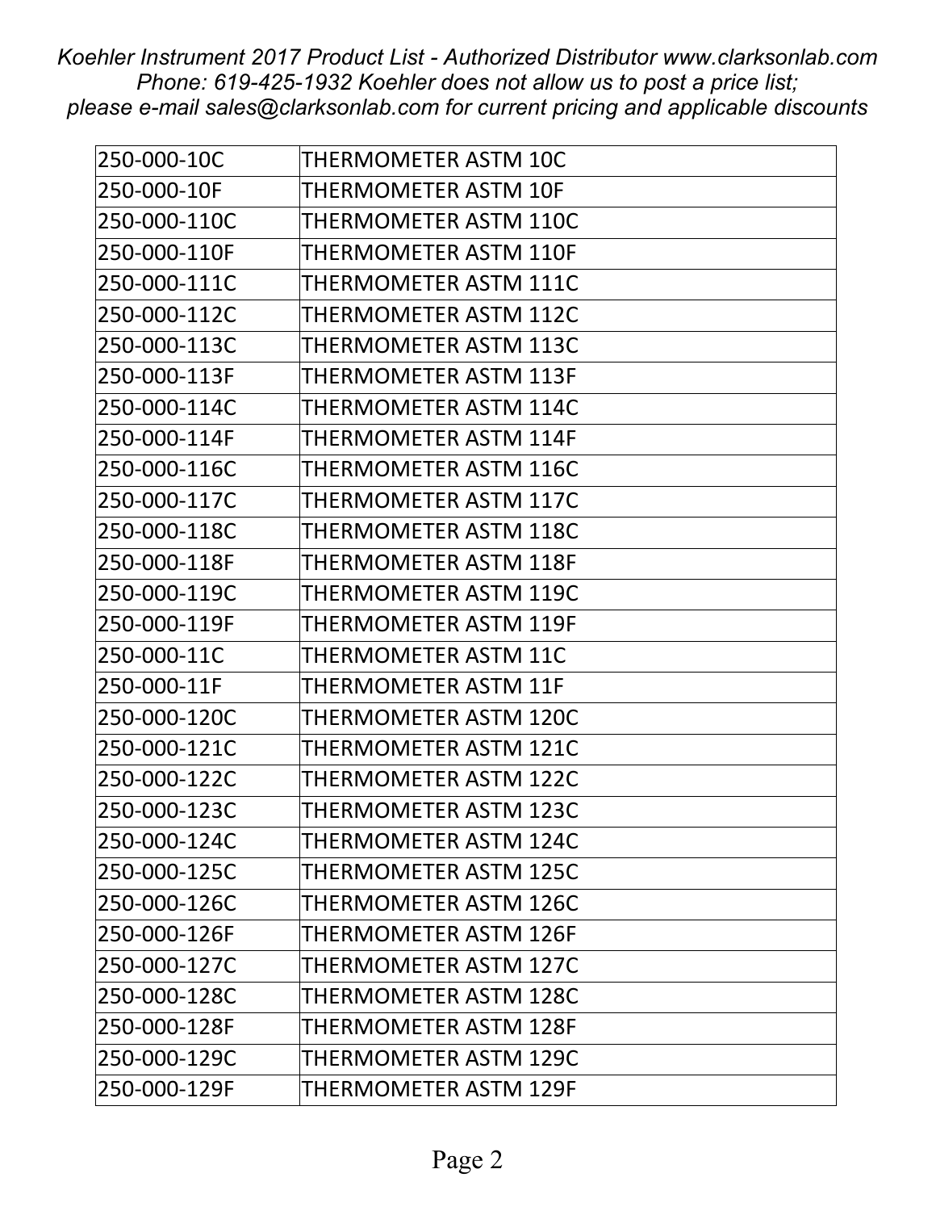| 250-000-10C | THERMOMETER ASTM 10C |
|---|---|
| 250-000-10F | THERMOMETER ASTM 10F |
| 250-000-110C | THERMOMETER ASTM 110C |
| 250-000-110F | THERMOMETER ASTM 110F |
| 250-000-111C | THERMOMETER ASTM 111C |
| 250-000-112C | THERMOMETER ASTM 112C |
| 250-000-113C | THERMOMETER ASTM 113C |
| 250-000-113F | THERMOMETER ASTM 113F |
| 250-000-114C | THERMOMETER ASTM 114C |
| 250-000-114F | THERMOMETER ASTM 114F |
| 250-000-116C | THERMOMETER ASTM 116C |
| 250-000-117C | THERMOMETER ASTM 117C |
| 250-000-118C | THERMOMETER ASTM 118C |
| 250-000-118F | THERMOMETER ASTM 118F |
| 250-000-119C | THERMOMETER ASTM 119C |
| 250-000-119F | THERMOMETER ASTM 119F |
| 250-000-11C | THERMOMETER ASTM 11C |
| 250-000-11F | THERMOMETER ASTM 11F |
| 250-000-120C | THERMOMETER ASTM 120C |
| 250-000-121C | THERMOMETER ASTM 121C |
| 250-000-122C | THERMOMETER ASTM 122C |
| 250-000-123C | THERMOMETER ASTM 123C |
| 250-000-124C | THERMOMETER ASTM 124C |
| 250-000-125C | THERMOMETER ASTM 125C |
| 250-000-126C | THERMOMETER ASTM 126C |
| 250-000-126F | THERMOMETER ASTM 126F |
| 250-000-127C | THERMOMETER ASTM 127C |
| 250-000-128C | THERMOMETER ASTM 128C |
| 250-000-128F | THERMOMETER ASTM 128F |
| 250-000-129C | THERMOMETER ASTM 129C |
| 250-000-129F | THERMOMETER ASTM 129F |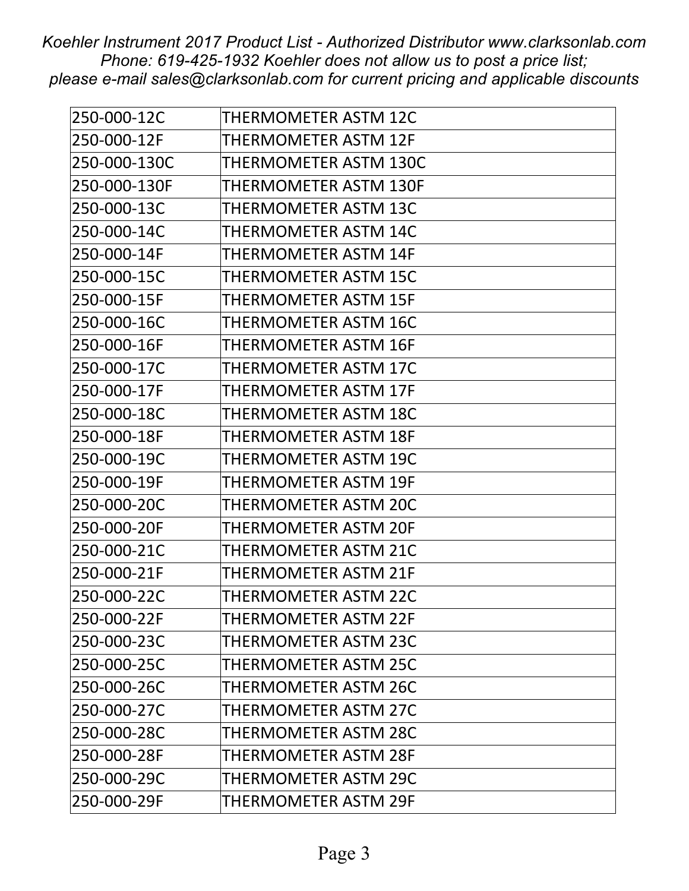| 250-000-12C | THERMOMETER ASTM 12C |
|---|---|
| 250-000-12F | THERMOMETER ASTM 12F |
| 250-000-130C | THERMOMETER ASTM 130C |
| 250-000-130F | THERMOMETER ASTM 130F |
| 250-000-13C | THERMOMETER ASTM 13C |
| 250-000-14C | THERMOMETER ASTM 14C |
| 250-000-14F | THERMOMETER ASTM 14F |
| 250-000-15C | THERMOMETER ASTM 15C |
| 250-000-15F | THERMOMETER ASTM 15F |
| 250-000-16C | THERMOMETER ASTM 16C |
| 250-000-16F | THERMOMETER ASTM 16F |
| 250-000-17C | THERMOMETER ASTM 17C |
| 250-000-17F | THERMOMETER ASTM 17F |
| 250-000-18C | THERMOMETER ASTM 18C |
| 250-000-18F | THERMOMETER ASTM 18F |
| 250-000-19C | THERMOMETER ASTM 19C |
| 250-000-19F | THERMOMETER ASTM 19F |
| 250-000-20C | THERMOMETER ASTM 20C |
| 250-000-20F | THERMOMETER ASTM 20F |
| 250-000-21C | THERMOMETER ASTM 21C |
| 250-000-21F | THERMOMETER ASTM 21F |
| 250-000-22C | THERMOMETER ASTM 22C |
| 250-000-22F | THERMOMETER ASTM 22F |
| 250-000-23C | THERMOMETER ASTM 23C |
| 250-000-25C | THERMOMETER ASTM 25C |
| 250-000-26C | THERMOMETER ASTM 26C |
| 250-000-27C | THERMOMETER ASTM 27C |
| 250-000-28C | THERMOMETER ASTM 28C |
| 250-000-28F | THERMOMETER ASTM 28F |
| 250-000-29C | THERMOMETER ASTM 29C |
| 250-000-29F | THERMOMETER ASTM 29F |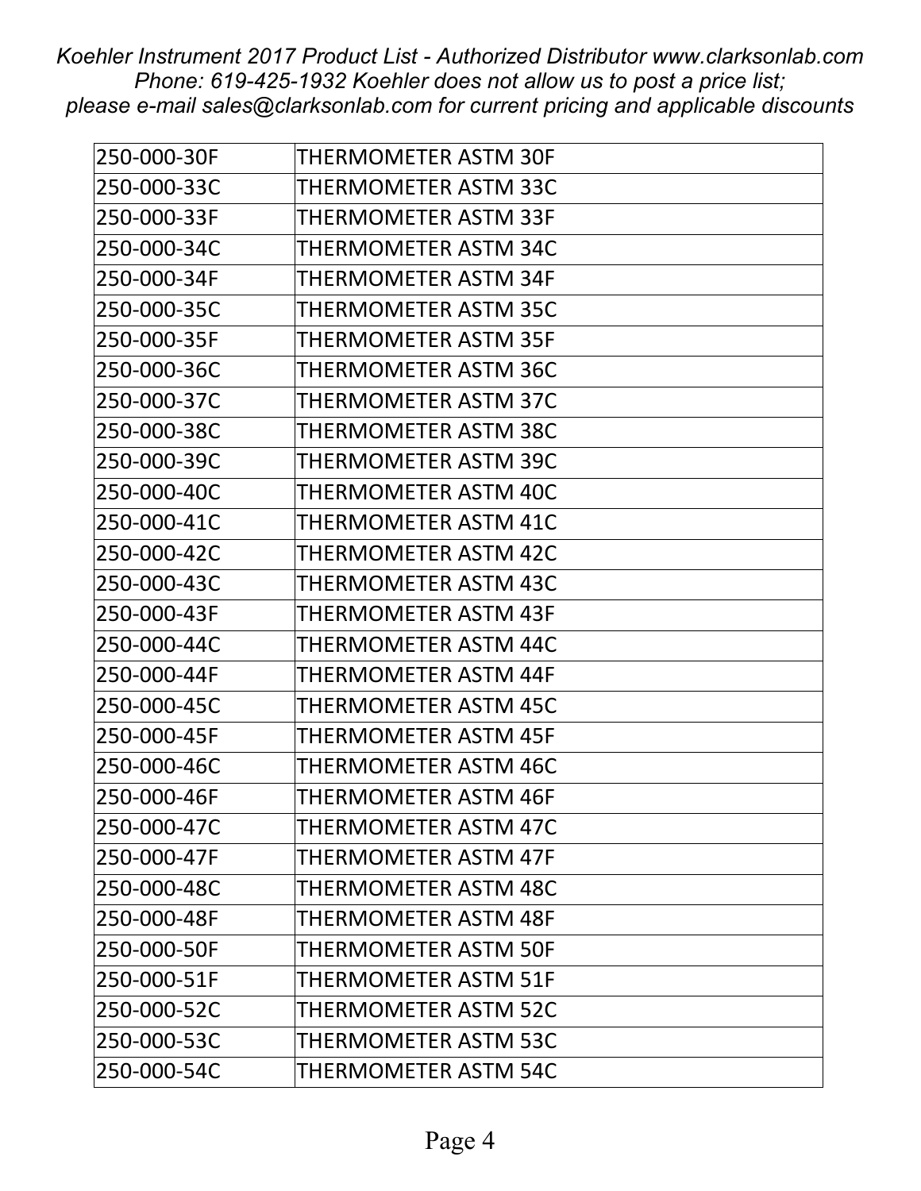| 250-000-30F | THERMOMETER ASTM 30F |
|---|---|
| 250-000-33C | THERMOMETER ASTM 33C |
| 250-000-33F | THERMOMETER ASTM 33F |
| 250-000-34C | THERMOMETER ASTM 34C |
| 250-000-34F | THERMOMETER ASTM 34F |
| 250-000-35C | THERMOMETER ASTM 35C |
| 250-000-35F | THERMOMETER ASTM 35F |
| 250-000-36C | THERMOMETER ASTM 36C |
| 250-000-37C | THERMOMETER ASTM 37C |
| 250-000-38C | THERMOMETER ASTM 38C |
| 250-000-39C | THERMOMETER ASTM 39C |
| 250-000-40C | THERMOMETER ASTM 40C |
| 250-000-41C | THERMOMETER ASTM 41C |
| 250-000-42C | THERMOMETER ASTM 42C |
| 250-000-43C | THERMOMETER ASTM 43C |
| 250-000-43F | THERMOMETER ASTM 43F |
| 250-000-44C | THERMOMETER ASTM 44C |
| 250-000-44F | THERMOMETER ASTM 44F |
| 250-000-45C | THERMOMETER ASTM 45C |
| 250-000-45F | THERMOMETER ASTM 45F |
| 250-000-46C | THERMOMETER ASTM 46C |
| 250-000-46F | THERMOMETER ASTM 46F |
| 250-000-47C | THERMOMETER ASTM 47C |
| 250-000-47F | THERMOMETER ASTM 47F |
| 250-000-48C | THERMOMETER ASTM 48C |
| 250-000-48F | THERMOMETER ASTM 48F |
| 250-000-50F | THERMOMETER ASTM 50F |
| 250-000-51F | THERMOMETER ASTM 51F |
| 250-000-52C | THERMOMETER ASTM 52C |
| 250-000-53C | THERMOMETER ASTM 53C |
| 250-000-54C | THERMOMETER ASTM 54C |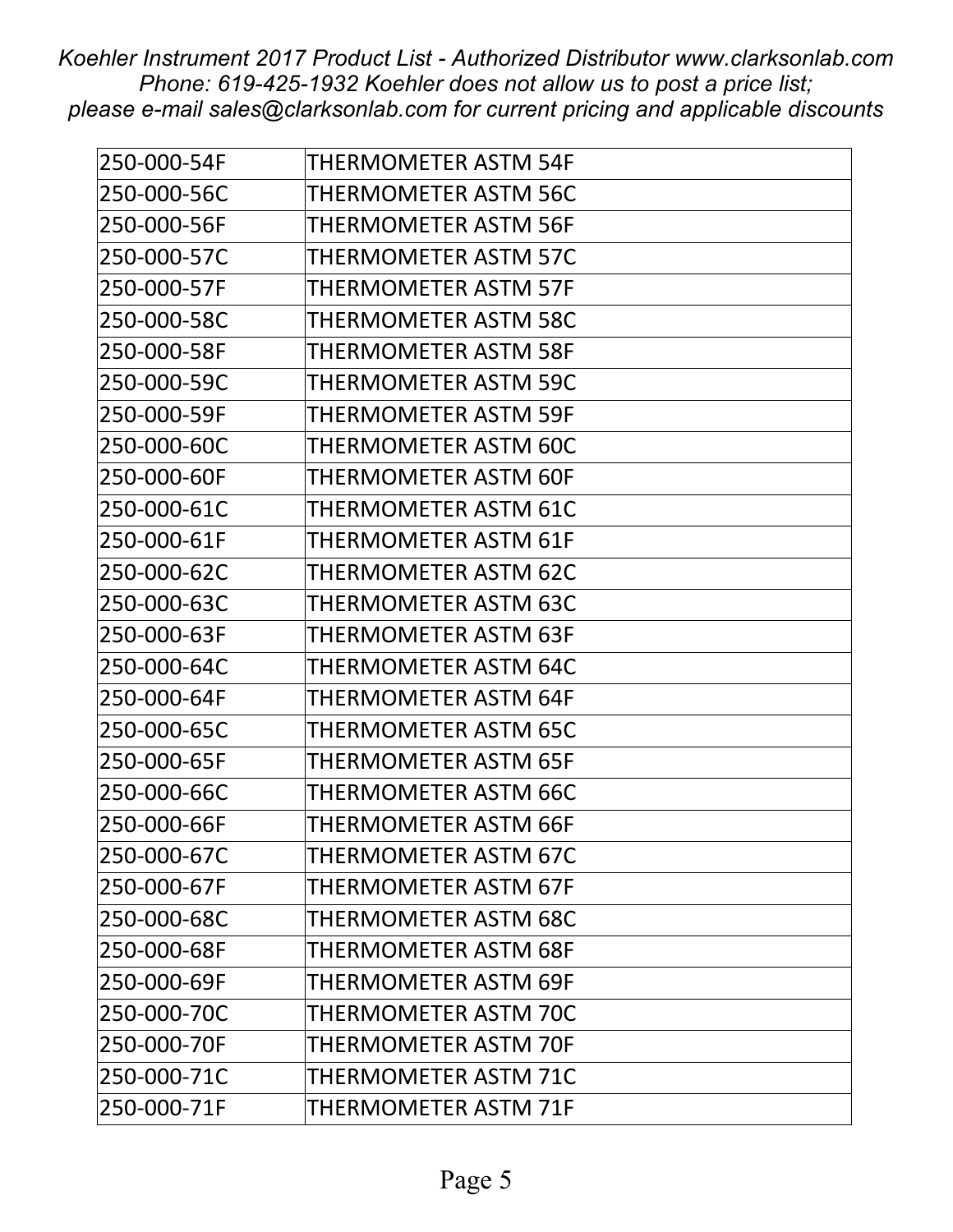| 250-000-54F | THERMOMETER ASTM 54F |
|---|---|
| 250-000-56C | THERMOMETER ASTM 56C |
| 250-000-56F | THERMOMETER ASTM 56F |
| 250-000-57C | THERMOMETER ASTM 57C |
| 250-000-57F | THERMOMETER ASTM 57F |
| 250-000-58C | THERMOMETER ASTM 58C |
| 250-000-58F | THERMOMETER ASTM 58F |
| 250-000-59C | THERMOMETER ASTM 59C |
| 250-000-59F | THERMOMETER ASTM 59F |
| 250-000-60C | THERMOMETER ASTM 60C |
| 250-000-60F | THERMOMETER ASTM 60F |
| 250-000-61C | THERMOMETER ASTM 61C |
| 250-000-61F | THERMOMETER ASTM 61F |
| 250-000-62C | THERMOMETER ASTM 62C |
| 250-000-63C | THERMOMETER ASTM 63C |
| 250-000-63F | THERMOMETER ASTM 63F |
| 250-000-64C | THERMOMETER ASTM 64C |
| 250-000-64F | THERMOMETER ASTM 64F |
| 250-000-65C | THERMOMETER ASTM 65C |
| 250-000-65F | THERMOMETER ASTM 65F |
| 250-000-66C | THERMOMETER ASTM 66C |
| 250-000-66F | THERMOMETER ASTM 66F |
| 250-000-67C | THERMOMETER ASTM 67C |
| 250-000-67F | THERMOMETER ASTM 67F |
| 250-000-68C | THERMOMETER ASTM 68C |
| 250-000-68F | THERMOMETER ASTM 68F |
| 250-000-69F | THERMOMETER ASTM 69F |
| 250-000-70C | THERMOMETER ASTM 70C |
| 250-000-70F | THERMOMETER ASTM 70F |
| 250-000-71C | THERMOMETER ASTM 71C |
| 250-000-71F | THERMOMETER ASTM 71F |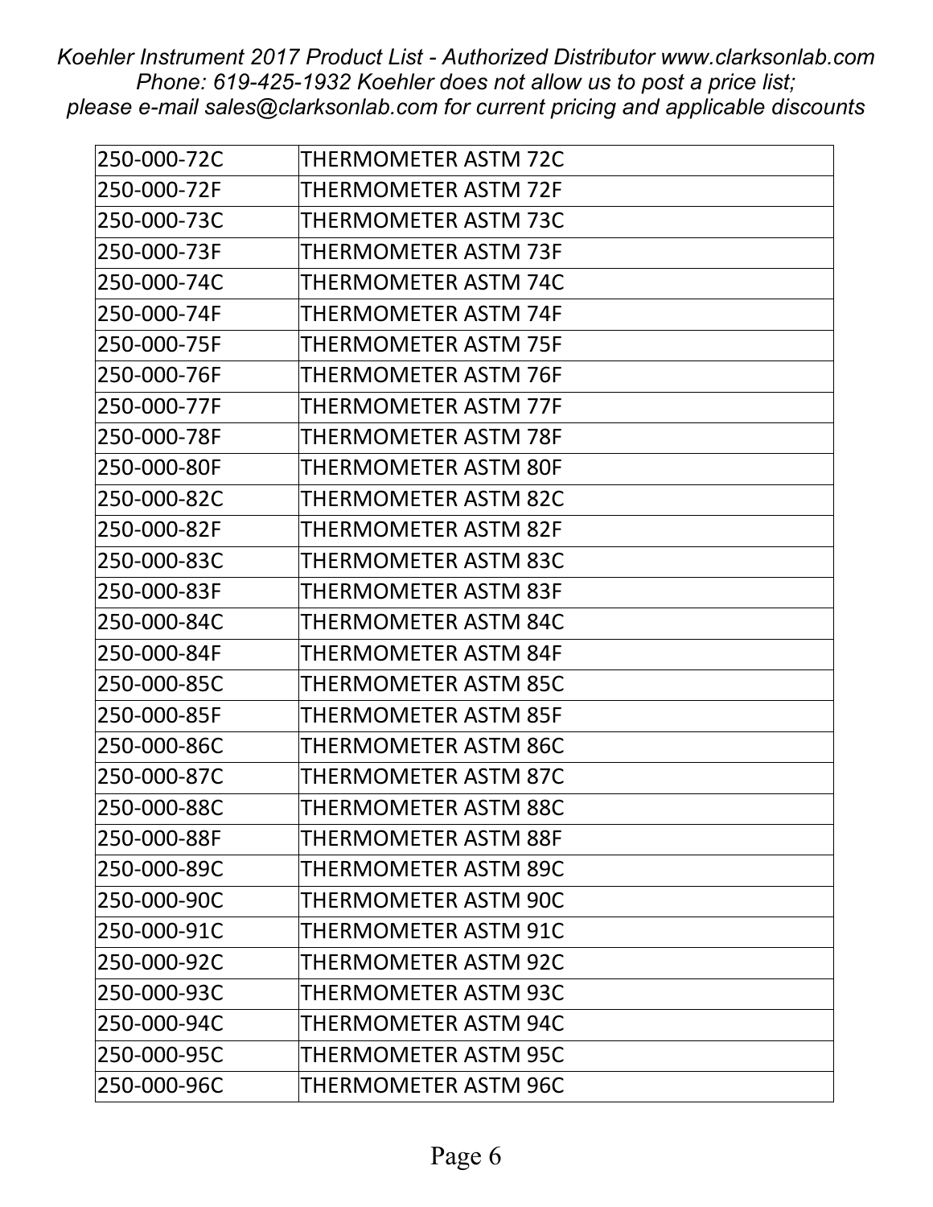| 250-000-72C | THERMOMETER ASTM 72C |
|---|---|
| 250-000-72F | THERMOMETER ASTM 72F |
| 250-000-73C | THERMOMETER ASTM 73C |
| 250-000-73F | THERMOMETER ASTM 73F |
| 250-000-74C | THERMOMETER ASTM 74C |
| 250-000-74F | THERMOMETER ASTM 74F |
| 250-000-75F | THERMOMETER ASTM 75F |
| 250-000-76F | THERMOMETER ASTM 76F |
| 250-000-77F | THERMOMETER ASTM 77F |
| 250-000-78F | THERMOMETER ASTM 78F |
| 250-000-80F | THERMOMETER ASTM 80F |
| 250-000-82C | THERMOMETER ASTM 82C |
| 250-000-82F | THERMOMETER ASTM 82F |
| 250-000-83C | THERMOMETER ASTM 83C |
| 250-000-83F | THERMOMETER ASTM 83F |
| 250-000-84C | THERMOMETER ASTM 84C |
| 250-000-84F | THERMOMETER ASTM 84F |
| 250-000-85C | THERMOMETER ASTM 85C |
| 250-000-85F | THERMOMETER ASTM 85F |
| 250-000-86C | THERMOMETER ASTM 86C |
| 250-000-87C | THERMOMETER ASTM 87C |
| 250-000-88C | THERMOMETER ASTM 88C |
| 250-000-88F | THERMOMETER ASTM 88F |
| 250-000-89C | THERMOMETER ASTM 89C |
| 250-000-90C | THERMOMETER ASTM 90C |
| 250-000-91C | THERMOMETER ASTM 91C |
| 250-000-92C | THERMOMETER ASTM 92C |
| 250-000-93C | THERMOMETER ASTM 93C |
| 250-000-94C | THERMOMETER ASTM 94C |
| 250-000-95C | THERMOMETER ASTM 95C |
| 250-000-96C | THERMOMETER ASTM 96C |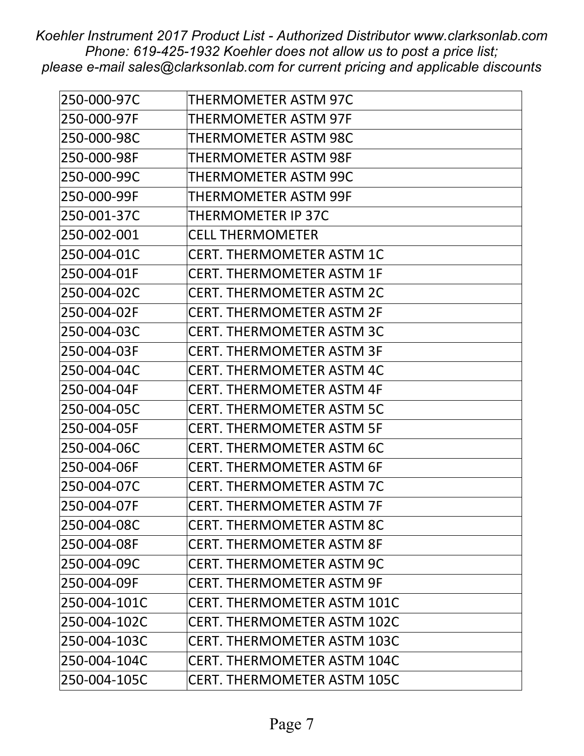| 250-000-97C | THERMOMETER ASTM 97C |
|---|---|
| 250-000-97F | THERMOMETER ASTM 97F |
| 250-000-98C | THERMOMETER ASTM 98C |
| 250-000-98F | THERMOMETER ASTM 98F |
| 250-000-99C | THERMOMETER ASTM 99C |
| 250-000-99F | THERMOMETER ASTM 99F |
| 250-001-37C | THERMOMETER IP 37C |
| 250-002-001 | CELL THERMOMETER |
| 250-004-01C | CERT. THERMOMETER ASTM 1C |
| 250-004-01F | CERT. THERMOMETER ASTM 1F |
| 250-004-02C | CERT. THERMOMETER ASTM 2C |
| 250-004-02F | CERT. THERMOMETER ASTM 2F |
| 250-004-03C | CERT. THERMOMETER ASTM 3C |
| 250-004-03F | CERT. THERMOMETER ASTM 3F |
| 250-004-04C | CERT. THERMOMETER ASTM 4C |
| 250-004-04F | CERT. THERMOMETER ASTM 4F |
| 250-004-05C | CERT. THERMOMETER ASTM 5C |
| 250-004-05F | CERT. THERMOMETER ASTM 5F |
| 250-004-06C | CERT. THERMOMETER ASTM 6C |
| 250-004-06F | CERT. THERMOMETER ASTM 6F |
| 250-004-07C | CERT. THERMOMETER ASTM 7C |
| 250-004-07F | CERT. THERMOMETER ASTM 7F |
| 250-004-08C | CERT. THERMOMETER ASTM 8C |
| 250-004-08F | CERT. THERMOMETER ASTM 8F |
| 250-004-09C | CERT. THERMOMETER ASTM 9C |
| 250-004-09F | CERT. THERMOMETER ASTM 9F |
| 250-004-101C | CERT. THERMOMETER ASTM 101C |
| 250-004-102C | CERT. THERMOMETER ASTM 102C |
| 250-004-103C | CERT. THERMOMETER ASTM 103C |
| 250-004-104C | CERT. THERMOMETER ASTM 104C |
| 250-004-105C | CERT. THERMOMETER ASTM 105C |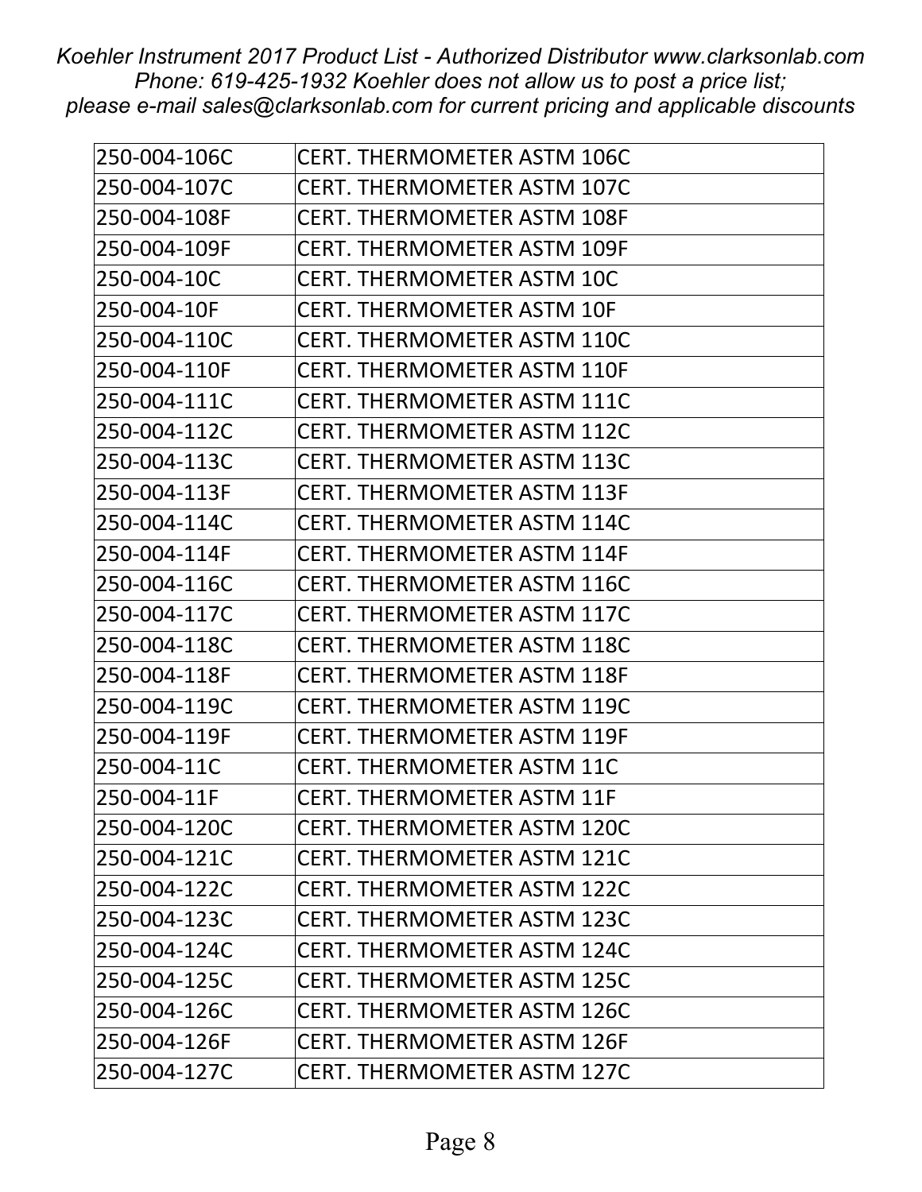| 250-004-106C | CERT. THERMOMETER ASTM 106C |
| --- | --- |
| 250-004-107C | CERT. THERMOMETER ASTM 107C |
| 250-004-108F | CERT. THERMOMETER ASTM 108F |
| 250-004-109F | CERT. THERMOMETER ASTM 109F |
| 250-004-10C | CERT. THERMOMETER ASTM 10C |
| 250-004-10F | CERT. THERMOMETER ASTM 10F |
| 250-004-110C | CERT. THERMOMETER ASTM 110C |
| 250-004-110F | CERT. THERMOMETER ASTM 110F |
| 250-004-111C | CERT. THERMOMETER ASTM 111C |
| 250-004-112C | CERT. THERMOMETER ASTM 112C |
| 250-004-113C | CERT. THERMOMETER ASTM 113C |
| 250-004-113F | CERT. THERMOMETER ASTM 113F |
| 250-004-114C | CERT. THERMOMETER ASTM 114C |
| 250-004-114F | CERT. THERMOMETER ASTM 114F |
| 250-004-116C | CERT. THERMOMETER ASTM 116C |
| 250-004-117C | CERT. THERMOMETER ASTM 117C |
| 250-004-118C | CERT. THERMOMETER ASTM 118C |
| 250-004-118F | CERT. THERMOMETER ASTM 118F |
| 250-004-119C | CERT. THERMOMETER ASTM 119C |
| 250-004-119F | CERT. THERMOMETER ASTM 119F |
| 250-004-11C | CERT. THERMOMETER ASTM 11C |
| 250-004-11F | CERT. THERMOMETER ASTM 11F |
| 250-004-120C | CERT. THERMOMETER ASTM 120C |
| 250-004-121C | CERT. THERMOMETER ASTM 121C |
| 250-004-122C | CERT. THERMOMETER ASTM 122C |
| 250-004-123C | CERT. THERMOMETER ASTM 123C |
| 250-004-124C | CERT. THERMOMETER ASTM 124C |
| 250-004-125C | CERT. THERMOMETER ASTM 125C |
| 250-004-126C | CERT. THERMOMETER ASTM 126C |
| 250-004-126F | CERT. THERMOMETER ASTM 126F |
| 250-004-127C | CERT. THERMOMETER ASTM 127C |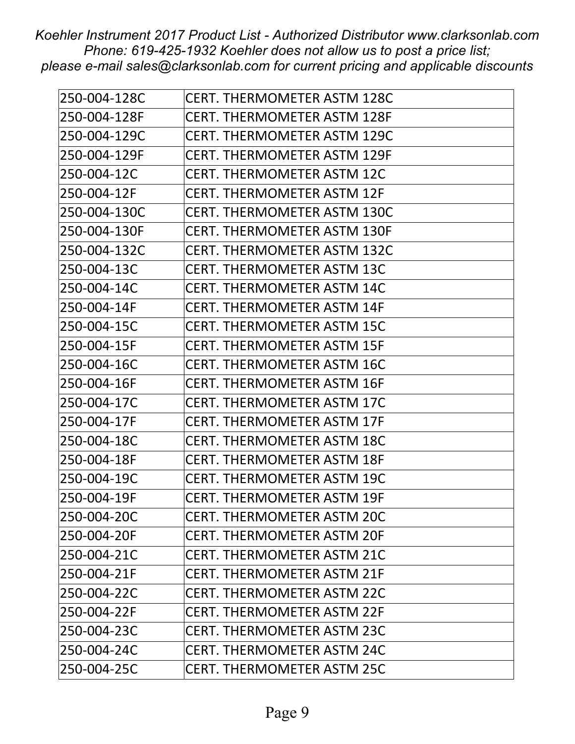| 250-004-128C | CERT. THERMOMETER ASTM 128C |
|---|---|
| 250-004-128F | CERT. THERMOMETER ASTM 128F |
| 250-004-129C | CERT. THERMOMETER ASTM 129C |
| 250-004-129F | CERT. THERMOMETER ASTM 129F |
| 250-004-12C | CERT. THERMOMETER ASTM 12C |
| 250-004-12F | CERT. THERMOMETER ASTM 12F |
| 250-004-130C | CERT. THERMOMETER ASTM 130C |
| 250-004-130F | CERT. THERMOMETER ASTM 130F |
| 250-004-132C | CERT. THERMOMETER ASTM 132C |
| 250-004-13C | CERT. THERMOMETER ASTM 13C |
| 250-004-14C | CERT. THERMOMETER ASTM 14C |
| 250-004-14F | CERT. THERMOMETER ASTM 14F |
| 250-004-15C | CERT. THERMOMETER ASTM 15C |
| 250-004-15F | CERT. THERMOMETER ASTM 15F |
| 250-004-16C | CERT. THERMOMETER ASTM 16C |
| 250-004-16F | CERT. THERMOMETER ASTM 16F |
| 250-004-17C | CERT. THERMOMETER ASTM 17C |
| 250-004-17F | CERT. THERMOMETER ASTM 17F |
| 250-004-18C | CERT. THERMOMETER ASTM 18C |
| 250-004-18F | CERT. THERMOMETER ASTM 18F |
| 250-004-19C | CERT. THERMOMETER ASTM 19C |
| 250-004-19F | CERT. THERMOMETER ASTM 19F |
| 250-004-20C | CERT. THERMOMETER ASTM 20C |
| 250-004-20F | CERT. THERMOMETER ASTM 20F |
| 250-004-21C | CERT. THERMOMETER ASTM 21C |
| 250-004-21F | CERT. THERMOMETER ASTM 21F |
| 250-004-22C | CERT. THERMOMETER ASTM 22C |
| 250-004-22F | CERT. THERMOMETER ASTM 22F |
| 250-004-23C | CERT. THERMOMETER ASTM 23C |
| 250-004-24C | CERT. THERMOMETER ASTM 24C |
| 250-004-25C | CERT. THERMOMETER ASTM 25C |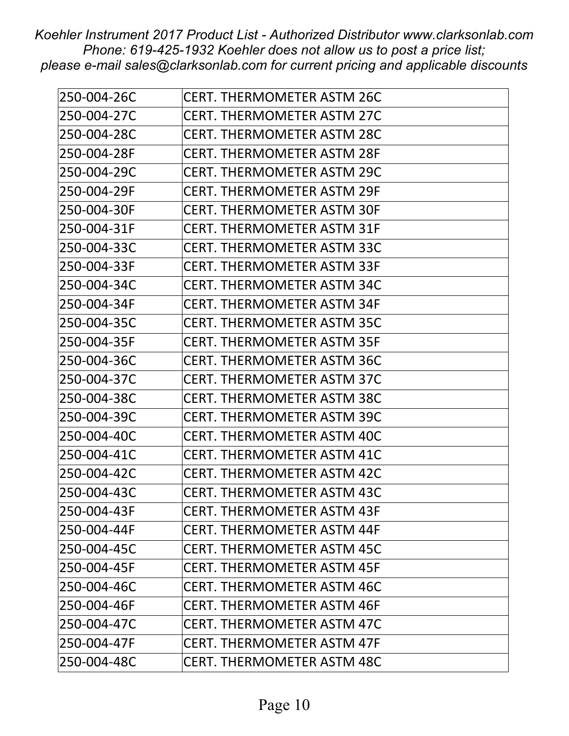| 250-004-26C | CERT. THERMOMETER ASTM 26C |
|---|---|
| 250-004-27C | CERT. THERMOMETER ASTM 27C |
| 250-004-28C | CERT. THERMOMETER ASTM 28C |
| 250-004-28F | CERT. THERMOMETER ASTM 28F |
| 250-004-29C | CERT. THERMOMETER ASTM 29C |
| 250-004-29F | CERT. THERMOMETER ASTM 29F |
| 250-004-30F | CERT. THERMOMETER ASTM 30F |
| 250-004-31F | CERT. THERMOMETER ASTM 31F |
| 250-004-33C | CERT. THERMOMETER ASTM 33C |
| 250-004-33F | CERT. THERMOMETER ASTM 33F |
| 250-004-34C | CERT. THERMOMETER ASTM 34C |
| 250-004-34F | CERT. THERMOMETER ASTM 34F |
| 250-004-35C | CERT. THERMOMETER ASTM 35C |
| 250-004-35F | CERT. THERMOMETER ASTM 35F |
| 250-004-36C | CERT. THERMOMETER ASTM 36C |
| 250-004-37C | CERT. THERMOMETER ASTM 37C |
| 250-004-38C | CERT. THERMOMETER ASTM 38C |
| 250-004-39C | CERT. THERMOMETER ASTM 39C |
| 250-004-40C | CERT. THERMOMETER ASTM 40C |
| 250-004-41C | CERT. THERMOMETER ASTM 41C |
| 250-004-42C | CERT. THERMOMETER ASTM 42C |
| 250-004-43C | CERT. THERMOMETER ASTM 43C |
| 250-004-43F | CERT. THERMOMETER ASTM 43F |
| 250-004-44F | CERT. THERMOMETER ASTM 44F |
| 250-004-45C | CERT. THERMOMETER ASTM 45C |
| 250-004-45F | CERT. THERMOMETER ASTM 45F |
| 250-004-46C | CERT. THERMOMETER ASTM 46C |
| 250-004-46F | CERT. THERMOMETER ASTM 46F |
| 250-004-47C | CERT. THERMOMETER ASTM 47C |
| 250-004-47F | CERT. THERMOMETER ASTM 47F |
| 250-004-48C | CERT. THERMOMETER ASTM 48C |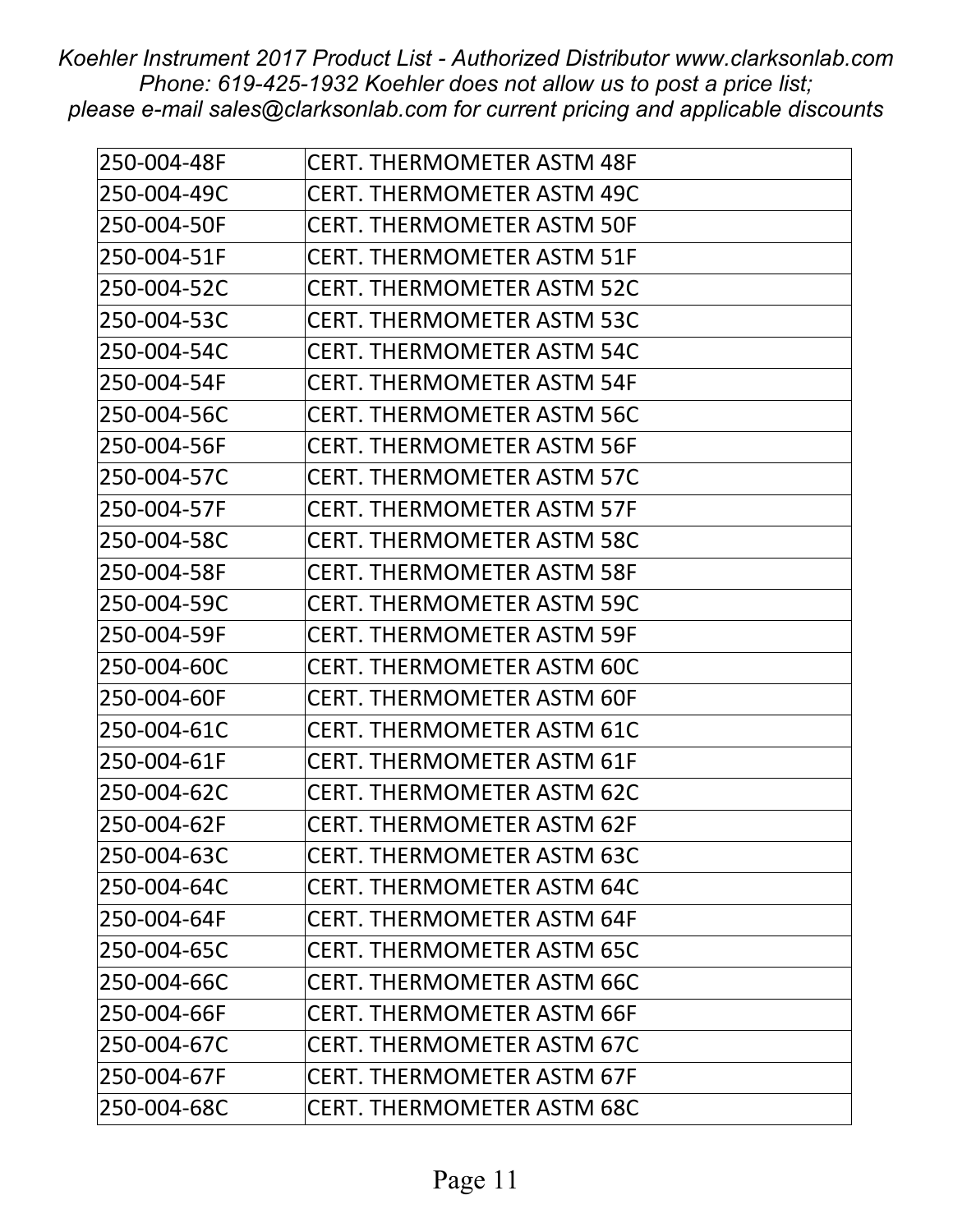| 250-004-48F | CERT. THERMOMETER ASTM 48F |
|---|---|
| 250-004-49C | CERT. THERMOMETER ASTM 49C |
| 250-004-50F | CERT. THERMOMETER ASTM 50F |
| 250-004-51F | CERT. THERMOMETER ASTM 51F |
| 250-004-52C | CERT. THERMOMETER ASTM 52C |
| 250-004-53C | CERT. THERMOMETER ASTM 53C |
| 250-004-54C | CERT. THERMOMETER ASTM 54C |
| 250-004-54F | CERT. THERMOMETER ASTM 54F |
| 250-004-56C | CERT. THERMOMETER ASTM 56C |
| 250-004-56F | CERT. THERMOMETER ASTM 56F |
| 250-004-57C | CERT. THERMOMETER ASTM 57C |
| 250-004-57F | CERT. THERMOMETER ASTM 57F |
| 250-004-58C | CERT. THERMOMETER ASTM 58C |
| 250-004-58F | CERT. THERMOMETER ASTM 58F |
| 250-004-59C | CERT. THERMOMETER ASTM 59C |
| 250-004-59F | CERT. THERMOMETER ASTM 59F |
| 250-004-60C | CERT. THERMOMETER ASTM 60C |
| 250-004-60F | CERT. THERMOMETER ASTM 60F |
| 250-004-61C | CERT. THERMOMETER ASTM 61C |
| 250-004-61F | CERT. THERMOMETER ASTM 61F |
| 250-004-62C | CERT. THERMOMETER ASTM 62C |
| 250-004-62F | CERT. THERMOMETER ASTM 62F |
| 250-004-63C | CERT. THERMOMETER ASTM 63C |
| 250-004-64C | CERT. THERMOMETER ASTM 64C |
| 250-004-64F | CERT. THERMOMETER ASTM 64F |
| 250-004-65C | CERT. THERMOMETER ASTM 65C |
| 250-004-66C | CERT. THERMOMETER ASTM 66C |
| 250-004-66F | CERT. THERMOMETER ASTM 66F |
| 250-004-67C | CERT. THERMOMETER ASTM 67C |
| 250-004-67F | CERT. THERMOMETER ASTM 67F |
| 250-004-68C | CERT. THERMOMETER ASTM 68C |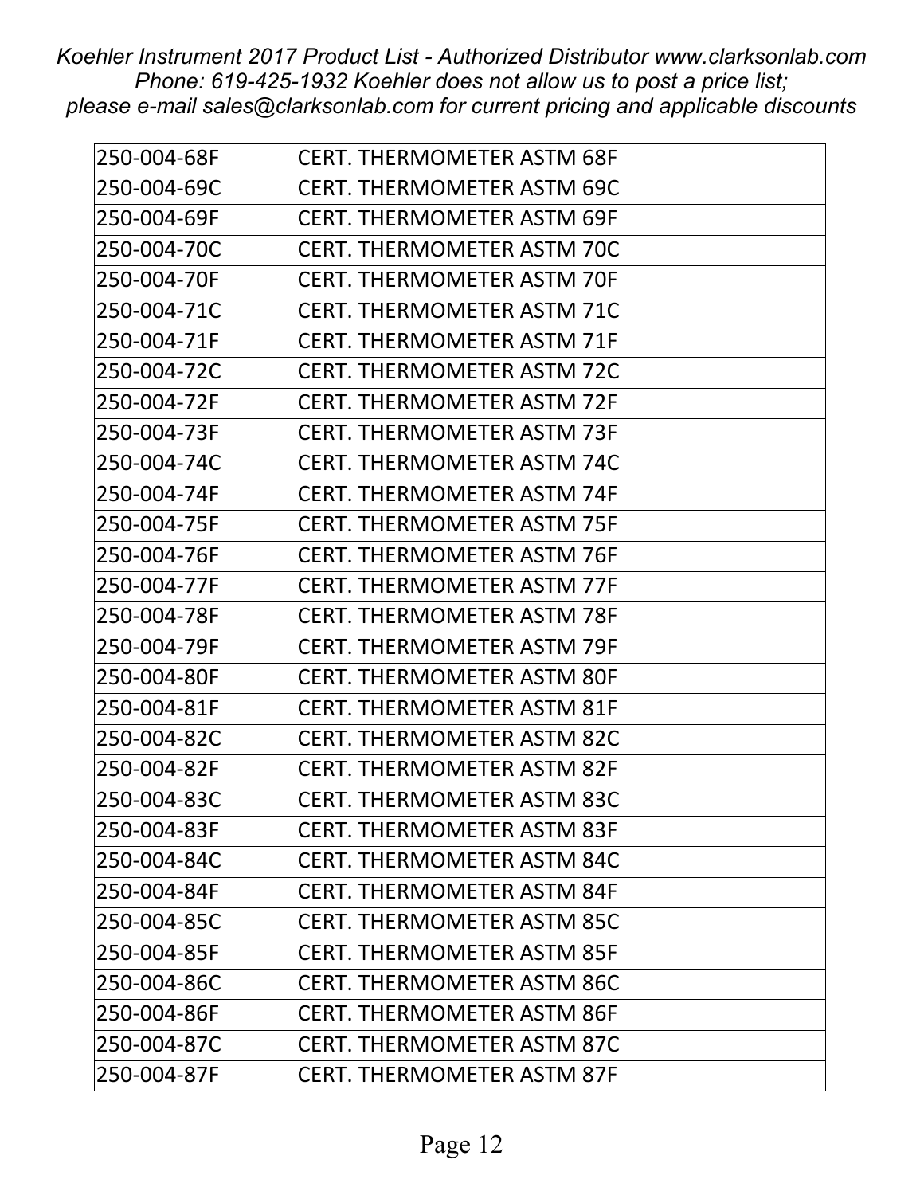| 250-004-68F | CERT. THERMOMETER ASTM 68F |
|---|---|
| 250-004-69C | CERT. THERMOMETER ASTM 69C |
| 250-004-69F | CERT. THERMOMETER ASTM 69F |
| 250-004-70C | CERT. THERMOMETER ASTM 70C |
| 250-004-70F | CERT. THERMOMETER ASTM 70F |
| 250-004-71C | CERT. THERMOMETER ASTM 71C |
| 250-004-71F | CERT. THERMOMETER ASTM 71F |
| 250-004-72C | CERT. THERMOMETER ASTM 72C |
| 250-004-72F | CERT. THERMOMETER ASTM 72F |
| 250-004-73F | CERT. THERMOMETER ASTM 73F |
| 250-004-74C | CERT. THERMOMETER ASTM 74C |
| 250-004-74F | CERT. THERMOMETER ASTM 74F |
| 250-004-75F | CERT. THERMOMETER ASTM 75F |
| 250-004-76F | CERT. THERMOMETER ASTM 76F |
| 250-004-77F | CERT. THERMOMETER ASTM 77F |
| 250-004-78F | CERT. THERMOMETER ASTM 78F |
| 250-004-79F | CERT. THERMOMETER ASTM 79F |
| 250-004-80F | CERT. THERMOMETER ASTM 80F |
| 250-004-81F | CERT. THERMOMETER ASTM 81F |
| 250-004-82C | CERT. THERMOMETER ASTM 82C |
| 250-004-82F | CERT. THERMOMETER ASTM 82F |
| 250-004-83C | CERT. THERMOMETER ASTM 83C |
| 250-004-83F | CERT. THERMOMETER ASTM 83F |
| 250-004-84C | CERT. THERMOMETER ASTM 84C |
| 250-004-84F | CERT. THERMOMETER ASTM 84F |
| 250-004-85C | CERT. THERMOMETER ASTM 85C |
| 250-004-85F | CERT. THERMOMETER ASTM 85F |
| 250-004-86C | CERT. THERMOMETER ASTM 86C |
| 250-004-86F | CERT. THERMOMETER ASTM 86F |
| 250-004-87C | CERT. THERMOMETER ASTM 87C |
| 250-004-87F | CERT. THERMOMETER ASTM 87F |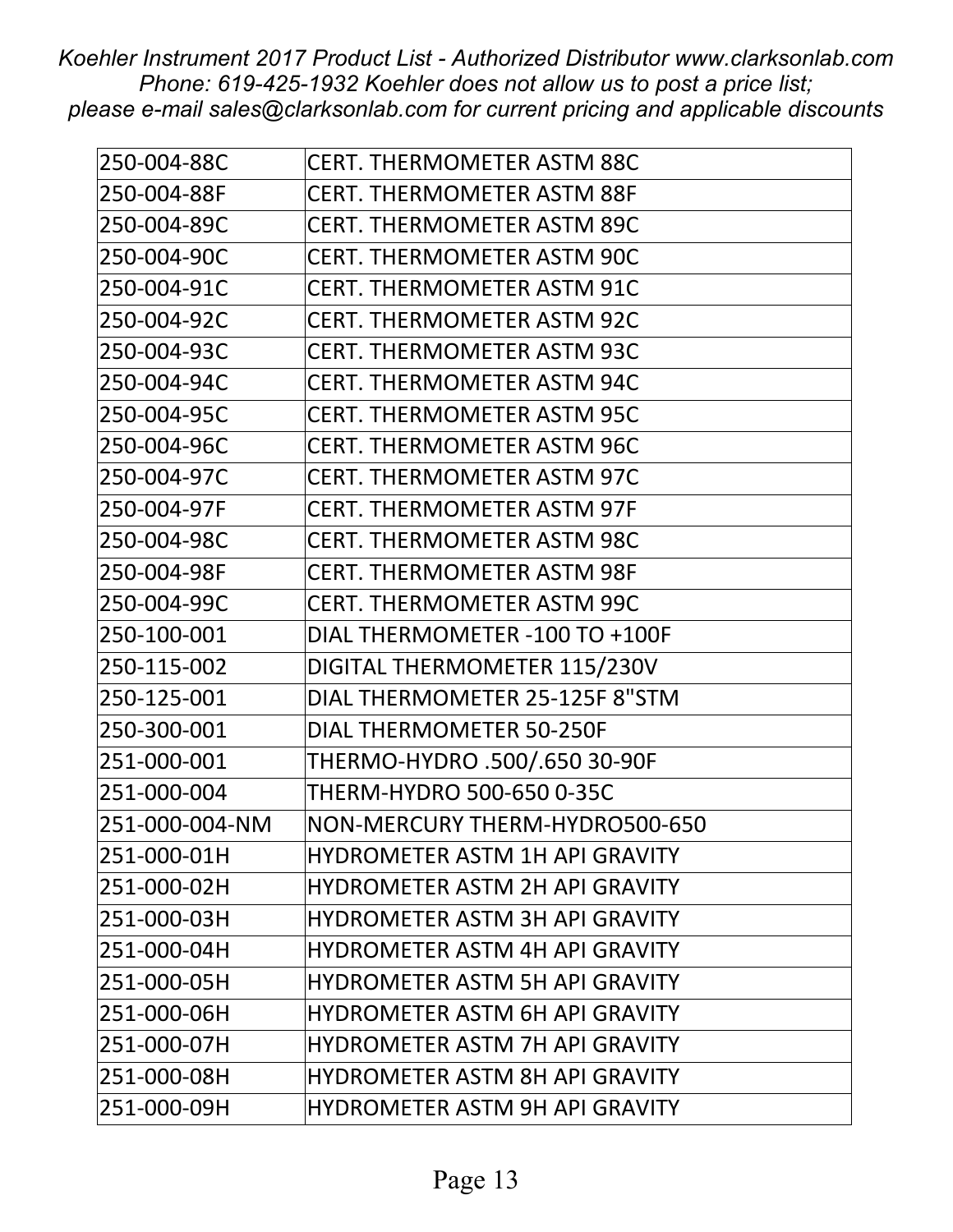| 250-004-88C | CERT. THERMOMETER ASTM 88C |
|---|---|
| 250-004-88F | CERT. THERMOMETER ASTM 88F |
| 250-004-89C | CERT. THERMOMETER ASTM 89C |
| 250-004-90C | CERT. THERMOMETER ASTM 90C |
| 250-004-91C | CERT. THERMOMETER ASTM 91C |
| 250-004-92C | CERT. THERMOMETER ASTM 92C |
| 250-004-93C | CERT. THERMOMETER ASTM 93C |
| 250-004-94C | CERT. THERMOMETER ASTM 94C |
| 250-004-95C | CERT. THERMOMETER ASTM 95C |
| 250-004-96C | CERT. THERMOMETER ASTM 96C |
| 250-004-97C | CERT. THERMOMETER ASTM 97C |
| 250-004-97F | CERT. THERMOMETER ASTM 97F |
| 250-004-98C | CERT. THERMOMETER ASTM 98C |
| 250-004-98F | CERT. THERMOMETER ASTM 98F |
| 250-004-99C | CERT. THERMOMETER ASTM 99C |
| 250-100-001 | DIAL THERMOMETER -100 TO +100F |
| 250-115-002 | DIGITAL THERMOMETER 115/230V |
| 250-125-001 | DIAL THERMOMETER 25-125F 8"STM |
| 250-300-001 | DIAL THERMOMETER 50-250F |
| 251-000-001 | THERMO-HYDRO .500/.650 30-90F |
| 251-000-004 | THERM-HYDRO 500-650 0-35C |
| 251-000-004-NM | NON-MERCURY THERM-HYDRO500-650 |
| 251-000-01H | HYDROMETER ASTM 1H API GRAVITY |
| 251-000-02H | HYDROMETER ASTM 2H API GRAVITY |
| 251-000-03H | HYDROMETER ASTM 3H API GRAVITY |
| 251-000-04H | HYDROMETER ASTM 4H API GRAVITY |
| 251-000-05H | HYDROMETER ASTM 5H API GRAVITY |
| 251-000-06H | HYDROMETER ASTM 6H API GRAVITY |
| 251-000-07H | HYDROMETER ASTM 7H API GRAVITY |
| 251-000-08H | HYDROMETER ASTM 8H API GRAVITY |
| 251-000-09H | HYDROMETER ASTM 9H API GRAVITY |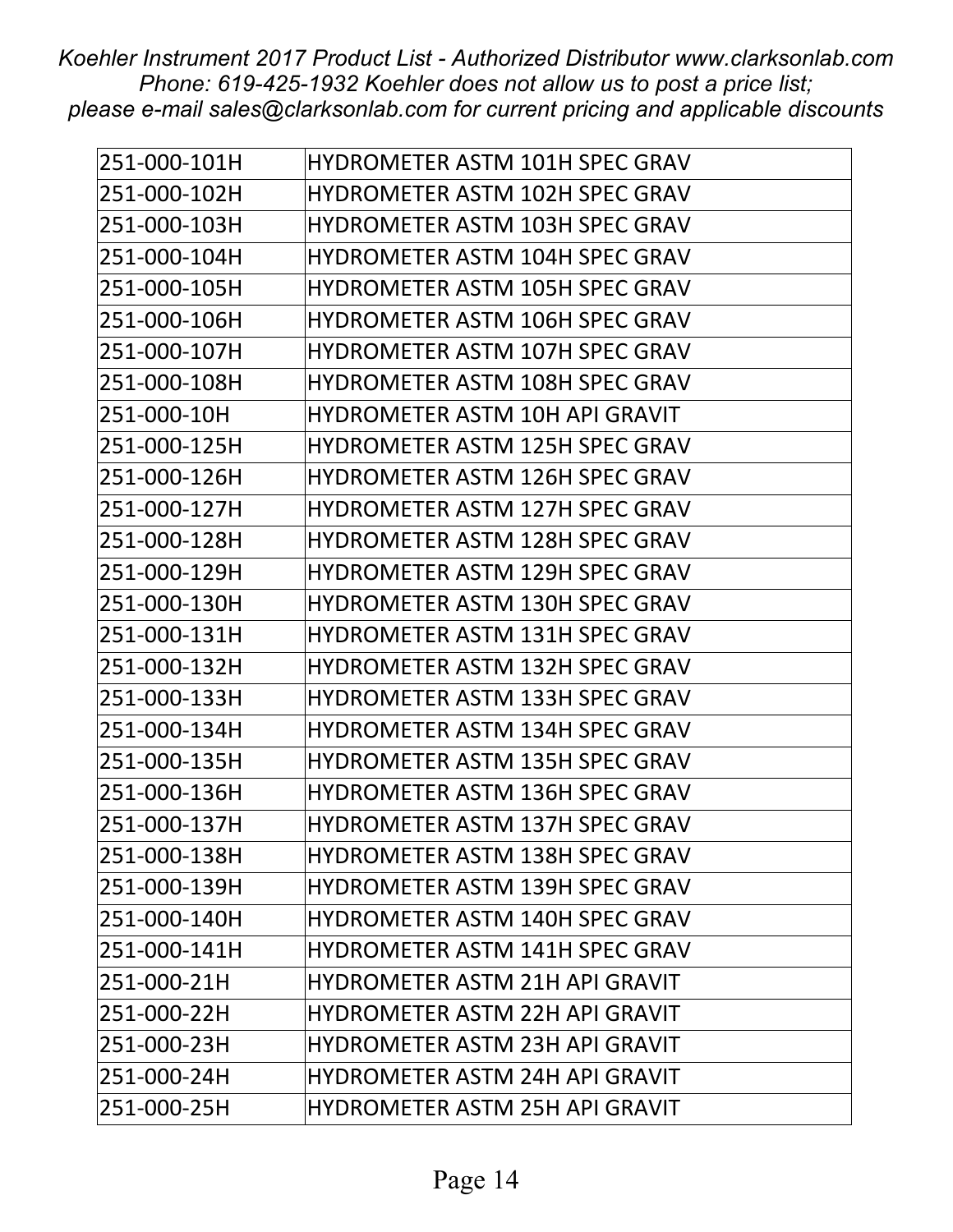| 251-000-101H | HYDROMETER ASTM 101H SPEC GRAV |
|---|---|
| 251-000-102H | HYDROMETER ASTM 102H SPEC GRAV |
| 251-000-103H | HYDROMETER ASTM 103H SPEC GRAV |
| 251-000-104H | HYDROMETER ASTM 104H SPEC GRAV |
| 251-000-105H | HYDROMETER ASTM 105H SPEC GRAV |
| 251-000-106H | HYDROMETER ASTM 106H SPEC GRAV |
| 251-000-107H | HYDROMETER ASTM 107H SPEC GRAV |
| 251-000-108H | HYDROMETER ASTM 108H SPEC GRAV |
| 251-000-10H | HYDROMETER ASTM 10H API GRAVIT |
| 251-000-125H | HYDROMETER ASTM 125H SPEC GRAV |
| 251-000-126H | HYDROMETER ASTM 126H SPEC GRAV |
| 251-000-127H | HYDROMETER ASTM 127H SPEC GRAV |
| 251-000-128H | HYDROMETER ASTM 128H SPEC GRAV |
| 251-000-129H | HYDROMETER ASTM 129H SPEC GRAV |
| 251-000-130H | HYDROMETER ASTM 130H SPEC GRAV |
| 251-000-131H | HYDROMETER ASTM 131H SPEC GRAV |
| 251-000-132H | HYDROMETER ASTM 132H SPEC GRAV |
| 251-000-133H | HYDROMETER ASTM 133H SPEC GRAV |
| 251-000-134H | HYDROMETER ASTM 134H SPEC GRAV |
| 251-000-135H | HYDROMETER ASTM 135H SPEC GRAV |
| 251-000-136H | HYDROMETER ASTM 136H SPEC GRAV |
| 251-000-137H | HYDROMETER ASTM 137H SPEC GRAV |
| 251-000-138H | HYDROMETER ASTM 138H SPEC GRAV |
| 251-000-139H | HYDROMETER ASTM 139H SPEC GRAV |
| 251-000-140H | HYDROMETER ASTM 140H SPEC GRAV |
| 251-000-141H | HYDROMETER ASTM 141H SPEC GRAV |
| 251-000-21H | HYDROMETER ASTM 21H API GRAVIT |
| 251-000-22H | HYDROMETER ASTM 22H API GRAVIT |
| 251-000-23H | HYDROMETER ASTM 23H API GRAVIT |
| 251-000-24H | HYDROMETER ASTM 24H API GRAVIT |
| 251-000-25H | HYDROMETER ASTM 25H API GRAVIT |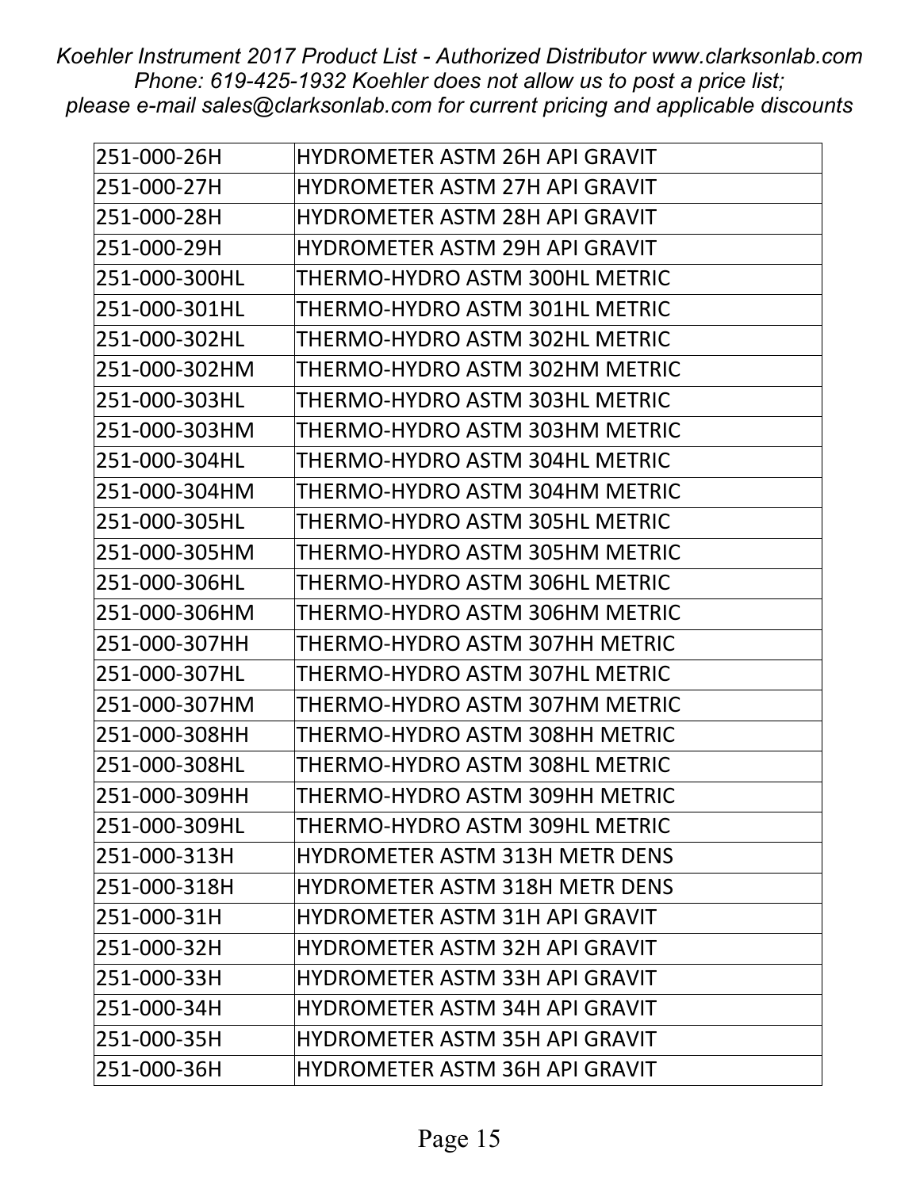*Koehler Instrument 2017 Product List - Authorized Distributor www.clarksonlab.com Phone: 619-425-1932 Koehler does not allow us to post a price list; please e-mail sales@clarksonlab.com for current pricing and applicable discounts*

| | |
|---|---|
| 251-000-26H | HYDROMETER ASTM 26H API GRAVIT |
| 251-000-27H | HYDROMETER ASTM 27H API GRAVIT |
| 251-000-28H | HYDROMETER ASTM 28H API GRAVIT |
| 251-000-29H | HYDROMETER ASTM 29H API GRAVIT |
| 251-000-300HL | THERMO-HYDRO ASTM 300HL METRIC |
| 251-000-301HL | THERMO-HYDRO ASTM 301HL METRIC |
| 251-000-302HL | THERMO-HYDRO ASTM 302HL METRIC |
| 251-000-302HM | THERMO-HYDRO ASTM 302HM METRIC |
| 251-000-303HL | THERMO-HYDRO ASTM 303HL METRIC |
| 251-000-303HM | THERMO-HYDRO ASTM 303HM METRIC |
| 251-000-304HL | THERMO-HYDRO ASTM 304HL METRIC |
| 251-000-304HM | THERMO-HYDRO ASTM 304HM METRIC |
| 251-000-305HL | THERMO-HYDRO ASTM 305HL METRIC |
| 251-000-305HM | THERMO-HYDRO ASTM 305HM METRIC |
| 251-000-306HL | THERMO-HYDRO ASTM 306HL METRIC |
| 251-000-306HM | THERMO-HYDRO ASTM 306HM METRIC |
| 251-000-307HH | THERMO-HYDRO ASTM 307HH METRIC |
| 251-000-307HL | THERMO-HYDRO ASTM 307HL METRIC |
| 251-000-307HM | THERMO-HYDRO ASTM 307HM METRIC |
| 251-000-308HH | THERMO-HYDRO ASTM 308HH METRIC |
| 251-000-308HL | THERMO-HYDRO ASTM 308HL METRIC |
| 251-000-309HH | THERMO-HYDRO ASTM 309HH METRIC |
| 251-000-309HL | THERMO-HYDRO ASTM 309HL METRIC |
| 251-000-313H | HYDROMETER ASTM 313H METR DENS |
| 251-000-318H | HYDROMETER ASTM 318H METR DENS |
| 251-000-31H | HYDROMETER ASTM 31H API GRAVIT |
| 251-000-32H | HYDROMETER ASTM 32H API GRAVIT |
| 251-000-33H | HYDROMETER ASTM 33H API GRAVIT |
| 251-000-34H | HYDROMETER ASTM 34H API GRAVIT |
| 251-000-35H | HYDROMETER ASTM 35H API GRAVIT |
| 251-000-36H | HYDROMETER ASTM 36H API GRAVIT |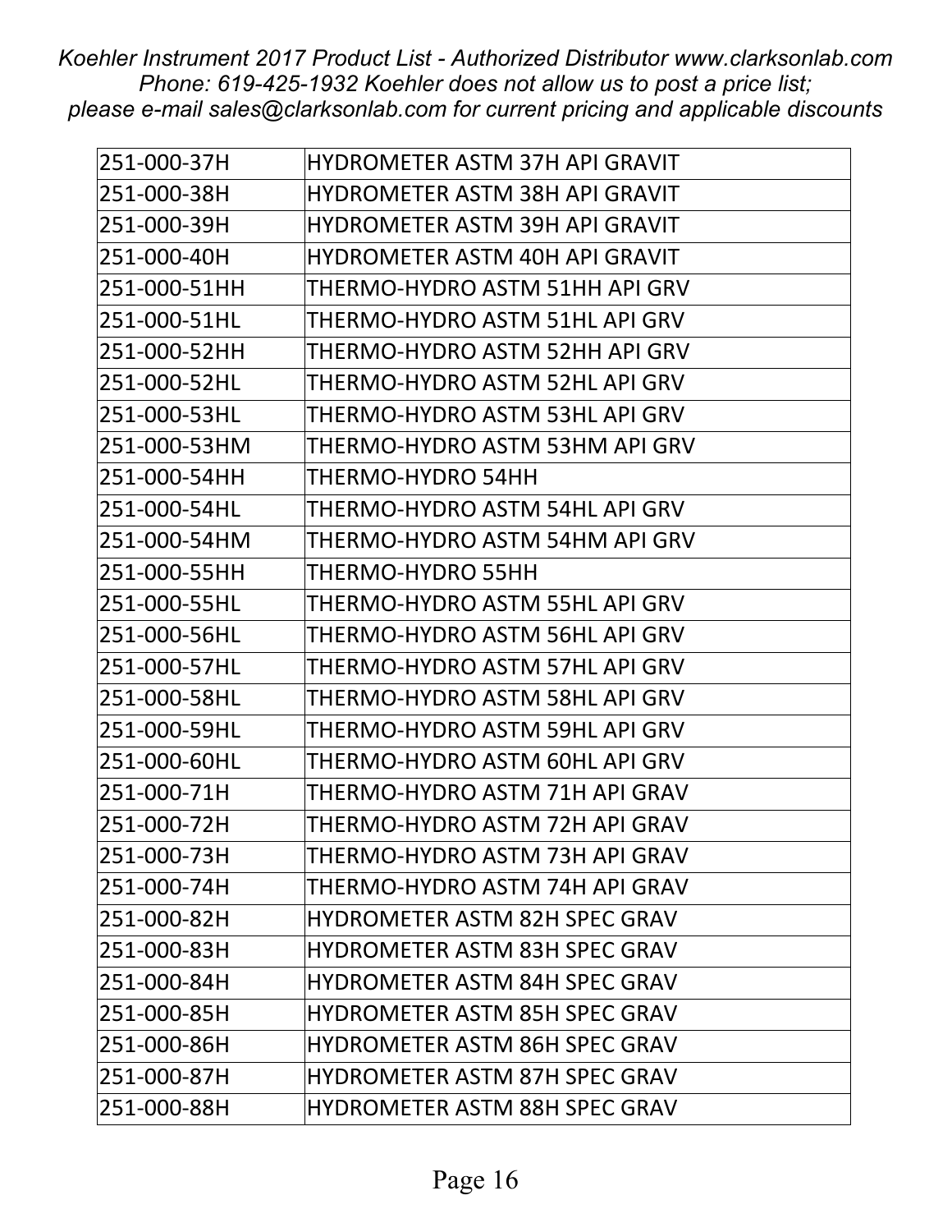| 251-000-37H | HYDROMETER ASTM 37H API GRAVIT |
|---|---|
| 251-000-38H | HYDROMETER ASTM 38H API GRAVIT |
| 251-000-39H | HYDROMETER ASTM 39H API GRAVIT |
| 251-000-40H | HYDROMETER ASTM 40H API GRAVIT |
| 251-000-51HH | THERMO-HYDRO ASTM 51HH API GRV |
| 251-000-51HL | THERMO-HYDRO ASTM 51HL API GRV |
| 251-000-52HH | THERMO-HYDRO ASTM 52HH API GRV |
| 251-000-52HL | THERMO-HYDRO ASTM 52HL API GRV |
| 251-000-53HL | THERMO-HYDRO ASTM 53HL API GRV |
| 251-000-53HM | THERMO-HYDRO ASTM 53HM API GRV |
| 251-000-54HH | THERMO-HYDRO 54HH |
| 251-000-54HL | THERMO-HYDRO ASTM 54HL API GRV |
| 251-000-54HM | THERMO-HYDRO ASTM 54HM API GRV |
| 251-000-55HH | THERMO-HYDRO 55HH |
| 251-000-55HL | THERMO-HYDRO ASTM 55HL API GRV |
| 251-000-56HL | THERMO-HYDRO ASTM 56HL API GRV |
| 251-000-57HL | THERMO-HYDRO ASTM 57HL API GRV |
| 251-000-58HL | THERMO-HYDRO ASTM 58HL API GRV |
| 251-000-59HL | THERMO-HYDRO ASTM 59HL API GRV |
| 251-000-60HL | THERMO-HYDRO ASTM 60HL API GRV |
| 251-000-71H | THERMO-HYDRO ASTM 71H API GRAV |
| 251-000-72H | THERMO-HYDRO ASTM 72H API GRAV |
| 251-000-73H | THERMO-HYDRO ASTM 73H API GRAV |
| 251-000-74H | THERMO-HYDRO ASTM 74H API GRAV |
| 251-000-82H | HYDROMETER ASTM 82H SPEC GRAV |
| 251-000-83H | HYDROMETER ASTM 83H SPEC GRAV |
| 251-000-84H | HYDROMETER ASTM 84H SPEC GRAV |
| 251-000-85H | HYDROMETER ASTM 85H SPEC GRAV |
| 251-000-86H | HYDROMETER ASTM 86H SPEC GRAV |
| 251-000-87H | HYDROMETER ASTM 87H SPEC GRAV |
| 251-000-88H | HYDROMETER ASTM 88H SPEC GRAV |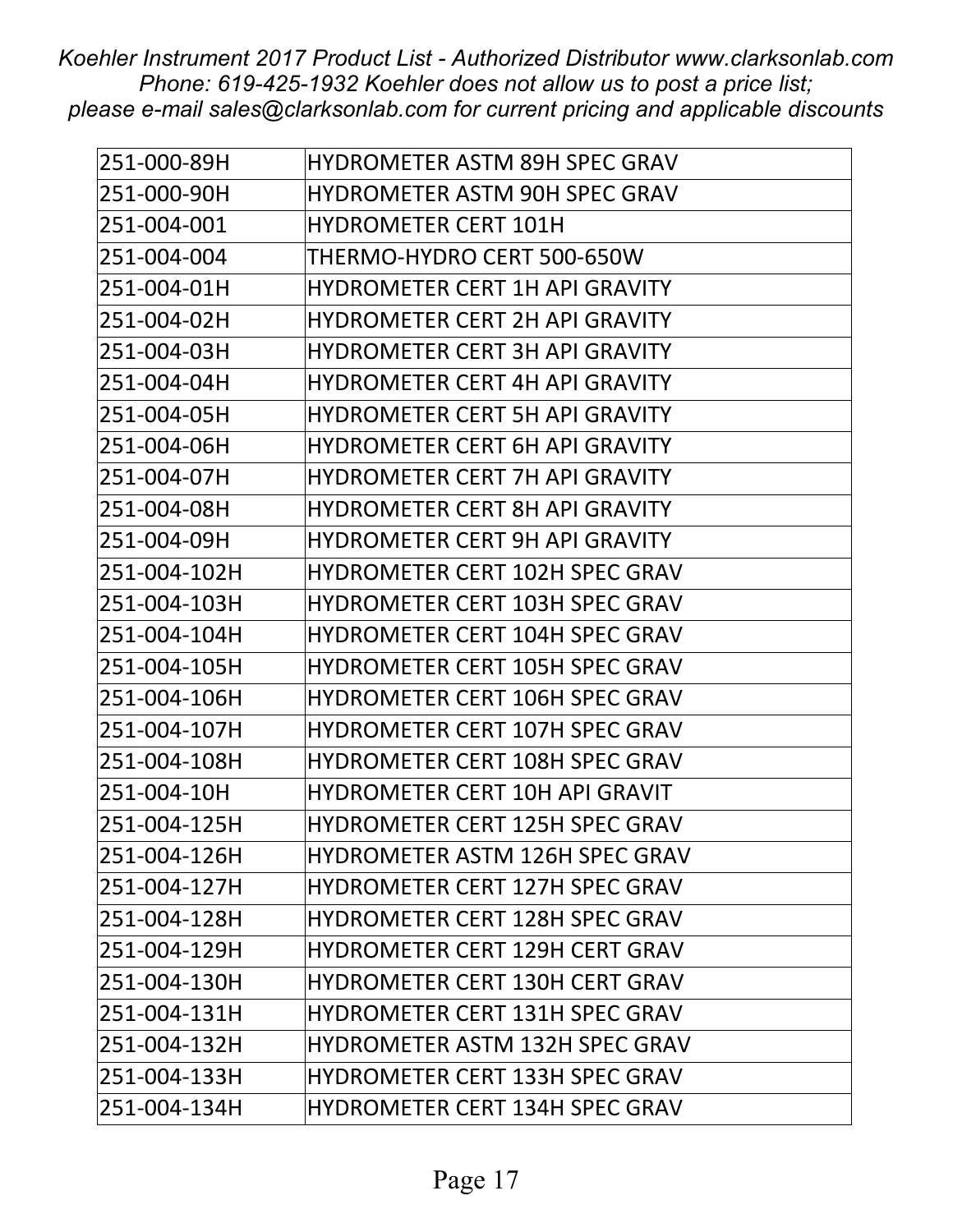| 251-000-89H | HYDROMETER ASTM 89H SPEC GRAV |
|---|---|
| 251-000-90H | HYDROMETER ASTM 90H SPEC GRAV |
| 251-004-001 | HYDROMETER CERT 101H |
| 251-004-004 | THERMO-HYDRO CERT 500-650W |
| 251-004-01H | HYDROMETER CERT 1H API GRAVITY |
| 251-004-02H | HYDROMETER CERT 2H API GRAVITY |
| 251-004-03H | HYDROMETER CERT 3H API GRAVITY |
| 251-004-04H | HYDROMETER CERT 4H API GRAVITY |
| 251-004-05H | HYDROMETER CERT 5H API GRAVITY |
| 251-004-06H | HYDROMETER CERT 6H API GRAVITY |
| 251-004-07H | HYDROMETER CERT 7H API GRAVITY |
| 251-004-08H | HYDROMETER CERT 8H API GRAVITY |
| 251-004-09H | HYDROMETER CERT 9H API GRAVITY |
| 251-004-102H | HYDROMETER CERT 102H SPEC GRAV |
| 251-004-103H | HYDROMETER CERT 103H SPEC GRAV |
| 251-004-104H | HYDROMETER CERT 104H SPEC GRAV |
| 251-004-105H | HYDROMETER CERT 105H SPEC GRAV |
| 251-004-106H | HYDROMETER CERT 106H SPEC GRAV |
| 251-004-107H | HYDROMETER CERT 107H SPEC GRAV |
| 251-004-108H | HYDROMETER CERT 108H SPEC GRAV |
| 251-004-10H | HYDROMETER CERT 10H API GRAVIT |
| 251-004-125H | HYDROMETER CERT 125H SPEC GRAV |
| 251-004-126H | HYDROMETER ASTM 126H SPEC GRAV |
| 251-004-127H | HYDROMETER CERT 127H SPEC GRAV |
| 251-004-128H | HYDROMETER CERT 128H SPEC GRAV |
| 251-004-129H | HYDROMETER CERT 129H CERT GRAV |
| 251-004-130H | HYDROMETER CERT 130H CERT GRAV |
| 251-004-131H | HYDROMETER CERT 131H SPEC GRAV |
| 251-004-132H | HYDROMETER ASTM 132H SPEC GRAV |
| 251-004-133H | HYDROMETER CERT 133H SPEC GRAV |
| 251-004-134H | HYDROMETER CERT 134H SPEC GRAV |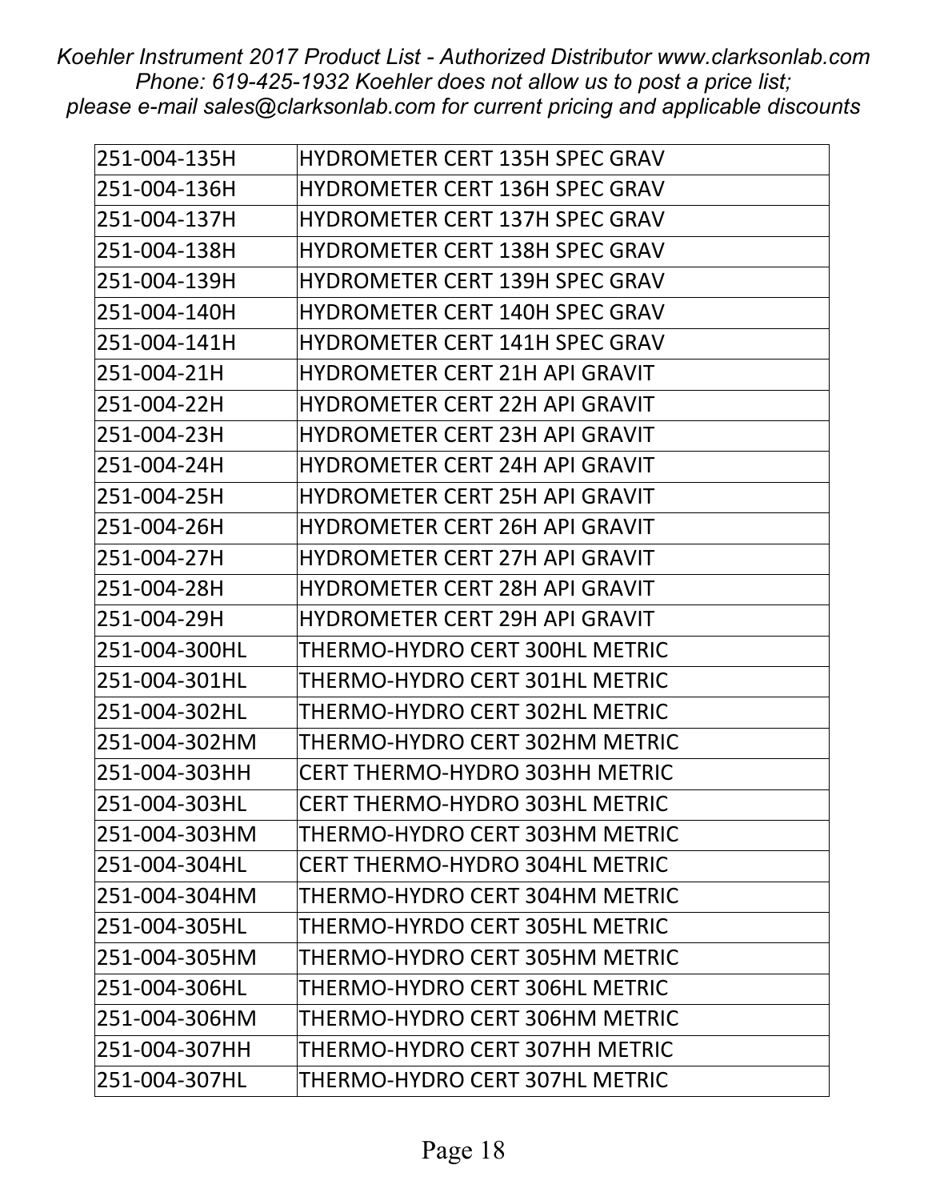| 251-004-135H | HYDROMETER CERT 135H SPEC GRAV |
|---|---|
| 251-004-136H | HYDROMETER CERT 136H SPEC GRAV |
| 251-004-137H | HYDROMETER CERT 137H SPEC GRAV |
| 251-004-138H | HYDROMETER CERT 138H SPEC GRAV |
| 251-004-139H | HYDROMETER CERT 139H SPEC GRAV |
| 251-004-140H | HYDROMETER CERT 140H SPEC GRAV |
| 251-004-141H | HYDROMETER CERT 141H SPEC GRAV |
| 251-004-21H | HYDROMETER CERT 21H API GRAVIT |
| 251-004-22H | HYDROMETER CERT 22H API GRAVIT |
| 251-004-23H | HYDROMETER CERT 23H API GRAVIT |
| 251-004-24H | HYDROMETER CERT 24H API GRAVIT |
| 251-004-25H | HYDROMETER CERT 25H API GRAVIT |
| 251-004-26H | HYDROMETER CERT 26H API GRAVIT |
| 251-004-27H | HYDROMETER CERT 27H API GRAVIT |
| 251-004-28H | HYDROMETER CERT 28H API GRAVIT |
| 251-004-29H | HYDROMETER CERT 29H API GRAVIT |
| 251-004-300HL | THERMO-HYDRO CERT 300HL METRIC |
| 251-004-301HL | THERMO-HYDRO CERT 301HL METRIC |
| 251-004-302HL | THERMO-HYDRO CERT 302HL METRIC |
| 251-004-302HM | THERMO-HYDRO CERT 302HM METRIC |
| 251-004-303HH | CERT THERMO-HYDRO 303HH METRIC |
| 251-004-303HL | CERT THERMO-HYDRO 303HL METRIC |
| 251-004-303HM | THERMO-HYDRO CERT 303HM METRIC |
| 251-004-304HL | CERT THERMO-HYDRO 304HL METRIC |
| 251-004-304HM | THERMO-HYDRO CERT 304HM METRIC |
| 251-004-305HL | THERMO-HYRDO CERT 305HL METRIC |
| 251-004-305HM | THERMO-HYDRO CERT 305HM METRIC |
| 251-004-306HL | THERMO-HYDRO CERT 306HL METRIC |
| 251-004-306HM | THERMO-HYDRO CERT 306HM METRIC |
| 251-004-307HH | THERMO-HYDRO CERT 307HH METRIC |
| 251-004-307HL | THERMO-HYDRO CERT 307HL METRIC |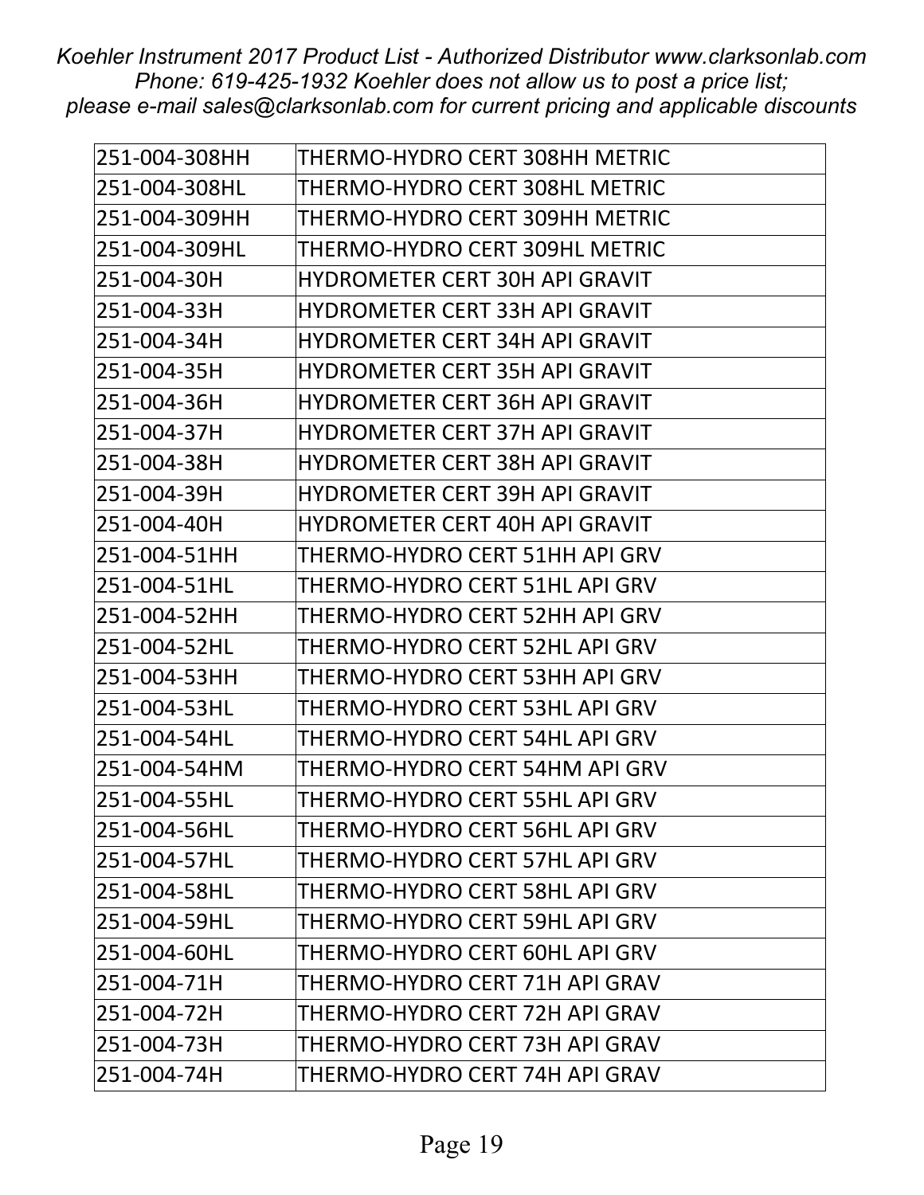| 251-004-308HH | THERMO-HYDRO CERT 308HH METRIC |
|---|---|
| 251-004-308HL | THERMO-HYDRO CERT 308HL METRIC |
| 251-004-309HH | THERMO-HYDRO CERT 309HH METRIC |
| 251-004-309HL | THERMO-HYDRO CERT 309HL METRIC |
| 251-004-30H | HYDROMETER CERT 30H API GRAVIT |
| 251-004-33H | HYDROMETER CERT 33H API GRAVIT |
| 251-004-34H | HYDROMETER CERT 34H API GRAVIT |
| 251-004-35H | HYDROMETER CERT 35H API GRAVIT |
| 251-004-36H | HYDROMETER CERT 36H API GRAVIT |
| 251-004-37H | HYDROMETER CERT 37H API GRAVIT |
| 251-004-38H | HYDROMETER CERT 38H API GRAVIT |
| 251-004-39H | HYDROMETER CERT 39H API GRAVIT |
| 251-004-40H | HYDROMETER CERT 40H API GRAVIT |
| 251-004-51HH | THERMO-HYDRO CERT 51HH API GRV |
| 251-004-51HL | THERMO-HYDRO CERT 51HL API GRV |
| 251-004-52HH | THERMO-HYDRO CERT 52HH API GRV |
| 251-004-52HL | THERMO-HYDRO CERT 52HL API GRV |
| 251-004-53HH | THERMO-HYDRO CERT 53HH API GRV |
| 251-004-53HL | THERMO-HYDRO CERT 53HL API GRV |
| 251-004-54HL | THERMO-HYDRO CERT 54HL API GRV |
| 251-004-54HM | THERMO-HYDRO CERT 54HM API GRV |
| 251-004-55HL | THERMO-HYDRO CERT 55HL API GRV |
| 251-004-56HL | THERMO-HYDRO CERT 56HL API GRV |
| 251-004-57HL | THERMO-HYDRO CERT 57HL API GRV |
| 251-004-58HL | THERMO-HYDRO CERT 58HL API GRV |
| 251-004-59HL | THERMO-HYDRO CERT 59HL API GRV |
| 251-004-60HL | THERMO-HYDRO CERT 60HL API GRV |
| 251-004-71H | THERMO-HYDRO CERT 71H API GRAV |
| 251-004-72H | THERMO-HYDRO CERT 72H API GRAV |
| 251-004-73H | THERMO-HYDRO CERT 73H API GRAV |
| 251-004-74H | THERMO-HYDRO CERT 74H API GRAV |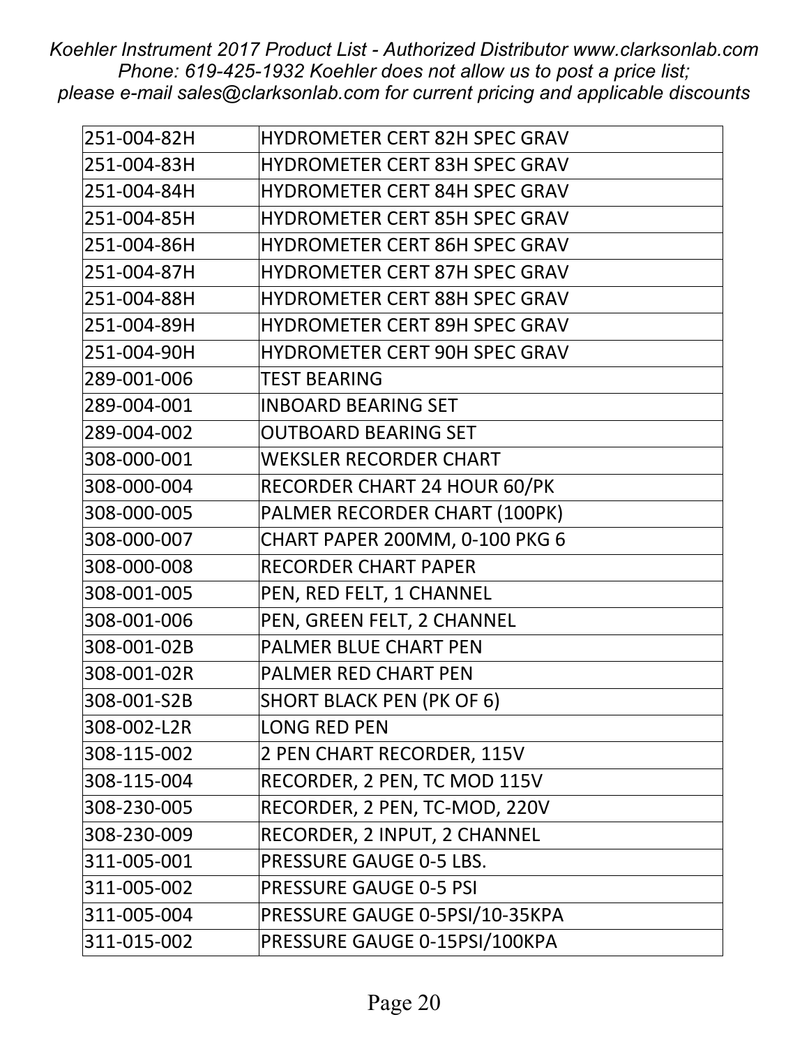*Koehler Instrument 2017 Product List - Authorized Distributor www.clarksonlab.com*
*Phone: 619-425-1932 Koehler does not allow us to post a price list;*
*please e-mail sales@clarksonlab.com for current pricing and applicable discounts*

| | |
|---|---|
| 251-004-82H | HYDROMETER CERT 82H SPEC GRAV |
| 251-004-83H | HYDROMETER CERT 83H SPEC GRAV |
| 251-004-84H | HYDROMETER CERT 84H SPEC GRAV |
| 251-004-85H | HYDROMETER CERT 85H SPEC GRAV |
| 251-004-86H | HYDROMETER CERT 86H SPEC GRAV |
| 251-004-87H | HYDROMETER CERT 87H SPEC GRAV |
| 251-004-88H | HYDROMETER CERT 88H SPEC GRAV |
| 251-004-89H | HYDROMETER CERT 89H SPEC GRAV |
| 251-004-90H | HYDROMETER CERT 90H SPEC GRAV |
| 289-001-006 | TEST BEARING |
| 289-004-001 | INBOARD BEARING SET |
| 289-004-002 | OUTBOARD BEARING SET |
| 308-000-001 | WEKSLER RECORDER CHART |
| 308-000-004 | RECORDER CHART 24 HOUR 60/PK |
| 308-000-005 | PALMER RECORDER CHART (100PK) |
| 308-000-007 | CHART PAPER 200MM, 0-100 PKG 6 |
| 308-000-008 | RECORDER CHART PAPER |
| 308-001-005 | PEN, RED FELT, 1 CHANNEL |
| 308-001-006 | PEN, GREEN FELT, 2 CHANNEL |
| 308-001-02B | PALMER BLUE CHART PEN |
| 308-001-02R | PALMER RED CHART PEN |
| 308-001-S2B | SHORT BLACK PEN (PK OF 6) |
| 308-002-L2R | LONG RED PEN |
| 308-115-002 | 2 PEN CHART RECORDER, 115V |
| 308-115-004 | RECORDER, 2 PEN, TC MOD 115V |
| 308-230-005 | RECORDER, 2 PEN, TC-MOD, 220V |
| 308-230-009 | RECORDER, 2 INPUT, 2 CHANNEL |
| 311-005-001 | PRESSURE GAUGE 0-5 LBS. |
| 311-005-002 | PRESSURE GAUGE 0-5 PSI |
| 311-005-004 | PRESSURE GAUGE 0-5PSI/10-35KPA |
| 311-015-002 | PRESSURE GAUGE 0-15PSI/100KPA |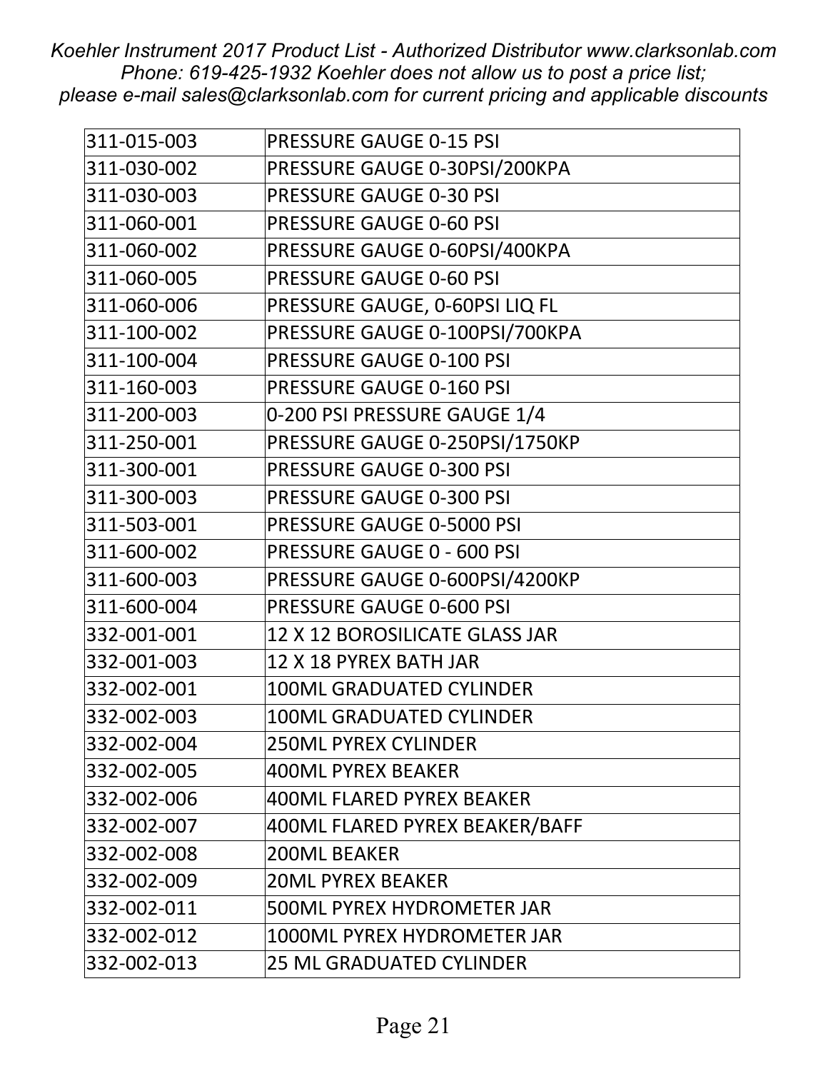| 311-015-003 | PRESSURE GAUGE 0-15 PSI |
|---|---|
| 311-030-002 | PRESSURE GAUGE 0-30PSI/200KPA |
| 311-030-003 | PRESSURE GAUGE 0-30 PSI |
| 311-060-001 | PRESSURE GAUGE 0-60 PSI |
| 311-060-002 | PRESSURE GAUGE 0-60PSI/400KPA |
| 311-060-005 | PRESSURE GAUGE 0-60 PSI |
| 311-060-006 | PRESSURE GAUGE, 0-60PSI LIQ FL |
| 311-100-002 | PRESSURE GAUGE 0-100PSI/700KPA |
| 311-100-004 | PRESSURE GAUGE 0-100 PSI |
| 311-160-003 | PRESSURE GAUGE 0-160 PSI |
| 311-200-003 | 0-200 PSI PRESSURE GAUGE 1/4 |
| 311-250-001 | PRESSURE GAUGE 0-250PSI/1750KP |
| 311-300-001 | PRESSURE GAUGE 0-300 PSI |
| 311-300-003 | PRESSURE GAUGE 0-300 PSI |
| 311-503-001 | PRESSURE GAUGE 0-5000 PSI |
| 311-600-002 | PRESSURE GAUGE 0 - 600 PSI |
| 311-600-003 | PRESSURE GAUGE 0-600PSI/4200KP |
| 311-600-004 | PRESSURE GAUGE 0-600 PSI |
| 332-001-001 | 12 X 12 BOROSILICATE GLASS JAR |
| 332-001-003 | 12 X 18 PYREX BATH JAR |
| 332-002-001 | 100ML GRADUATED CYLINDER |
| 332-002-003 | 100ML GRADUATED CYLINDER |
| 332-002-004 | 250ML PYREX CYLINDER |
| 332-002-005 | 400ML PYREX BEAKER |
| 332-002-006 | 400ML FLARED PYREX BEAKER |
| 332-002-007 | 400ML FLARED PYREX BEAKER/BAFF |
| 332-002-008 | 200ML BEAKER |
| 332-002-009 | 20ML PYREX BEAKER |
| 332-002-011 | 500ML PYREX HYDROMETER JAR |
| 332-002-012 | 1000ML PYREX HYDROMETER JAR |
| 332-002-013 | 25 ML GRADUATED CYLINDER |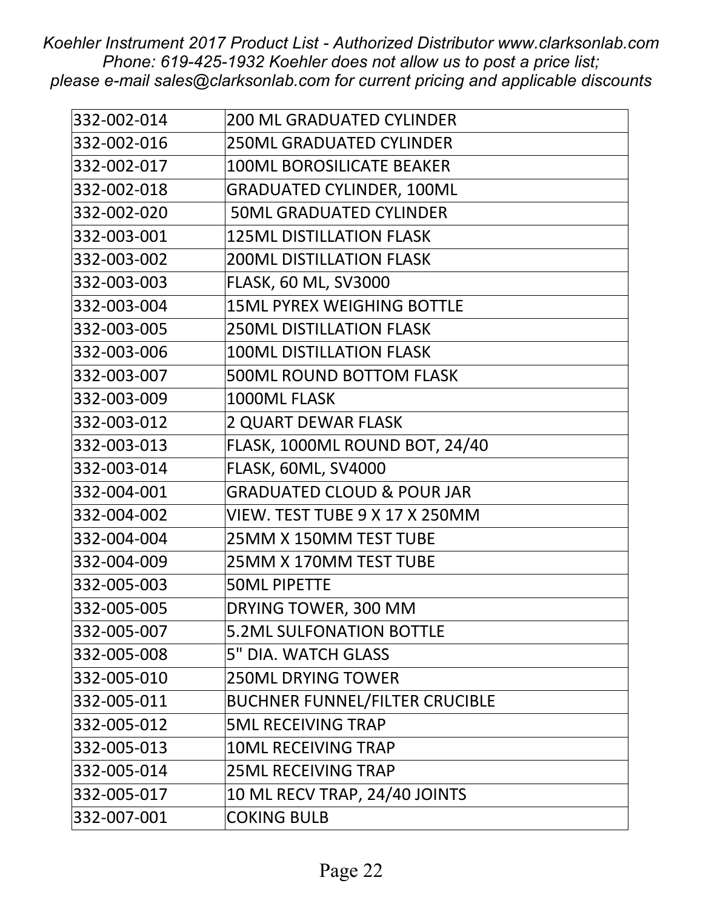| 332-002-014 | 200 ML GRADUATED CYLINDER |
|---|---|
| 332-002-016 | 250ML GRADUATED CYLINDER |
| 332-002-017 | 100ML BOROSILICATE BEAKER |
| 332-002-018 | GRADUATED CYLINDER, 100ML |
| 332-002-020 | 50ML GRADUATED CYLINDER |
| 332-003-001 | 125ML DISTILLATION FLASK |
| 332-003-002 | 200ML DISTILLATION FLASK |
| 332-003-003 | FLASK, 60 ML, SV3000 |
| 332-003-004 | 15ML PYREX WEIGHING BOTTLE |
| 332-003-005 | 250ML DISTILLATION FLASK |
| 332-003-006 | 100ML DISTILLATION FLASK |
| 332-003-007 | 500ML ROUND BOTTOM FLASK |
| 332-003-009 | 1000ML FLASK |
| 332-003-012 | 2 QUART DEWAR FLASK |
| 332-003-013 | FLASK, 1000ML ROUND BOT, 24/40 |
| 332-003-014 | FLASK, 60ML, SV4000 |
| 332-004-001 | GRADUATED CLOUD & POUR JAR |
| 332-004-002 | VIEW. TEST TUBE 9 X 17 X 250MM |
| 332-004-004 | 25MM X 150MM TEST TUBE |
| 332-004-009 | 25MM X 170MM TEST TUBE |
| 332-005-003 | 50ML PIPETTE |
| 332-005-005 | DRYING TOWER, 300 MM |
| 332-005-007 | 5.2ML SULFONATION BOTTLE |
| 332-005-008 | 5" DIA. WATCH GLASS |
| 332-005-010 | 250ML DRYING TOWER |
| 332-005-011 | BUCHNER FUNNEL/FILTER CRUCIBLE |
| 332-005-012 | 5ML RECEIVING TRAP |
| 332-005-013 | 10ML RECEIVING TRAP |
| 332-005-014 | 25ML RECEIVING TRAP |
| 332-005-017 | 10 ML RECV TRAP, 24/40 JOINTS |
| 332-007-001 | COKING BULB |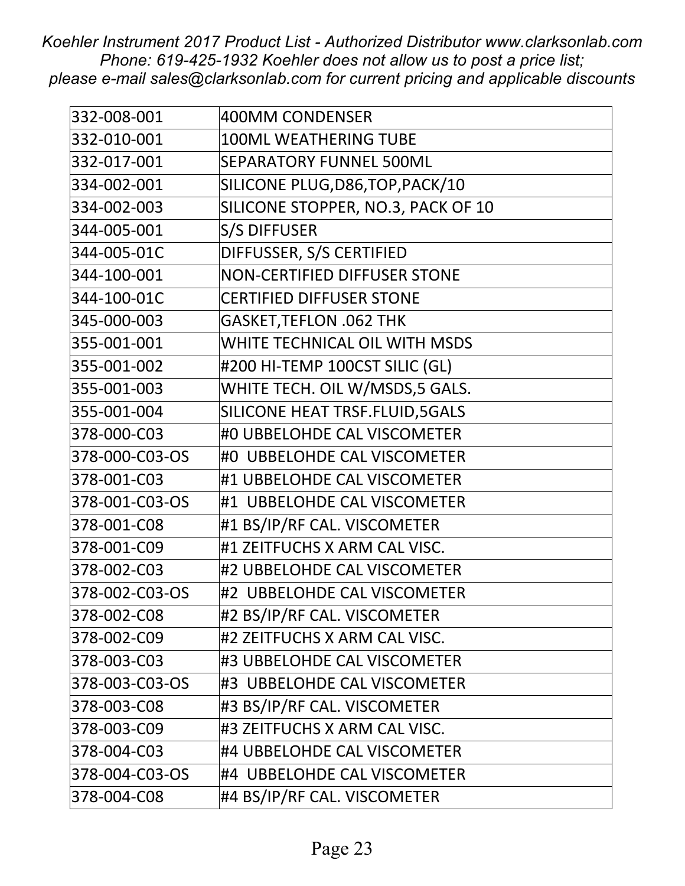| 332-008-001 | 400MM CONDENSER |
|---|---|
| 332-010-001 | 100ML WEATHERING TUBE |
| 332-017-001 | SEPARATORY FUNNEL 500ML |
| 334-002-001 | SILICONE PLUG,D86,TOP,PACK/10 |
| 334-002-003 | SILICONE STOPPER, NO.3, PACK OF 10 |
| 344-005-001 | S/S DIFFUSER |
| 344-005-01C | DIFFUSSER, S/S CERTIFIED |
| 344-100-001 | NON-CERTIFIED DIFFUSER STONE |
| 344-100-01C | CERTIFIED DIFFUSER STONE |
| 345-000-003 | GASKET,TEFLON .062 THK |
| 355-001-001 | WHITE TECHNICAL OIL WITH MSDS |
| 355-001-002 | #200 HI-TEMP 100CST SILIC (GL) |
| 355-001-003 | WHITE TECH. OIL W/MSDS,5 GALS. |
| 355-001-004 | SILICONE HEAT TRSF.FLUID,5GALS |
| 378-000-C03 | #0 UBBELOHDE CAL VISCOMETER |
| 378-000-C03-OS | #0  UBBELOHDE CAL VISCOMETER |
| 378-001-C03 | #1 UBBELOHDE CAL VISCOMETER |
| 378-001-C03-OS | #1  UBBELOHDE CAL VISCOMETER |
| 378-001-C08 | #1 BS/IP/RF CAL. VISCOMETER |
| 378-001-C09 | #1 ZEITFUCHS X ARM CAL VISC. |
| 378-002-C03 | #2 UBBELOHDE CAL VISCOMETER |
| 378-002-C03-OS | #2  UBBELOHDE CAL VISCOMETER |
| 378-002-C08 | #2 BS/IP/RF CAL. VISCOMETER |
| 378-002-C09 | #2 ZEITFUCHS X ARM CAL VISC. |
| 378-003-C03 | #3 UBBELOHDE CAL VISCOMETER |
| 378-003-C03-OS | #3  UBBELOHDE CAL VISCOMETER |
| 378-003-C08 | #3 BS/IP/RF CAL. VISCOMETER |
| 378-003-C09 | #3 ZEITFUCHS X ARM CAL VISC. |
| 378-004-C03 | #4 UBBELOHDE CAL VISCOMETER |
| 378-004-C03-OS | #4  UBBELOHDE CAL VISCOMETER |
| 378-004-C08 | #4 BS/IP/RF CAL. VISCOMETER |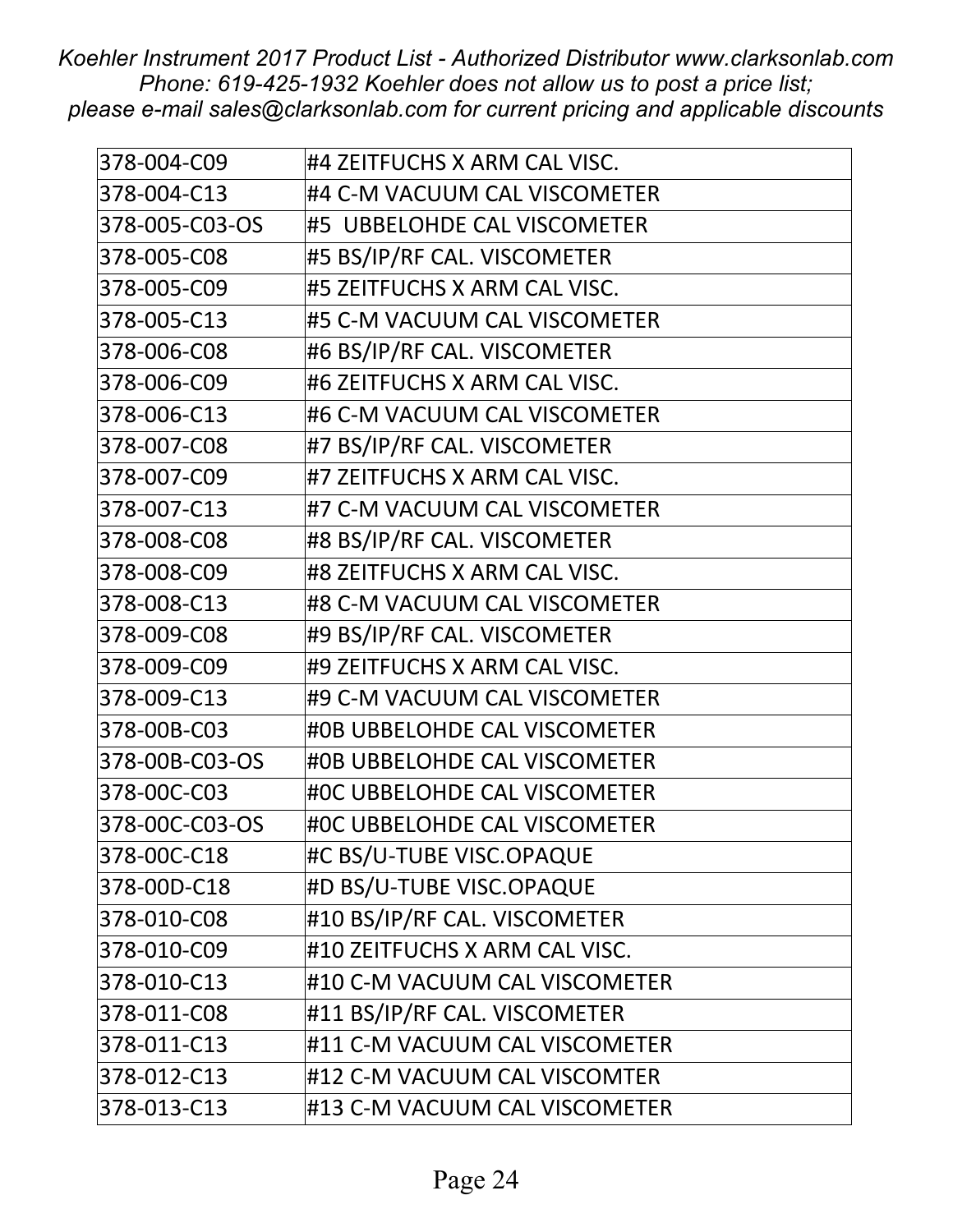| | |
|---|---|
| 378-004-C09 | #4 ZEITFUCHS X ARM CAL VISC. |
| 378-004-C13 | #4 C-M VACUUM CAL VISCOMETER |
| 378-005-C03-OS | #5 UBBELOHDE CAL VISCOMETER |
| 378-005-C08 | #5 BS/IP/RF CAL. VISCOMETER |
| 378-005-C09 | #5 ZEITFUCHS X ARM CAL VISC. |
| 378-005-C13 | #5 C-M VACUUM CAL VISCOMETER |
| 378-006-C08 | #6 BS/IP/RF CAL. VISCOMETER |
| 378-006-C09 | #6 ZEITFUCHS X ARM CAL VISC. |
| 378-006-C13 | #6 C-M VACUUM CAL VISCOMETER |
| 378-007-C08 | #7 BS/IP/RF CAL. VISCOMETER |
| 378-007-C09 | #7 ZEITFUCHS X ARM CAL VISC. |
| 378-007-C13 | #7 C-M VACUUM CAL VISCOMETER |
| 378-008-C08 | #8 BS/IP/RF CAL. VISCOMETER |
| 378-008-C09 | #8 ZEITFUCHS X ARM CAL VISC. |
| 378-008-C13 | #8 C-M VACUUM CAL VISCOMETER |
| 378-009-C08 | #9 BS/IP/RF CAL. VISCOMETER |
| 378-009-C09 | #9 ZEITFUCHS X ARM CAL VISC. |
| 378-009-C13 | #9 C-M VACUUM CAL VISCOMETER |
| 378-00B-C03 | #0B UBBELOHDE CAL VISCOMETER |
| 378-00B-C03-OS | #0B UBBELOHDE CAL VISCOMETER |
| 378-00C-C03 | #0C UBBELOHDE CAL VISCOMETER |
| 378-00C-C03-OS | #0C UBBELOHDE CAL VISCOMETER |
| 378-00C-C18 | #C BS/U-TUBE VISC.OPAQUE |
| 378-00D-C18 | #D BS/U-TUBE VISC.OPAQUE |
| 378-010-C08 | #10 BS/IP/RF CAL. VISCOMETER |
| 378-010-C09 | #10 ZEITFUCHS X ARM CAL VISC. |
| 378-010-C13 | #10 C-M VACUUM CAL VISCOMETER |
| 378-011-C08 | #11 BS/IP/RF CAL. VISCOMETER |
| 378-011-C13 | #11 C-M VACUUM CAL VISCOMETER |
| 378-012-C13 | #12 C-M VACUUM CAL VISCOMTER |
| 378-013-C13 | #13 C-M VACUUM CAL VISCOMETER |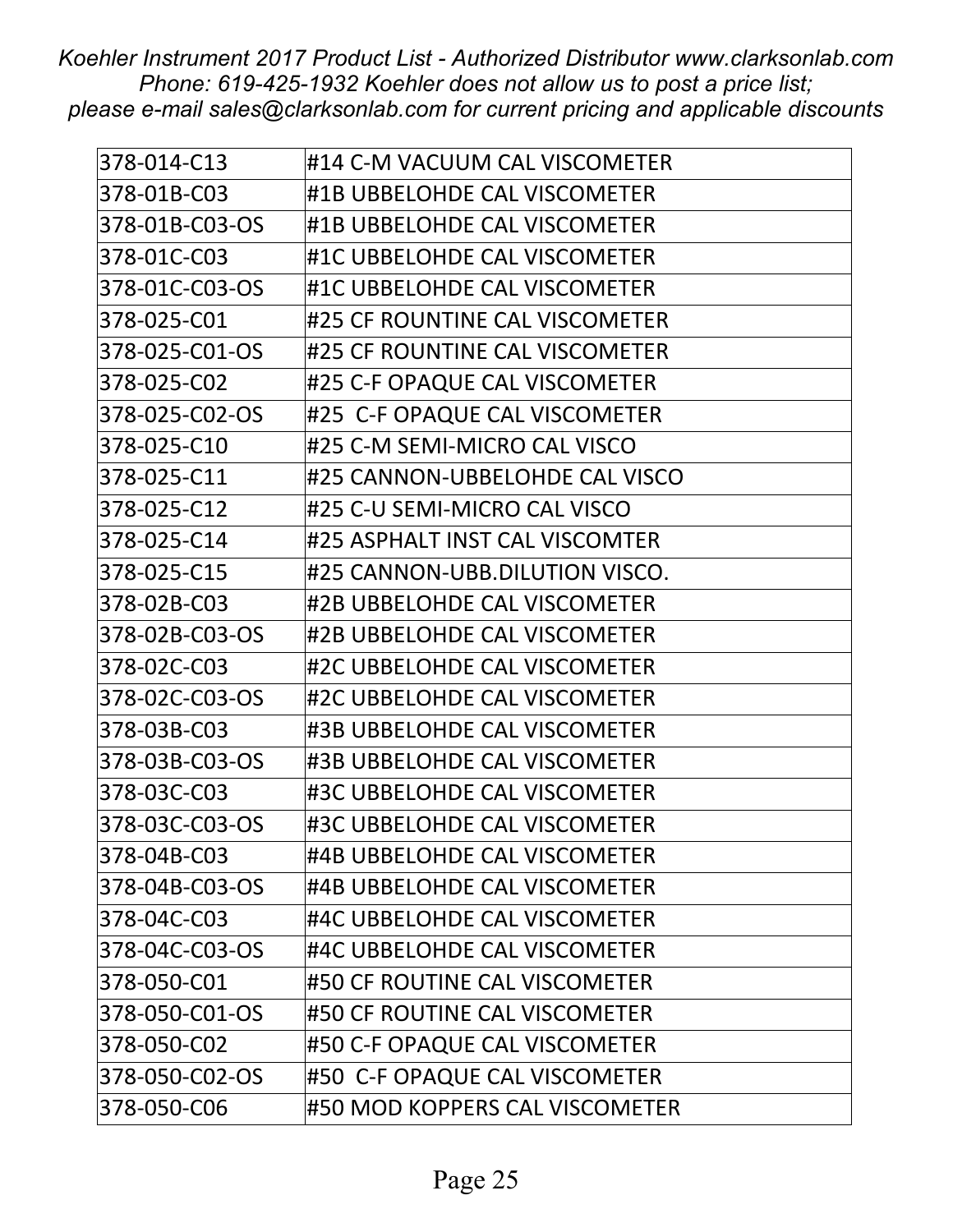| | |
|---|---|
| 378-014-C13 | #14 C-M VACUUM CAL VISCOMETER |
| 378-01B-C03 | #1B UBBELOHDE CAL VISCOMETER |
| 378-01B-C03-OS | #1B UBBELOHDE CAL VISCOMETER |
| 378-01C-C03 | #1C UBBELOHDE CAL VISCOMETER |
| 378-01C-C03-OS | #1C UBBELOHDE CAL VISCOMETER |
| 378-025-C01 | #25 CF ROUNTINE CAL VISCOMETER |
| 378-025-C01-OS | #25 CF ROUNTINE CAL VISCOMETER |
| 378-025-C02 | #25 C-F OPAQUE CAL VISCOMETER |
| 378-025-C02-OS | #25  C-F OPAQUE CAL VISCOMETER |
| 378-025-C10 | #25 C-M SEMI-MICRO CAL VISCO |
| 378-025-C11 | #25 CANNON-UBBELOHDE CAL VISCO |
| 378-025-C12 | #25 C-U SEMI-MICRO CAL VISCO |
| 378-025-C14 | #25 ASPHALT INST CAL VISCOMTER |
| 378-025-C15 | #25 CANNON-UBB.DILUTION VISCO. |
| 378-02B-C03 | #2B UBBELOHDE CAL VISCOMETER |
| 378-02B-C03-OS | #2B UBBELOHDE CAL VISCOMETER |
| 378-02C-C03 | #2C UBBELOHDE CAL VISCOMETER |
| 378-02C-C03-OS | #2C UBBELOHDE CAL VISCOMETER |
| 378-03B-C03 | #3B UBBELOHDE CAL VISCOMETER |
| 378-03B-C03-OS | #3B UBBELOHDE CAL VISCOMETER |
| 378-03C-C03 | #3C UBBELOHDE CAL VISCOMETER |
| 378-03C-C03-OS | #3C UBBELOHDE CAL VISCOMETER |
| 378-04B-C03 | #4B UBBELOHDE CAL VISCOMETER |
| 378-04B-C03-OS | #4B UBBELOHDE CAL VISCOMETER |
| 378-04C-C03 | #4C UBBELOHDE CAL VISCOMETER |
| 378-04C-C03-OS | #4C UBBELOHDE CAL VISCOMETER |
| 378-050-C01 | #50 CF ROUTINE CAL VISCOMETER |
| 378-050-C01-OS | #50 CF ROUTINE CAL VISCOMETER |
| 378-050-C02 | #50 C-F OPAQUE CAL VISCOMETER |
| 378-050-C02-OS | #50  C-F OPAQUE CAL VISCOMETER |
| 378-050-C06 | #50 MOD KOPPERS CAL VISCOMETER |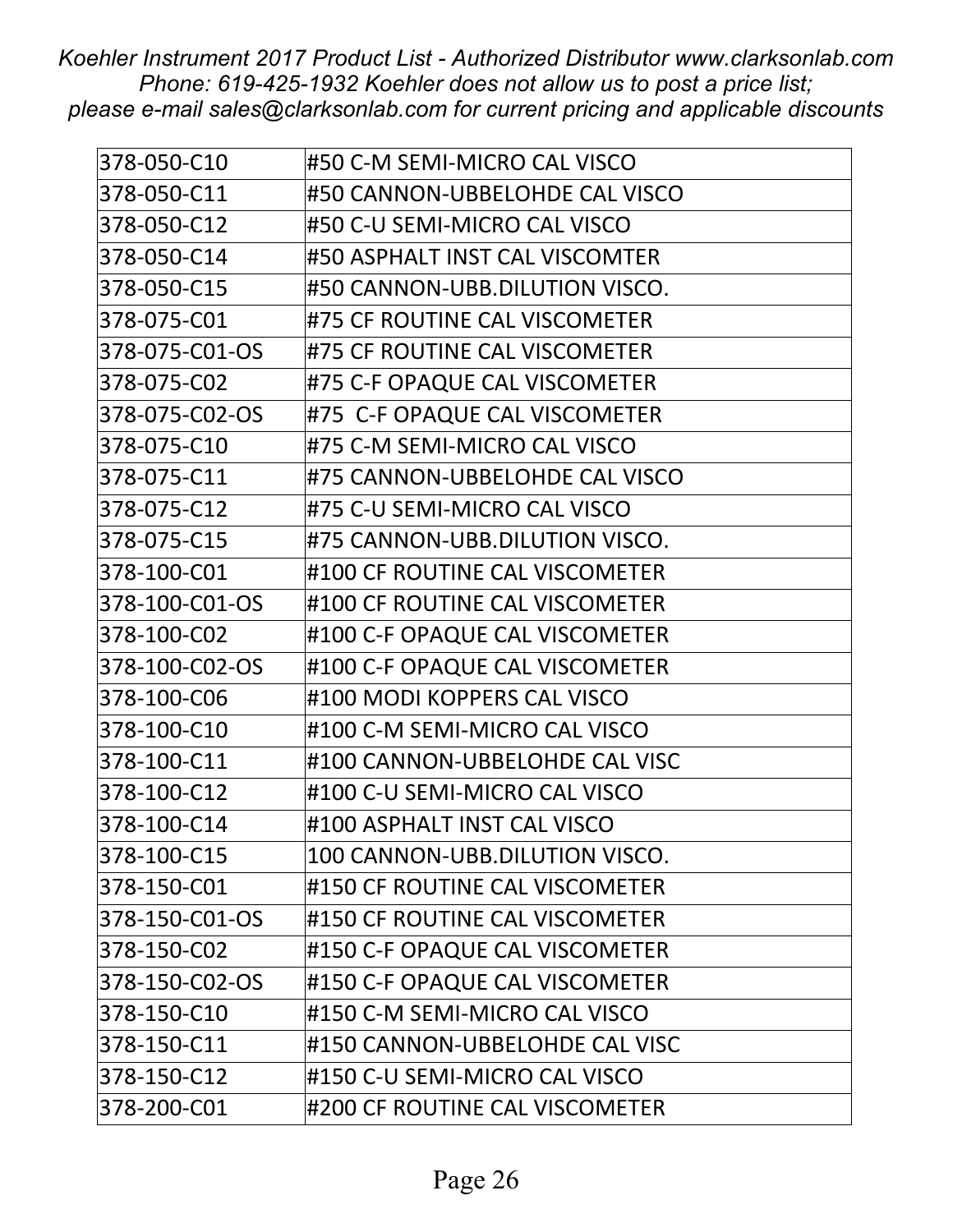| 378-050-C10 | #50 C-M SEMI-MICRO CAL VISCO |
|---|---|
| 378-050-C11 | #50 CANNON-UBBELOHDE CAL VISCO |
| 378-050-C12 | #50 C-U SEMI-MICRO CAL VISCO |
| 378-050-C14 | #50 ASPHALT INST CAL VISCOMTER |
| 378-050-C15 | #50 CANNON-UBB.DILUTION VISCO. |
| 378-075-C01 | #75 CF ROUTINE CAL VISCOMETER |
| 378-075-C01-OS | #75 CF ROUTINE CAL VISCOMETER |
| 378-075-C02 | #75 C-F OPAQUE CAL VISCOMETER |
| 378-075-C02-OS | #75 C-F OPAQUE CAL VISCOMETER |
| 378-075-C10 | #75 C-M SEMI-MICRO CAL VISCO |
| 378-075-C11 | #75 CANNON-UBBELOHDE CAL VISCO |
| 378-075-C12 | #75 C-U SEMI-MICRO CAL VISCO |
| 378-075-C15 | #75 CANNON-UBB.DILUTION VISCO. |
| 378-100-C01 | #100 CF ROUTINE CAL VISCOMETER |
| 378-100-C01-OS | #100 CF ROUTINE CAL VISCOMETER |
| 378-100-C02 | #100 C-F OPAQUE CAL VISCOMETER |
| 378-100-C02-OS | #100 C-F OPAQUE CAL VISCOMETER |
| 378-100-C06 | #100 MODI KOPPERS CAL VISCO |
| 378-100-C10 | #100 C-M SEMI-MICRO CAL VISCO |
| 378-100-C11 | #100 CANNON-UBBELOHDE CAL VISC |
| 378-100-C12 | #100 C-U SEMI-MICRO CAL VISCO |
| 378-100-C14 | #100 ASPHALT INST CAL VISCO |
| 378-100-C15 | 100 CANNON-UBB.DILUTION VISCO. |
| 378-150-C01 | #150 CF ROUTINE CAL VISCOMETER |
| 378-150-C01-OS | #150 CF ROUTINE CAL VISCOMETER |
| 378-150-C02 | #150 C-F OPAQUE CAL VISCOMETER |
| 378-150-C02-OS | #150 C-F OPAQUE CAL VISCOMETER |
| 378-150-C10 | #150 C-M SEMI-MICRO CAL VISCO |
| 378-150-C11 | #150 CANNON-UBBELOHDE CAL VISC |
| 378-150-C12 | #150 C-U SEMI-MICRO CAL VISCO |
| 378-200-C01 | #200 CF ROUTINE CAL VISCOMETER |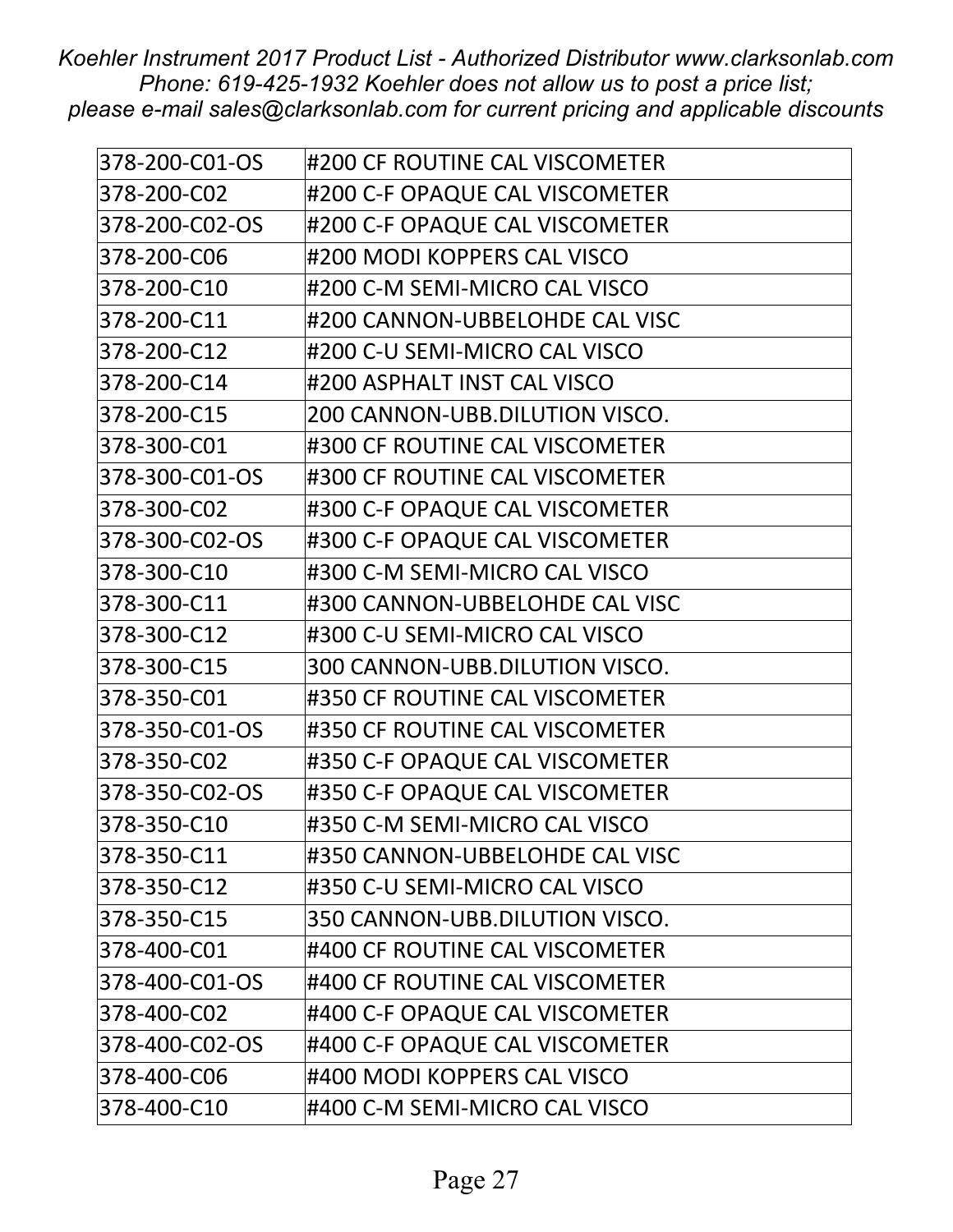| 378-200-C01-OS | #200 CF ROUTINE CAL VISCOMETER |
|---|---|
| 378-200-C02 | #200 C-F OPAQUE CAL VISCOMETER |
| 378-200-C02-OS | #200 C-F OPAQUE CAL VISCOMETER |
| 378-200-C06 | #200 MODI KOPPERS CAL VISCO |
| 378-200-C10 | #200 C-M SEMI-MICRO CAL VISCO |
| 378-200-C11 | #200 CANNON-UBBELOHDE CAL VISC |
| 378-200-C12 | #200 C-U SEMI-MICRO CAL VISCO |
| 378-200-C14 | #200 ASPHALT INST CAL VISCO |
| 378-200-C15 | 200 CANNON-UBB.DILUTION VISCO. |
| 378-300-C01 | #300 CF ROUTINE CAL VISCOMETER |
| 378-300-C01-OS | #300 CF ROUTINE CAL VISCOMETER |
| 378-300-C02 | #300 C-F OPAQUE CAL VISCOMETER |
| 378-300-C02-OS | #300 C-F OPAQUE CAL VISCOMETER |
| 378-300-C10 | #300 C-M SEMI-MICRO CAL VISCO |
| 378-300-C11 | #300 CANNON-UBBELOHDE CAL VISC |
| 378-300-C12 | #300 C-U SEMI-MICRO CAL VISCO |
| 378-300-C15 | 300 CANNON-UBB.DILUTION VISCO. |
| 378-350-C01 | #350 CF ROUTINE CAL VISCOMETER |
| 378-350-C01-OS | #350 CF ROUTINE CAL VISCOMETER |
| 378-350-C02 | #350 C-F OPAQUE CAL VISCOMETER |
| 378-350-C02-OS | #350 C-F OPAQUE CAL VISCOMETER |
| 378-350-C10 | #350 C-M SEMI-MICRO CAL VISCO |
| 378-350-C11 | #350 CANNON-UBBELOHDE CAL VISC |
| 378-350-C12 | #350 C-U SEMI-MICRO CAL VISCO |
| 378-350-C15 | 350 CANNON-UBB.DILUTION VISCO. |
| 378-400-C01 | #400 CF ROUTINE CAL VISCOMETER |
| 378-400-C01-OS | #400 CF ROUTINE CAL VISCOMETER |
| 378-400-C02 | #400 C-F OPAQUE CAL VISCOMETER |
| 378-400-C02-OS | #400 C-F OPAQUE CAL VISCOMETER |
| 378-400-C06 | #400 MODI KOPPERS CAL VISCO |
| 378-400-C10 | #400 C-M SEMI-MICRO CAL VISCO |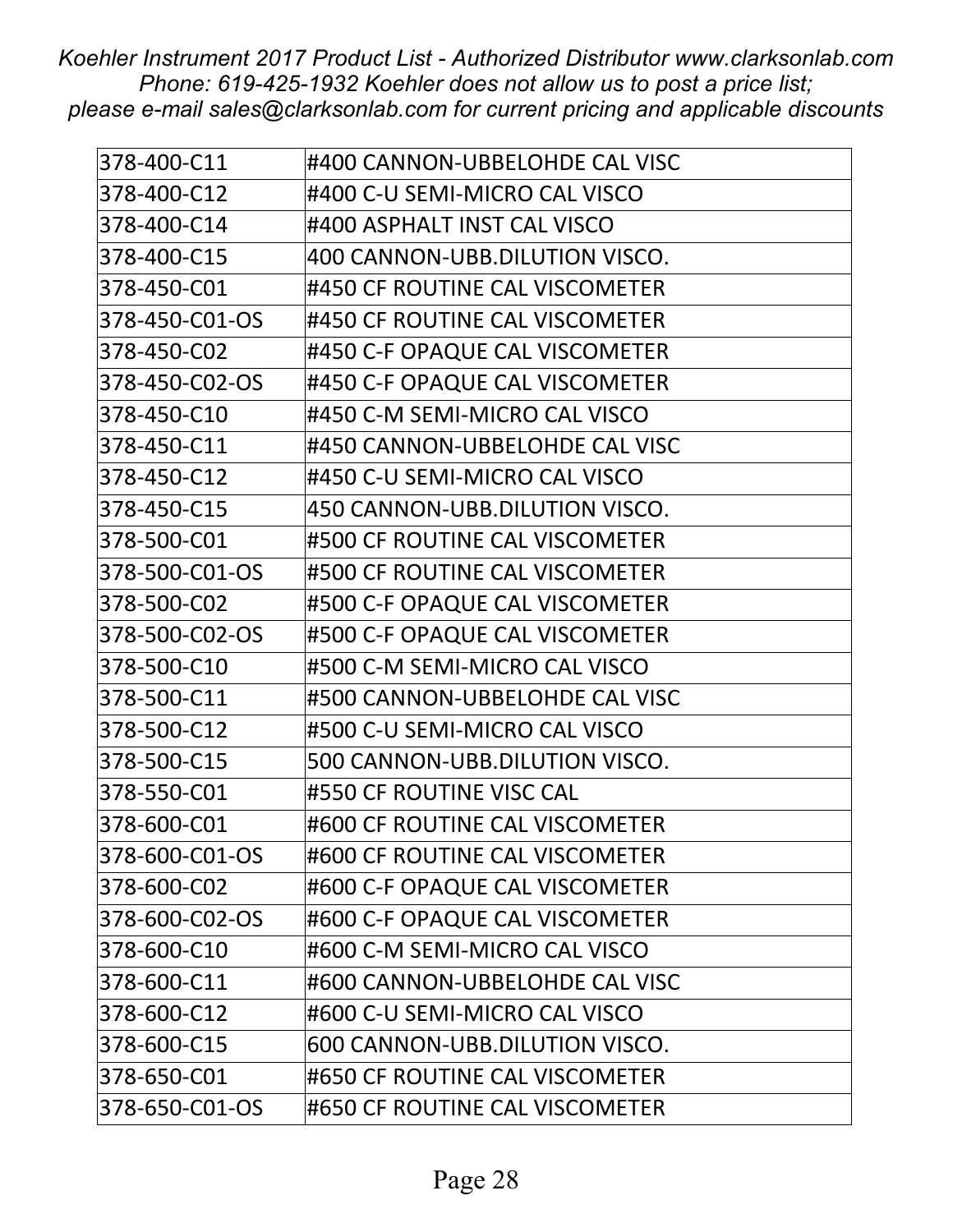| 378-400-C11 | #400 CANNON-UBBELOHDE CAL VISC |
|---|---|
| 378-400-C12 | #400 C-U SEMI-MICRO CAL VISCO |
| 378-400-C14 | #400 ASPHALT INST CAL VISCO |
| 378-400-C15 | 400 CANNON-UBB.DILUTION VISCO. |
| 378-450-C01 | #450 CF ROUTINE CAL VISCOMETER |
| 378-450-C01-OS | #450 CF ROUTINE CAL VISCOMETER |
| 378-450-C02 | #450 C-F OPAQUE CAL VISCOMETER |
| 378-450-C02-OS | #450 C-F OPAQUE CAL VISCOMETER |
| 378-450-C10 | #450 C-M SEMI-MICRO CAL VISCO |
| 378-450-C11 | #450 CANNON-UBBELOHDE CAL VISC |
| 378-450-C12 | #450 C-U SEMI-MICRO CAL VISCO |
| 378-450-C15 | 450 CANNON-UBB.DILUTION VISCO. |
| 378-500-C01 | #500 CF ROUTINE CAL VISCOMETER |
| 378-500-C01-OS | #500 CF ROUTINE CAL VISCOMETER |
| 378-500-C02 | #500 C-F OPAQUE CAL VISCOMETER |
| 378-500-C02-OS | #500 C-F OPAQUE CAL VISCOMETER |
| 378-500-C10 | #500 C-M SEMI-MICRO CAL VISCO |
| 378-500-C11 | #500 CANNON-UBBELOHDE CAL VISC |
| 378-500-C12 | #500 C-U SEMI-MICRO CAL VISCO |
| 378-500-C15 | 500 CANNON-UBB.DILUTION VISCO. |
| 378-550-C01 | #550 CF ROUTINE VISC CAL |
| 378-600-C01 | #600 CF ROUTINE CAL VISCOMETER |
| 378-600-C01-OS | #600 CF ROUTINE CAL VISCOMETER |
| 378-600-C02 | #600 C-F OPAQUE CAL VISCOMETER |
| 378-600-C02-OS | #600 C-F OPAQUE CAL VISCOMETER |
| 378-600-C10 | #600 C-M SEMI-MICRO CAL VISCO |
| 378-600-C11 | #600 CANNON-UBBELOHDE CAL VISC |
| 378-600-C12 | #600 C-U SEMI-MICRO CAL VISCO |
| 378-600-C15 | 600 CANNON-UBB.DILUTION VISCO. |
| 378-650-C01 | #650 CF ROUTINE CAL VISCOMETER |
| 378-650-C01-OS | #650 CF ROUTINE CAL VISCOMETER |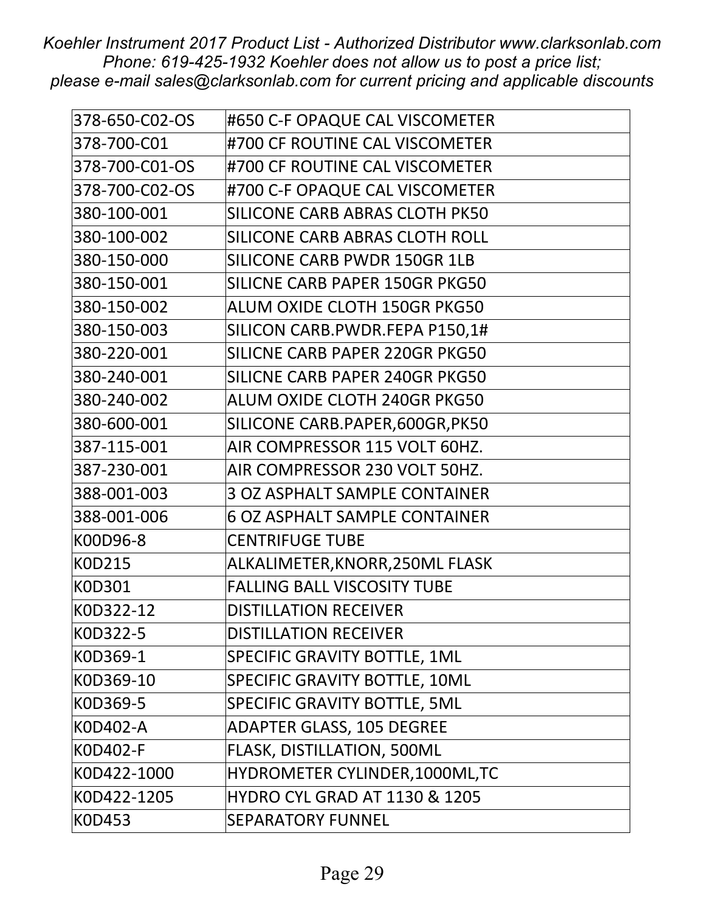| 378-650-C02-OS | #650 C-F OPAQUE CAL VISCOMETER |
|---|---|
| 378-700-C01 | #700 CF ROUTINE CAL VISCOMETER |
| 378-700-C01-OS | #700 CF ROUTINE CAL VISCOMETER |
| 378-700-C02-OS | #700 C-F OPAQUE CAL VISCOMETER |
| 380-100-001 | SILICONE CARB ABRAS CLOTH PK50 |
| 380-100-002 | SILICONE CARB ABRAS CLOTH ROLL |
| 380-150-000 | SILICONE CARB PWDR 150GR 1LB |
| 380-150-001 | SILICNE CARB PAPER 150GR PKG50 |
| 380-150-002 | ALUM OXIDE CLOTH 150GR PKG50 |
| 380-150-003 | SILICON CARB.PWDR.FEPA P150,1# |
| 380-220-001 | SILICNE CARB PAPER 220GR PKG50 |
| 380-240-001 | SILICNE CARB PAPER 240GR PKG50 |
| 380-240-002 | ALUM OXIDE CLOTH 240GR PKG50 |
| 380-600-001 | SILICONE CARB.PAPER,600GR,PK50 |
| 387-115-001 | AIR COMPRESSOR 115 VOLT 60HZ. |
| 387-230-001 | AIR COMPRESSOR 230 VOLT 50HZ. |
| 388-001-003 | 3 OZ ASPHALT SAMPLE CONTAINER |
| 388-001-006 | 6 OZ ASPHALT SAMPLE CONTAINER |
| K00D96-8 | CENTRIFUGE TUBE |
| K0D215 | ALKALIMETER,KNORR,250ML FLASK |
| K0D301 | FALLING BALL VISCOSITY TUBE |
| K0D322-12 | DISTILLATION RECEIVER |
| K0D322-5 | DISTILLATION RECEIVER |
| K0D369-1 | SPECIFIC GRAVITY BOTTLE, 1ML |
| K0D369-10 | SPECIFIC GRAVITY BOTTLE, 10ML |
| K0D369-5 | SPECIFIC GRAVITY BOTTLE, 5ML |
| K0D402-A | ADAPTER GLASS, 105 DEGREE |
| K0D402-F | FLASK, DISTILLATION, 500ML |
| K0D422-1000 | HYDROMETER CYLINDER,1000ML,TC |
| K0D422-1205 | HYDRO CYL GRAD AT 1130 & 1205 |
| K0D453 | SEPARATORY FUNNEL |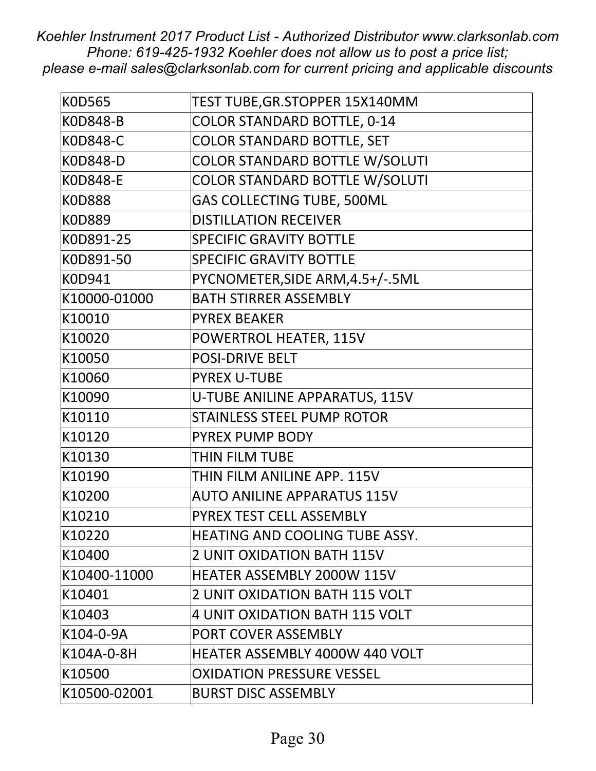| | |
|---|---|
| K0D565 | TEST TUBE,GR.STOPPER 15X140MM |
| K0D848-B | COLOR STANDARD BOTTLE, 0-14 |
| K0D848-C | COLOR STANDARD BOTTLE, SET |
| K0D848-D | COLOR STANDARD BOTTLE W/SOLUTI |
| K0D848-E | COLOR STANDARD BOTTLE W/SOLUTI |
| K0D888 | GAS COLLECTING TUBE, 500ML |
| K0D889 | DISTILLATION RECEIVER |
| K0D891-25 | SPECIFIC GRAVITY BOTTLE |
| K0D891-50 | SPECIFIC GRAVITY BOTTLE |
| K0D941 | PYCNOMETER,SIDE ARM,4.5+/-.5ML |
| K10000-01000 | BATH STIRRER ASSEMBLY |
| K10010 | PYREX BEAKER |
| K10020 | POWERTROL HEATER, 115V |
| K10050 | POSI-DRIVE BELT |
| K10060 | PYREX U-TUBE |
| K10090 | U-TUBE ANILINE APPARATUS, 115V |
| K10110 | STAINLESS STEEL PUMP ROTOR |
| K10120 | PYREX PUMP BODY |
| K10130 | THIN FILM TUBE |
| K10190 | THIN FILM ANILINE APP. 115V |
| K10200 | AUTO ANILINE APPARATUS 115V |
| K10210 | PYREX TEST CELL ASSEMBLY |
| K10220 | HEATING AND COOLING TUBE ASSY. |
| K10400 | 2 UNIT OXIDATION BATH 115V |
| K10400-11000 | HEATER ASSEMBLY 2000W 115V |
| K10401 | 2 UNIT OXIDATION BATH 115 VOLT |
| K10403 | 4 UNIT OXIDATION BATH 115 VOLT |
| K104-0-9A | PORT COVER ASSEMBLY |
| K104A-0-8H | HEATER ASSEMBLY 4000W 440 VOLT |
| K10500 | OXIDATION PRESSURE VESSEL |
| K10500-02001 | BURST DISC ASSEMBLY |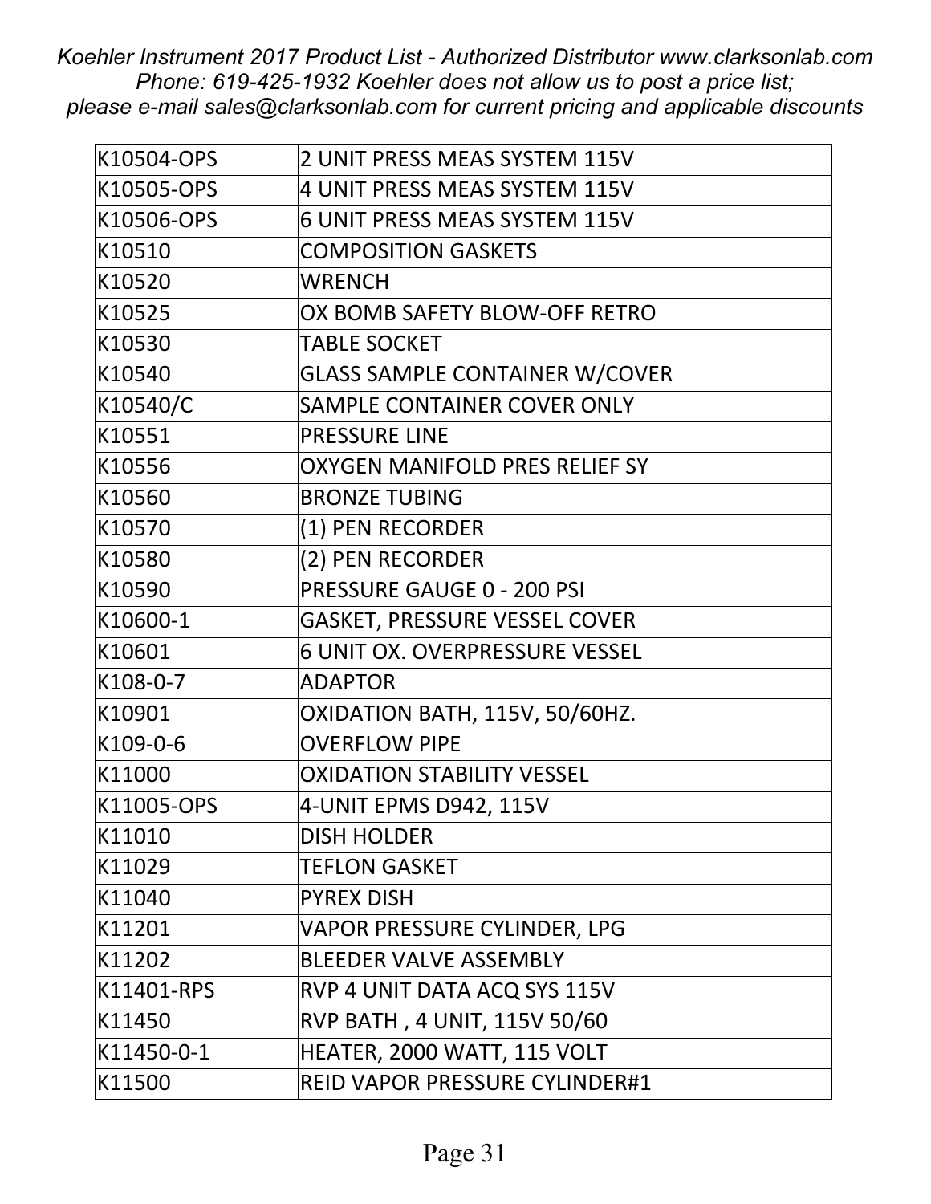| K10504-OPS | 2 UNIT PRESS MEAS SYSTEM 115V |
| --- | --- |
| K10505-OPS | 4 UNIT PRESS MEAS SYSTEM 115V |
| K10506-OPS | 6 UNIT PRESS MEAS SYSTEM 115V |
| K10510 | COMPOSITION GASKETS |
| K10520 | WRENCH |
| K10525 | OX BOMB SAFETY BLOW-OFF RETRO |
| K10530 | TABLE SOCKET |
| K10540 | GLASS SAMPLE CONTAINER W/COVER |
| K10540/C | SAMPLE CONTAINER COVER ONLY |
| K10551 | PRESSURE LINE |
| K10556 | OXYGEN MANIFOLD PRES RELIEF SY |
| K10560 | BRONZE TUBING |
| K10570 | (1) PEN RECORDER |
| K10580 | (2) PEN RECORDER |
| K10590 | PRESSURE GAUGE 0 - 200 PSI |
| K10600-1 | GASKET, PRESSURE VESSEL COVER |
| K10601 | 6 UNIT OX. OVERPRESSURE VESSEL |
| K108-0-7 | ADAPTOR |
| K10901 | OXIDATION BATH, 115V, 50/60HZ. |
| K109-0-6 | OVERFLOW PIPE |
| K11000 | OXIDATION STABILITY VESSEL |
| K11005-OPS | 4-UNIT EPMS D942, 115V |
| K11010 | DISH HOLDER |
| K11029 | TEFLON GASKET |
| K11040 | PYREX DISH |
| K11201 | VAPOR PRESSURE CYLINDER, LPG |
| K11202 | BLEEDER VALVE ASSEMBLY |
| K11401-RPS | RVP 4 UNIT DATA ACQ SYS 115V |
| K11450 | RVP BATH , 4 UNIT, 115V 50/60 |
| K11450-0-1 | HEATER, 2000 WATT, 115 VOLT |
| K11500 | REID VAPOR PRESSURE CYLINDER#1 |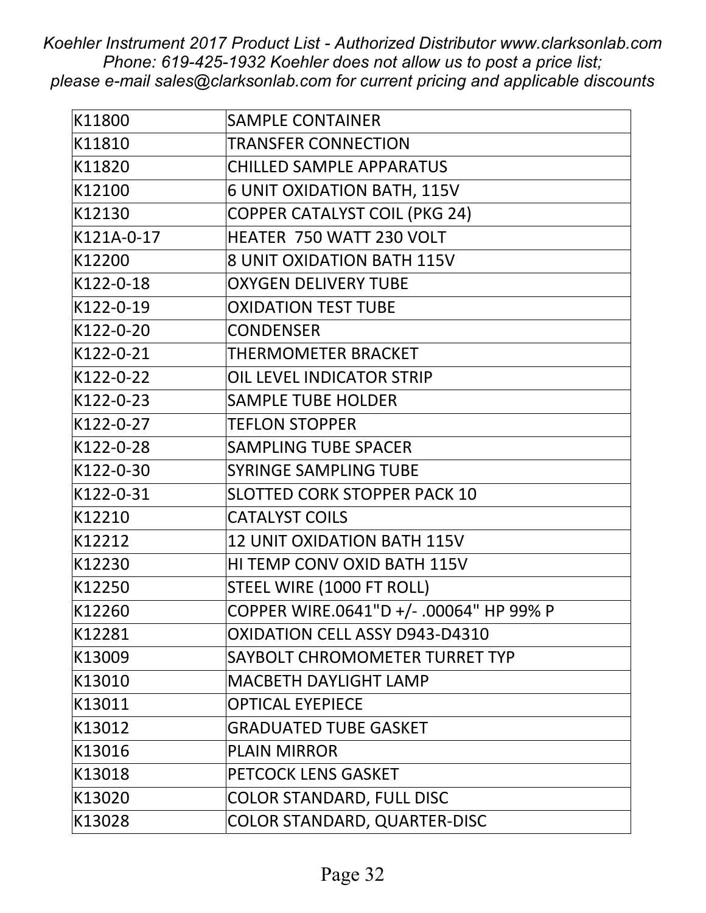*Koehler Instrument 2017 Product List - Authorized Distributor www.clarksonlab.com Phone: 619-425-1932 Koehler does not allow us to post a price list; please e-mail sales@clarksonlab.com for current pricing and applicable discounts*

| | |
|---|---|
| K11800 | SAMPLE CONTAINER |
| K11810 | TRANSFER CONNECTION |
| K11820 | CHILLED SAMPLE APPARATUS |
| K12100 | 6 UNIT OXIDATION BATH, 115V |
| K12130 | COPPER CATALYST COIL (PKG 24) |
| K121A-0-17 | HEATER  750 WATT 230 VOLT |
| K12200 | 8 UNIT OXIDATION BATH 115V |
| K122-0-18 | OXYGEN DELIVERY TUBE |
| K122-0-19 | OXIDATION TEST TUBE |
| K122-0-20 | CONDENSER |
| K122-0-21 | THERMOMETER BRACKET |
| K122-0-22 | OIL LEVEL INDICATOR STRIP |
| K122-0-23 | SAMPLE TUBE HOLDER |
| K122-0-27 | TEFLON STOPPER |
| K122-0-28 | SAMPLING TUBE SPACER |
| K122-0-30 | SYRINGE SAMPLING TUBE |
| K122-0-31 | SLOTTED CORK STOPPER PACK 10 |
| K12210 | CATALYST COILS |
| K12212 | 12 UNIT OXIDATION BATH 115V |
| K12230 | HI TEMP CONV OXID BATH 115V |
| K12250 | STEEL WIRE (1000 FT ROLL) |
| K12260 | COPPER WIRE.0641"D +/- .00064" HP 99% P |
| K12281 | OXIDATION CELL ASSY D943-D4310 |
| K13009 | SAYBOLT CHROMOMETER TURRET TYP |
| K13010 | MACBETH DAYLIGHT LAMP |
| K13011 | OPTICAL EYEPIECE |
| K13012 | GRADUATED TUBE GASKET |
| K13016 | PLAIN MIRROR |
| K13018 | PETCOCK LENS GASKET |
| K13020 | COLOR STANDARD, FULL DISC |
| K13028 | COLOR STANDARD, QUARTER-DISC |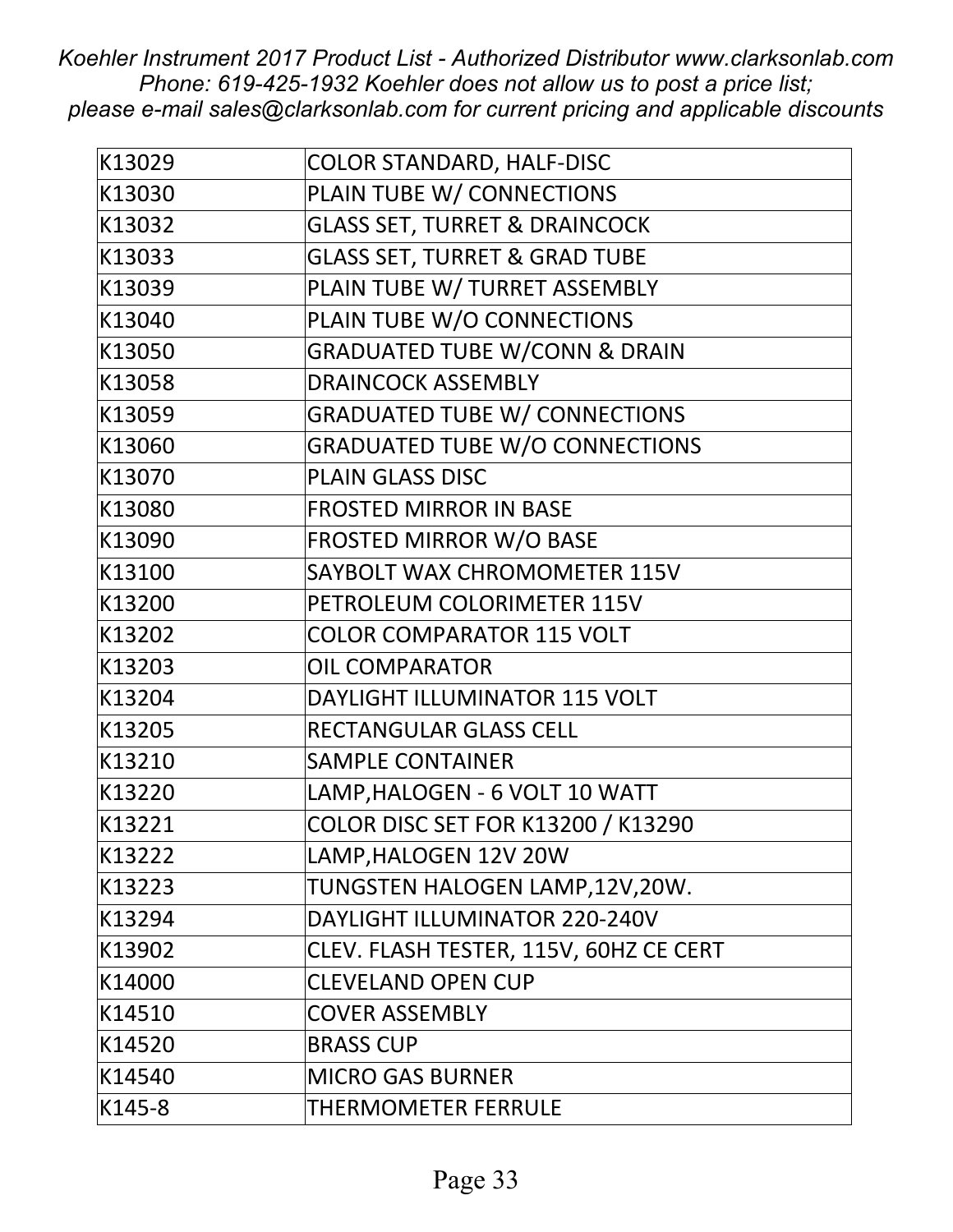*Koehler Instrument 2017 Product List - Authorized Distributor www.clarksonlab.com*
*Phone: 619-425-1932 Koehler does not allow us to post a price list;*
*please e-mail sales@clarksonlab.com for current pricing and applicable discounts*

| | |
|---|---|
| K13029 | COLOR STANDARD, HALF-DISC |
| K13030 | PLAIN TUBE W/ CONNECTIONS |
| K13032 | GLASS SET, TURRET & DRAINCOCK |
| K13033 | GLASS SET, TURRET & GRAD TUBE |
| K13039 | PLAIN TUBE W/ TURRET ASSEMBLY |
| K13040 | PLAIN TUBE W/O CONNECTIONS |
| K13050 | GRADUATED TUBE W/CONN & DRAIN |
| K13058 | DRAINCOCK ASSEMBLY |
| K13059 | GRADUATED TUBE W/ CONNECTIONS |
| K13060 | GRADUATED TUBE W/O CONNECTIONS |
| K13070 | PLAIN GLASS DISC |
| K13080 | FROSTED MIRROR IN BASE |
| K13090 | FROSTED MIRROR W/O BASE |
| K13100 | SAYBOLT WAX CHROMOMETER 115V |
| K13200 | PETROLEUM COLORIMETER 115V |
| K13202 | COLOR COMPARATOR 115 VOLT |
| K13203 | OIL COMPARATOR |
| K13204 | DAYLIGHT ILLUMINATOR 115 VOLT |
| K13205 | RECTANGULAR GLASS CELL |
| K13210 | SAMPLE CONTAINER |
| K13220 | LAMP,HALOGEN - 6 VOLT 10 WATT |
| K13221 | COLOR DISC SET FOR K13200 / K13290 |
| K13222 | LAMP,HALOGEN 12V 20W |
| K13223 | TUNGSTEN HALOGEN LAMP,12V,20W. |
| K13294 | DAYLIGHT ILLUMINATOR 220-240V |
| K13902 | CLEV. FLASH TESTER, 115V, 60HZ CE CERT |
| K14000 | CLEVELAND OPEN CUP |
| K14510 | COVER ASSEMBLY |
| K14520 | BRASS CUP |
| K14540 | MICRO GAS BURNER |
| K145-8 | THERMOMETER FERRULE |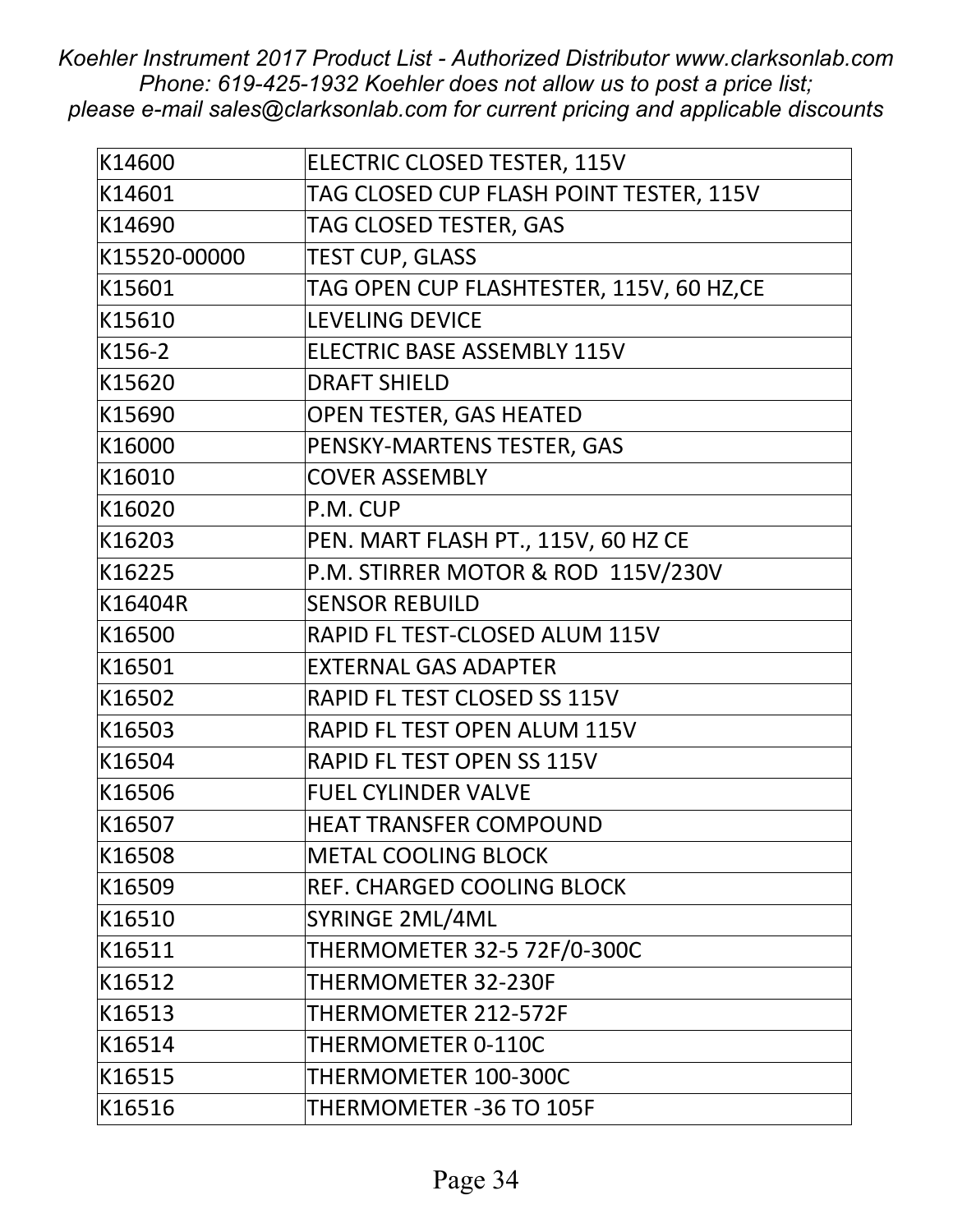| K14600 | ELECTRIC CLOSED TESTER, 115V |
|---|---|
| K14601 | TAG CLOSED CUP FLASH POINT TESTER, 115V |
| K14690 | TAG CLOSED TESTER, GAS |
| K15520-00000 | TEST CUP, GLASS |
| K15601 | TAG OPEN CUP FLASHTESTER, 115V, 60 HZ,CE |
| K15610 | LEVELING DEVICE |
| K156-2 | ELECTRIC BASE ASSEMBLY 115V |
| K15620 | DRAFT SHIELD |
| K15690 | OPEN TESTER, GAS HEATED |
| K16000 | PENSKY-MARTENS TESTER, GAS |
| K16010 | COVER ASSEMBLY |
| K16020 | P.M. CUP |
| K16203 | PEN. MART FLASH PT., 115V, 60 HZ CE |
| K16225 | P.M. STIRRER MOTOR & ROD 115V/230V |
| K16404R | SENSOR REBUILD |
| K16500 | RAPID FL TEST-CLOSED ALUM 115V |
| K16501 | EXTERNAL GAS ADAPTER |
| K16502 | RAPID FL TEST CLOSED SS 115V |
| K16503 | RAPID FL TEST OPEN ALUM 115V |
| K16504 | RAPID FL TEST OPEN SS 115V |
| K16506 | FUEL CYLINDER VALVE |
| K16507 | HEAT TRANSFER COMPOUND |
| K16508 | METAL COOLING BLOCK |
| K16509 | REF. CHARGED COOLING BLOCK |
| K16510 | SYRINGE 2ML/4ML |
| K16511 | THERMOMETER 32-5 72F/0-300C |
| K16512 | THERMOMETER 32-230F |
| K16513 | THERMOMETER 212-572F |
| K16514 | THERMOMETER 0-110C |
| K16515 | THERMOMETER 100-300C |
| K16516 | THERMOMETER -36 TO 105F |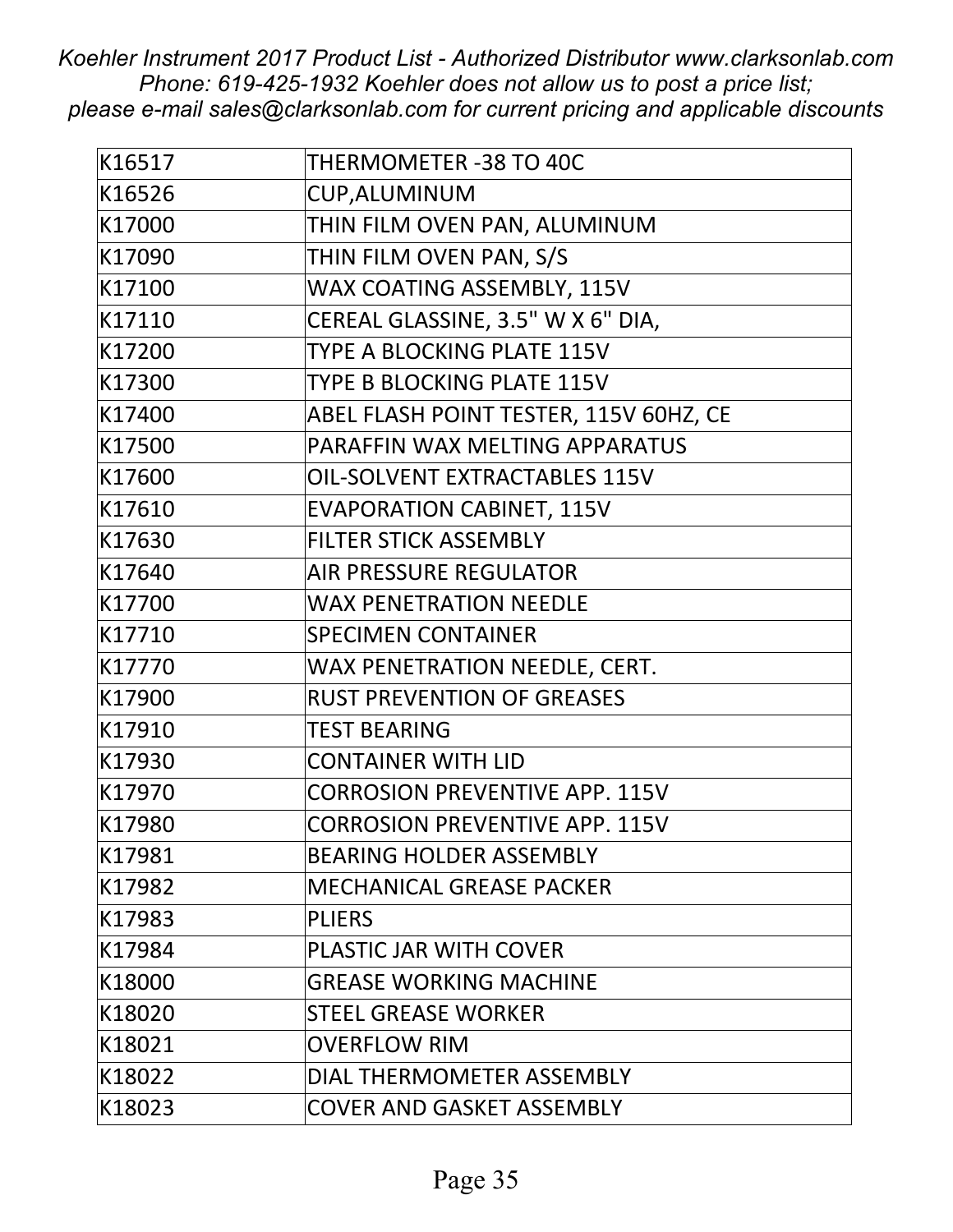| K16517 | THERMOMETER -38 TO 40C |
|---|---|
| K16526 | CUP,ALUMINUM |
| K17000 | THIN FILM OVEN PAN, ALUMINUM |
| K17090 | THIN FILM OVEN PAN, S/S |
| K17100 | WAX COATING ASSEMBLY, 115V |
| K17110 | CEREAL GLASSINE, 3.5" W X 6" DIA, |
| K17200 | TYPE A BLOCKING PLATE 115V |
| K17300 | TYPE B BLOCKING PLATE 115V |
| K17400 | ABEL FLASH POINT TESTER, 115V 60HZ, CE |
| K17500 | PARAFFIN WAX MELTING APPARATUS |
| K17600 | OIL-SOLVENT EXTRACTABLES 115V |
| K17610 | EVAPORATION CABINET, 115V |
| K17630 | FILTER STICK ASSEMBLY |
| K17640 | AIR PRESSURE REGULATOR |
| K17700 | WAX PENETRATION NEEDLE |
| K17710 | SPECIMEN CONTAINER |
| K17770 | WAX PENETRATION NEEDLE, CERT. |
| K17900 | RUST PREVENTION OF GREASES |
| K17910 | TEST BEARING |
| K17930 | CONTAINER WITH LID |
| K17970 | CORROSION PREVENTIVE APP. 115V |
| K17980 | CORROSION PREVENTIVE APP. 115V |
| K17981 | BEARING HOLDER ASSEMBLY |
| K17982 | MECHANICAL GREASE PACKER |
| K17983 | PLIERS |
| K17984 | PLASTIC JAR WITH COVER |
| K18000 | GREASE WORKING MACHINE |
| K18020 | STEEL GREASE WORKER |
| K18021 | OVERFLOW RIM |
| K18022 | DIAL THERMOMETER ASSEMBLY |
| K18023 | COVER AND GASKET ASSEMBLY |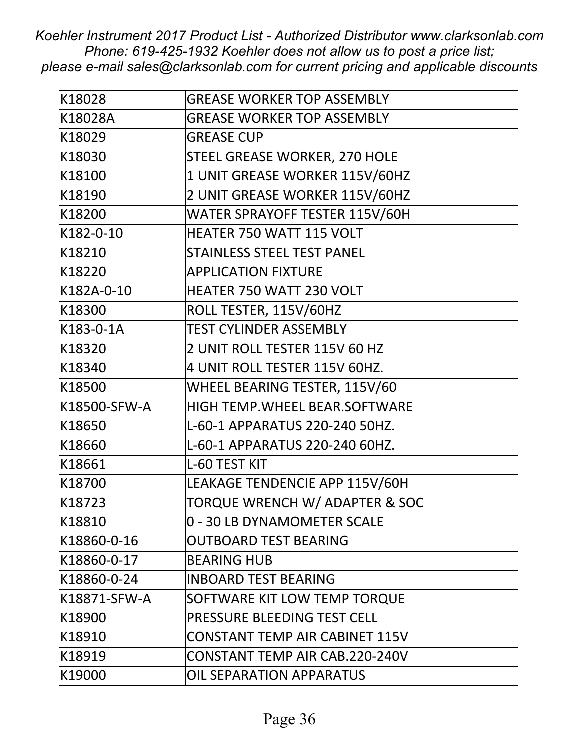| K18028 | GREASE WORKER TOP ASSEMBLY |
| --- | --- |
| K18028A | GREASE WORKER TOP ASSEMBLY |
| K18029 | GREASE CUP |
| K18030 | STEEL GREASE WORKER, 270 HOLE |
| K18100 | 1 UNIT GREASE WORKER 115V/60HZ |
| K18190 | 2 UNIT GREASE WORKER 115V/60HZ |
| K18200 | WATER SPRAYOFF TESTER 115V/60H |
| K182-0-10 | HEATER 750 WATT 115 VOLT |
| K18210 | STAINLESS STEEL TEST PANEL |
| K18220 | APPLICATION FIXTURE |
| K182A-0-10 | HEATER 750 WATT 230 VOLT |
| K18300 | ROLL TESTER, 115V/60HZ |
| K183-0-1A | TEST CYLINDER ASSEMBLY |
| K18320 | 2 UNIT ROLL TESTER 115V 60 HZ |
| K18340 | 4 UNIT ROLL TESTER 115V 60HZ. |
| K18500 | WHEEL BEARING TESTER, 115V/60 |
| K18500-SFW-A | HIGH TEMP.WHEEL BEAR.SOFTWARE |
| K18650 | L-60-1 APPARATUS 220-240 50HZ. |
| K18660 | L-60-1 APPARATUS 220-240 60HZ. |
| K18661 | L-60 TEST KIT |
| K18700 | LEAKAGE TENDENCIE APP 115V/60H |
| K18723 | TORQUE WRENCH W/ ADAPTER & SOC |
| K18810 | 0 - 30 LB DYNAMOMETER SCALE |
| K18860-0-16 | OUTBOARD TEST BEARING |
| K18860-0-17 | BEARING HUB |
| K18860-0-24 | INBOARD TEST BEARING |
| K18871-SFW-A | SOFTWARE KIT LOW TEMP TORQUE |
| K18900 | PRESSURE BLEEDING TEST CELL |
| K18910 | CONSTANT TEMP AIR CABINET 115V |
| K18919 | CONSTANT TEMP AIR CAB.220-240V |
| K19000 | OIL SEPARATION APPARATUS |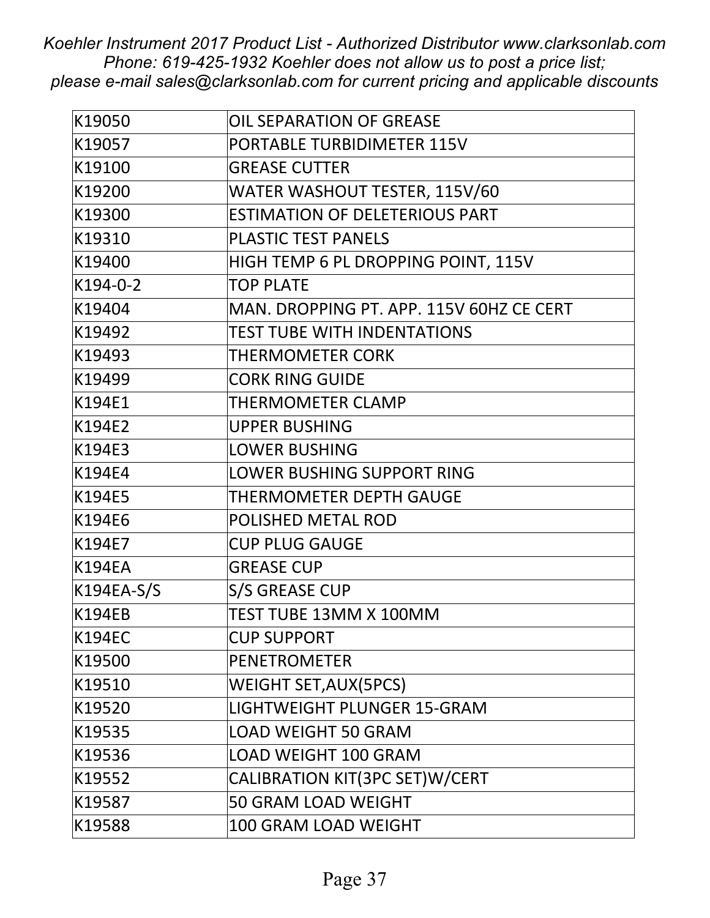| K19050 | OIL SEPARATION OF GREASE |
|---|---|
| K19057 | PORTABLE TURBIDIMETER 115V |
| K19100 | GREASE CUTTER |
| K19200 | WATER WASHOUT TESTER, 115V/60 |
| K19300 | ESTIMATION OF DELETERIOUS PART |
| K19310 | PLASTIC TEST PANELS |
| K19400 | HIGH TEMP 6 PL DROPPING POINT, 115V |
| K194-0-2 | TOP PLATE |
| K19404 | MAN. DROPPING PT. APP. 115V 60HZ CE CERT |
| K19492 | TEST TUBE WITH INDENTATIONS |
| K19493 | THERMOMETER CORK |
| K19499 | CORK RING GUIDE |
| K194E1 | THERMOMETER CLAMP |
| K194E2 | UPPER BUSHING |
| K194E3 | LOWER BUSHING |
| K194E4 | LOWER BUSHING SUPPORT RING |
| K194E5 | THERMOMETER DEPTH GAUGE |
| K194E6 | POLISHED METAL ROD |
| K194E7 | CUP PLUG GAUGE |
| K194EA | GREASE CUP |
| K194EA-S/S | S/S GREASE CUP |
| K194EB | TEST TUBE 13MM X 100MM |
| K194EC | CUP SUPPORT |
| K19500 | PENETROMETER |
| K19510 | WEIGHT SET,AUX(5PCS) |
| K19520 | LIGHTWEIGHT PLUNGER 15-GRAM |
| K19535 | LOAD WEIGHT 50 GRAM |
| K19536 | LOAD WEIGHT 100 GRAM |
| K19552 | CALIBRATION KIT(3PC SET)W/CERT |
| K19587 | 50 GRAM LOAD WEIGHT |
| K19588 | 100 GRAM LOAD WEIGHT |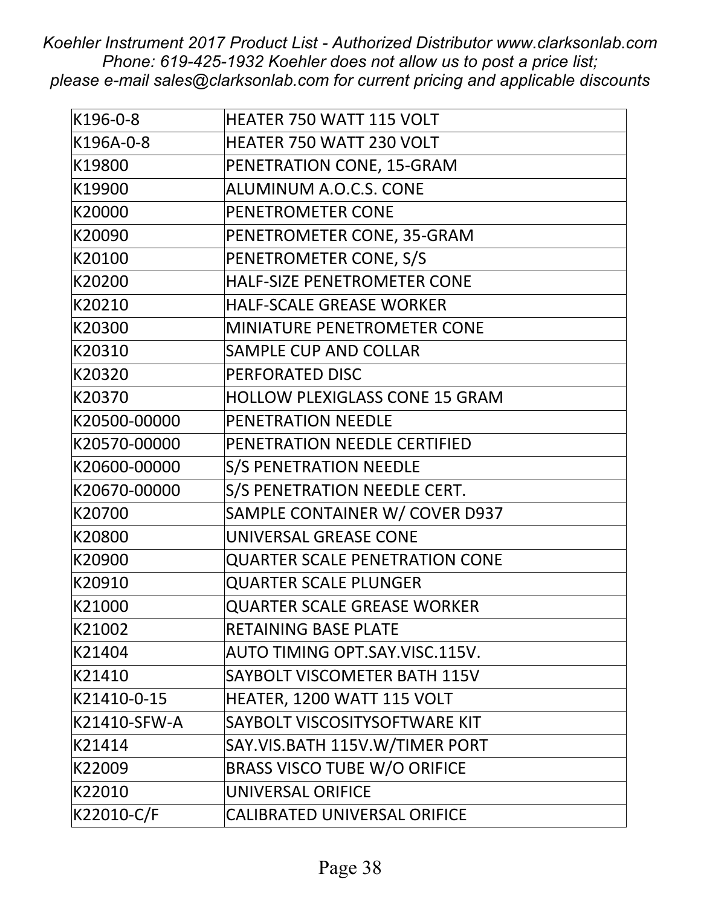| K196-0-8 | HEATER 750 WATT 115 VOLT |
|---|---|
| K196A-0-8 | HEATER 750 WATT 230 VOLT |
| K19800 | PENETRATION CONE, 15-GRAM |
| K19900 | ALUMINUM A.O.C.S. CONE |
| K20000 | PENETROMETER CONE |
| K20090 | PENETROMETER CONE, 35-GRAM |
| K20100 | PENETROMETER CONE, S/S |
| K20200 | HALF-SIZE PENETROMETER CONE |
| K20210 | HALF-SCALE GREASE WORKER |
| K20300 | MINIATURE PENETROMETER CONE |
| K20310 | SAMPLE CUP AND COLLAR |
| K20320 | PERFORATED DISC |
| K20370 | HOLLOW PLEXIGLASS CONE 15 GRAM |
| K20500-00000 | PENETRATION NEEDLE |
| K20570-00000 | PENETRATION NEEDLE CERTIFIED |
| K20600-00000 | S/S PENETRATION NEEDLE |
| K20670-00000 | S/S PENETRATION NEEDLE CERT. |
| K20700 | SAMPLE CONTAINER W/ COVER D937 |
| K20800 | UNIVERSAL GREASE CONE |
| K20900 | QUARTER SCALE PENETRATION CONE |
| K20910 | QUARTER SCALE PLUNGER |
| K21000 | QUARTER SCALE GREASE WORKER |
| K21002 | RETAINING BASE PLATE |
| K21404 | AUTO TIMING OPT.SAY.VISC.115V. |
| K21410 | SAYBOLT VISCOMETER BATH 115V |
| K21410-0-15 | HEATER, 1200 WATT 115 VOLT |
| K21410-SFW-A | SAYBOLT VISCOSITYSOFTWARE KIT |
| K21414 | SAY.VIS.BATH 115V.W/TIMER PORT |
| K22009 | BRASS VISCO TUBE W/O ORIFICE |
| K22010 | UNIVERSAL ORIFICE |
| K22010-C/F | CALIBRATED UNIVERSAL ORIFICE |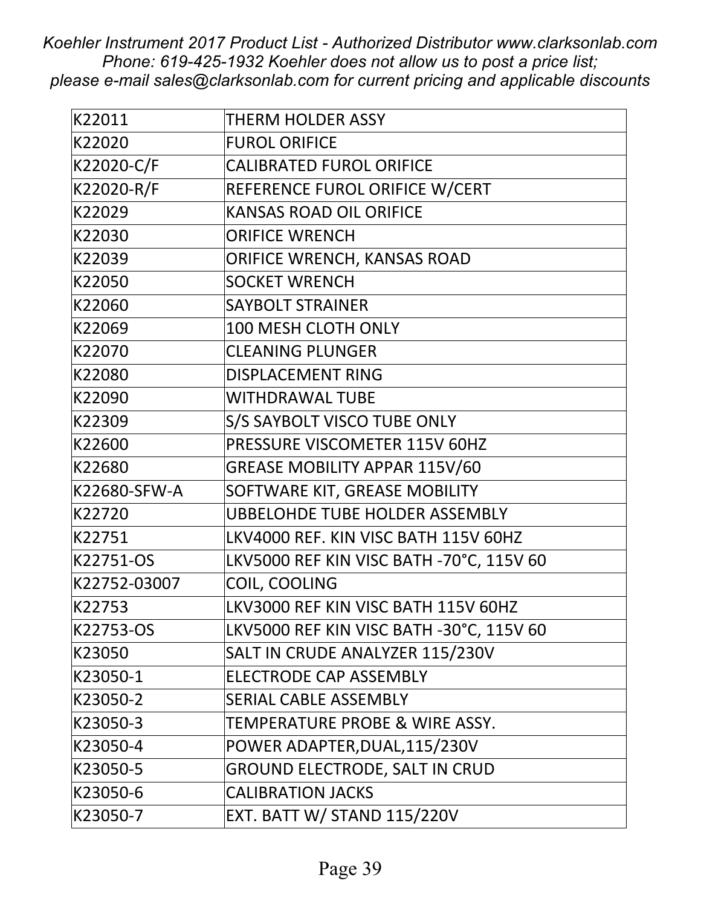| K22011 | THERM HOLDER ASSY |
|---|---|
| K22020 | FUROL ORIFICE |
| K22020-C/F | CALIBRATED FUROL ORIFICE |
| K22020-R/F | REFERENCE FUROL ORIFICE W/CERT |
| K22029 | KANSAS ROAD OIL ORIFICE |
| K22030 | ORIFICE WRENCH |
| K22039 | ORIFICE WRENCH, KANSAS ROAD |
| K22050 | SOCKET WRENCH |
| K22060 | SAYBOLT STRAINER |
| K22069 | 100 MESH CLOTH ONLY |
| K22070 | CLEANING PLUNGER |
| K22080 | DISPLACEMENT RING |
| K22090 | WITHDRAWAL TUBE |
| K22309 | S/S SAYBOLT VISCO TUBE ONLY |
| K22600 | PRESSURE VISCOMETER 115V 60HZ |
| K22680 | GREASE MOBILITY APPAR 115V/60 |
| K22680-SFW-A | SOFTWARE KIT, GREASE MOBILITY |
| K22720 | UBBELOHDE TUBE HOLDER ASSEMBLY |
| K22751 | LKV4000 REF. KIN VISC BATH 115V 60HZ |
| K22751-OS | LKV5000 REF KIN VISC BATH -70°C, 115V 60 |
| K22752-03007 | COIL, COOLING |
| K22753 | LKV3000 REF KIN VISC BATH 115V 60HZ |
| K22753-OS | LKV5000 REF KIN VISC BATH -30°C, 115V 60 |
| K23050 | SALT IN CRUDE ANALYZER 115/230V |
| K23050-1 | ELECTRODE CAP ASSEMBLY |
| K23050-2 | SERIAL CABLE ASSEMBLY |
| K23050-3 | TEMPERATURE PROBE & WIRE ASSY. |
| K23050-4 | POWER ADAPTER,DUAL,115/230V |
| K23050-5 | GROUND ELECTRODE, SALT IN CRUD |
| K23050-6 | CALIBRATION JACKS |
| K23050-7 | EXT. BATT W/ STAND 115/220V |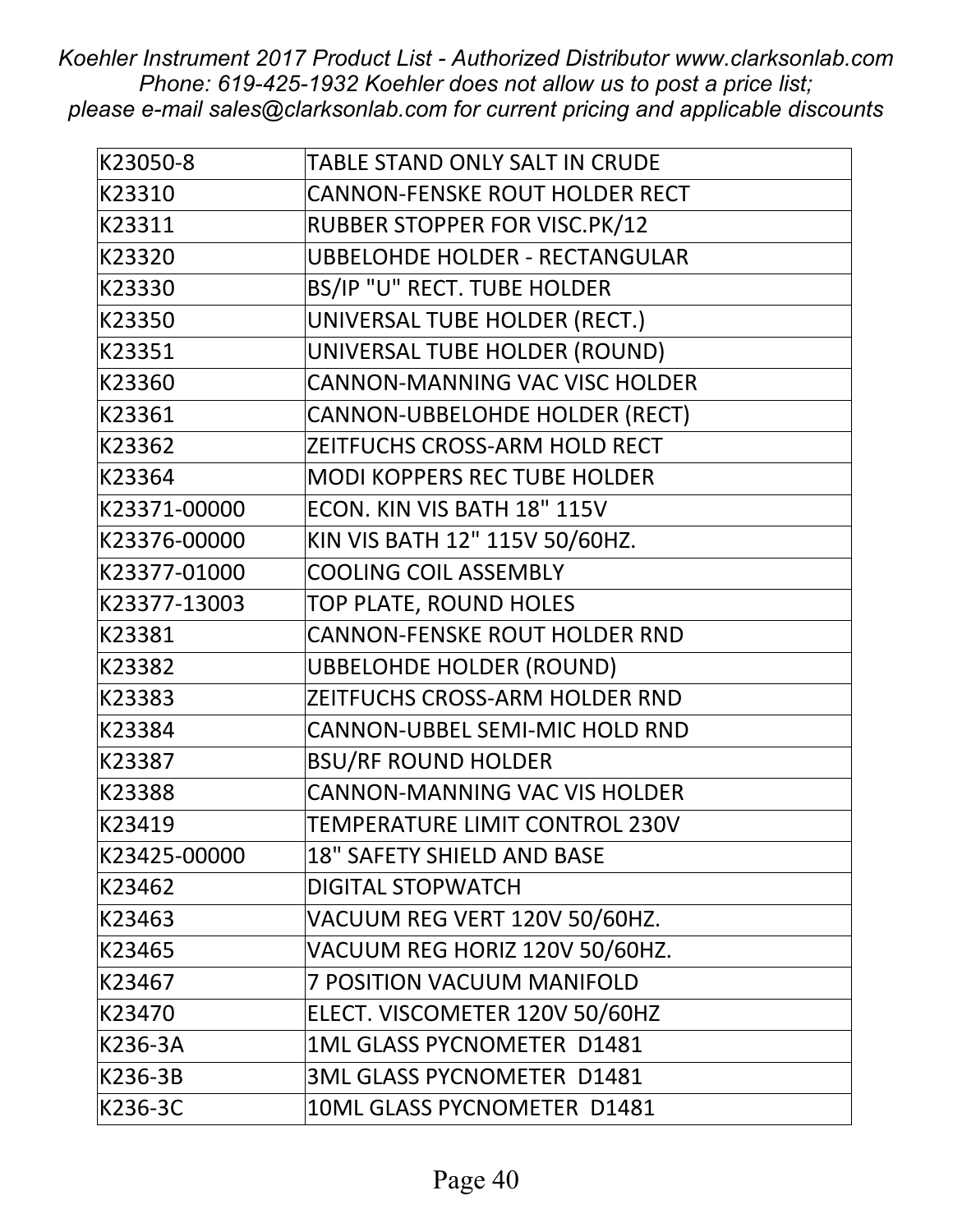| K23050-8 | TABLE STAND ONLY SALT IN CRUDE |
|---|---|
| K23310 | CANNON-FENSKE ROUT HOLDER RECT |
| K23311 | RUBBER STOPPER FOR VISC.PK/12 |
| K23320 | UBBELOHDE HOLDER - RECTANGULAR |
| K23330 | BS/IP "U" RECT. TUBE HOLDER |
| K23350 | UNIVERSAL TUBE HOLDER (RECT.) |
| K23351 | UNIVERSAL TUBE HOLDER (ROUND) |
| K23360 | CANNON-MANNING VAC VISC HOLDER |
| K23361 | CANNON-UBBELOHDE HOLDER (RECT) |
| K23362 | ZEITFUCHS CROSS-ARM HOLD RECT |
| K23364 | MODI KOPPERS REC TUBE HOLDER |
| K23371-00000 | ECON. KIN VIS BATH 18" 115V |
| K23376-00000 | KIN VIS BATH 12" 115V 50/60HZ. |
| K23377-01000 | COOLING COIL ASSEMBLY |
| K23377-13003 | TOP PLATE, ROUND HOLES |
| K23381 | CANNON-FENSKE ROUT HOLDER RND |
| K23382 | UBBELOHDE HOLDER (ROUND) |
| K23383 | ZEITFUCHS CROSS-ARM HOLDER RND |
| K23384 | CANNON-UBBEL SEMI-MIC HOLD RND |
| K23387 | BSU/RF ROUND HOLDER |
| K23388 | CANNON-MANNING VAC VIS HOLDER |
| K23419 | TEMPERATURE LIMIT CONTROL 230V |
| K23425-00000 | 18" SAFETY SHIELD AND BASE |
| K23462 | DIGITAL STOPWATCH |
| K23463 | VACUUM REG VERT 120V 50/60HZ. |
| K23465 | VACUUM REG HORIZ 120V 50/60HZ. |
| K23467 | 7 POSITION VACUUM MANIFOLD |
| K23470 | ELECT. VISCOMETER 120V 50/60HZ |
| K236-3A | 1ML GLASS PYCNOMETER D1481 |
| K236-3B | 3ML GLASS PYCNOMETER D1481 |
| K236-3C | 10ML GLASS PYCNOMETER D1481 |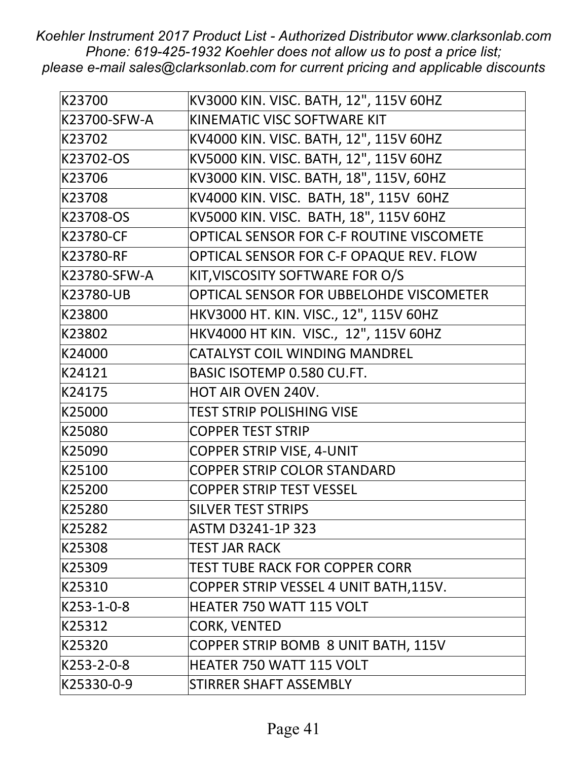*Koehler Instrument 2017 Product List - Authorized Distributor www.clarksonlab.com Phone: 619-425-1932 Koehler does not allow us to post a price list; please e-mail sales@clarksonlab.com for current pricing and applicable discounts*

| | |
|---|---|
| K23700 | KV3000 KIN. VISC. BATH, 12", 115V 60HZ |
| K23700-SFW-A | KINEMATIC VISC SOFTWARE KIT |
| K23702 | KV4000 KIN. VISC. BATH, 12", 115V 60HZ |
| K23702-OS | KV5000 KIN. VISC. BATH, 12", 115V 60HZ |
| K23706 | KV3000 KIN. VISC. BATH, 18", 115V, 60HZ |
| K23708 | KV4000 KIN. VISC. BATH, 18", 115V 60HZ |
| K23708-OS | KV5000 KIN. VISC. BATH, 18", 115V 60HZ |
| K23780-CF | OPTICAL SENSOR FOR C-F ROUTINE VISCOMETE |
| K23780-RF | OPTICAL SENSOR FOR C-F OPAQUE REV. FLOW |
| K23780-SFW-A | KIT,VISCOSITY SOFTWARE FOR O/S |
| K23780-UB | OPTICAL SENSOR FOR UBBELOHDE VISCOMETER |
| K23800 | HKV3000 HT. KIN. VISC., 12", 115V 60HZ |
| K23802 | HKV4000 HT KIN. VISC., 12", 115V 60HZ |
| K24000 | CATALYST COIL WINDING MANDREL |
| K24121 | BASIC ISOTEMP 0.580 CU.FT. |
| K24175 | HOT AIR OVEN 240V. |
| K25000 | TEST STRIP POLISHING VISE |
| K25080 | COPPER TEST STRIP |
| K25090 | COPPER STRIP VISE, 4-UNIT |
| K25100 | COPPER STRIP COLOR STANDARD |
| K25200 | COPPER STRIP TEST VESSEL |
| K25280 | SILVER TEST STRIPS |
| K25282 | ASTM D3241-1P 323 |
| K25308 | TEST JAR RACK |
| K25309 | TEST TUBE RACK FOR COPPER CORR |
| K25310 | COPPER STRIP VESSEL 4 UNIT BATH,115V. |
| K253-1-0-8 | HEATER 750 WATT 115 VOLT |
| K25312 | CORK, VENTED |
| K25320 | COPPER STRIP BOMB 8 UNIT BATH, 115V |
| K253-2-0-8 | HEATER 750 WATT 115 VOLT |
| K25330-0-9 | STIRRER SHAFT ASSEMBLY |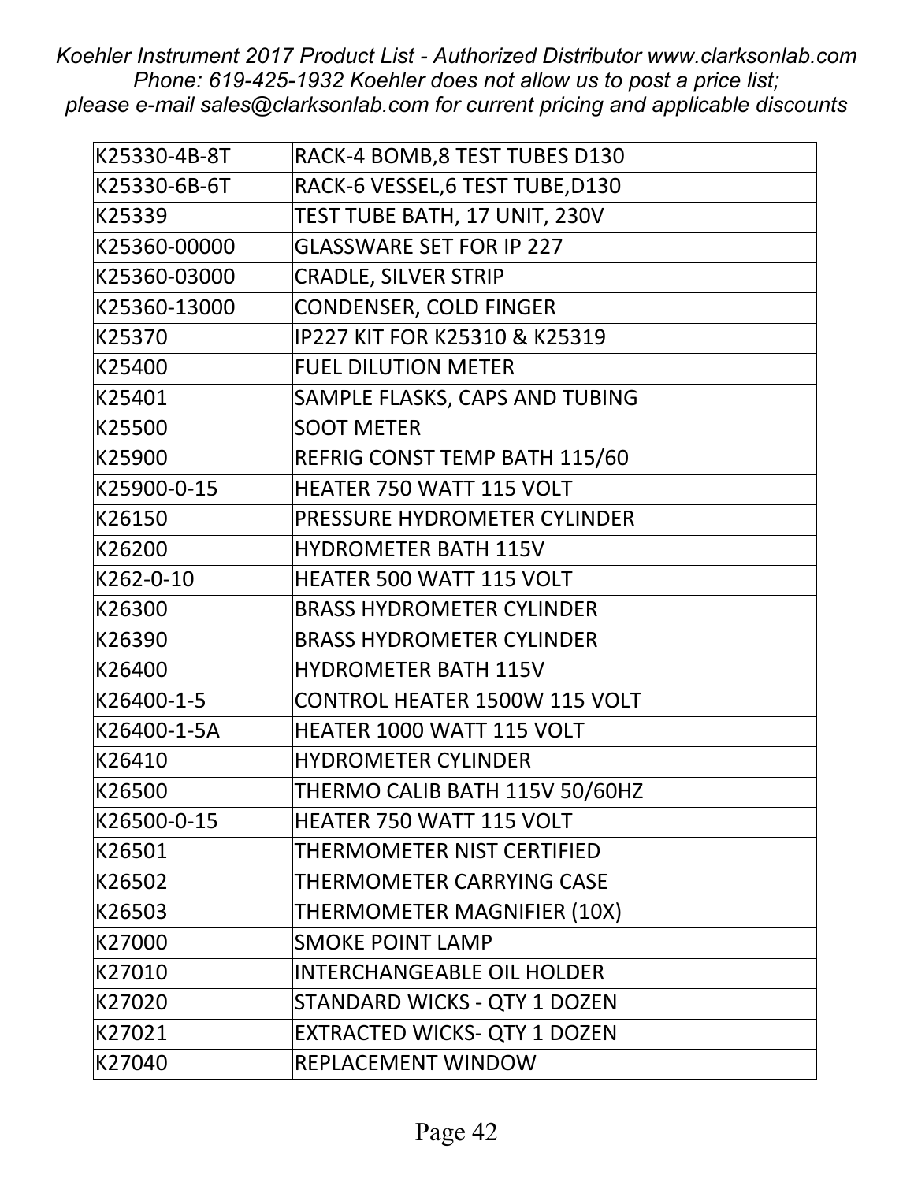*Koehler Instrument 2017 Product List - Authorized Distributor www.clarksonlab.com Phone: 619-425-1932 Koehler does not allow us to post a price list; please e-mail sales@clarksonlab.com for current pricing and applicable discounts*

| | |
|---|---|
| K25330-4B-8T | RACK-4 BOMB,8 TEST TUBES D130 |
| K25330-6B-6T | RACK-6 VESSEL,6 TEST TUBE,D130 |
| K25339 | TEST TUBE BATH, 17 UNIT, 230V |
| K25360-00000 | GLASSWARE SET FOR IP 227 |
| K25360-03000 | CRADLE, SILVER STRIP |
| K25360-13000 | CONDENSER, COLD FINGER |
| K25370 | IP227 KIT FOR K25310 & K25319 |
| K25400 | FUEL DILUTION METER |
| K25401 | SAMPLE FLASKS, CAPS AND TUBING |
| K25500 | SOOT METER |
| K25900 | REFRIG CONST TEMP BATH 115/60 |
| K25900-0-15 | HEATER 750 WATT 115 VOLT |
| K26150 | PRESSURE HYDROMETER CYLINDER |
| K26200 | HYDROMETER BATH 115V |
| K262-0-10 | HEATER 500 WATT 115 VOLT |
| K26300 | BRASS HYDROMETER CYLINDER |
| K26390 | BRASS HYDROMETER CYLINDER |
| K26400 | HYDROMETER BATH 115V |
| K26400-1-5 | CONTROL HEATER 1500W 115 VOLT |
| K26400-1-5A | HEATER 1000 WATT 115 VOLT |
| K26410 | HYDROMETER CYLINDER |
| K26500 | THERMO CALIB BATH 115V 50/60HZ |
| K26500-0-15 | HEATER 750 WATT 115 VOLT |
| K26501 | THERMOMETER NIST CERTIFIED |
| K26502 | THERMOMETER CARRYING CASE |
| K26503 | THERMOMETER MAGNIFIER (10X) |
| K27000 | SMOKE POINT LAMP |
| K27010 | INTERCHANGEABLE OIL HOLDER |
| K27020 | STANDARD WICKS - QTY 1 DOZEN |
| K27021 | EXTRACTED WICKS- QTY 1 DOZEN |
| K27040 | REPLACEMENT WINDOW |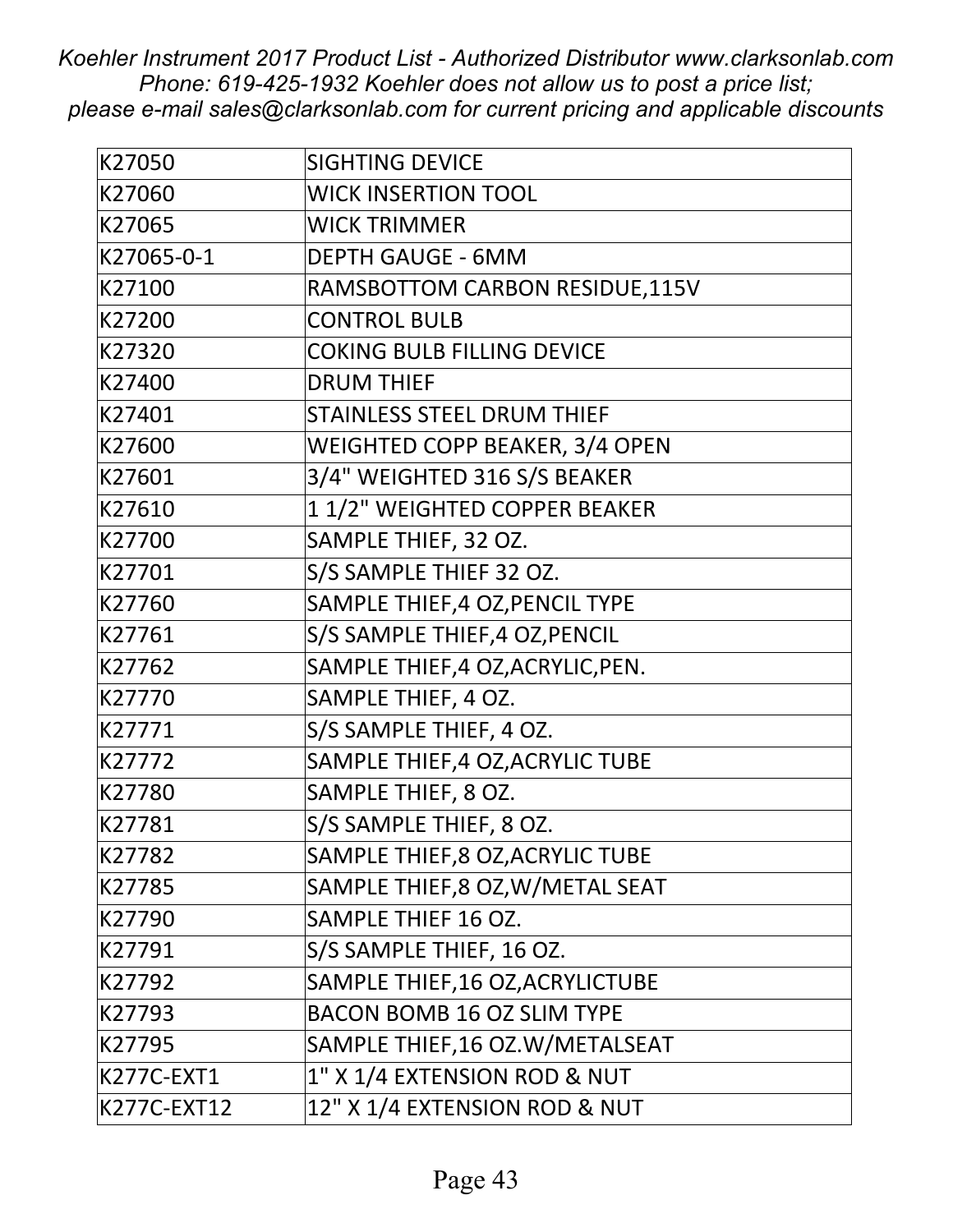| K27050 | SIGHTING DEVICE |
|---|---|
| K27060 | WICK INSERTION TOOL |
| K27065 | WICK TRIMMER |
| K27065-0-1 | DEPTH GAUGE - 6MM |
| K27100 | RAMSBOTTOM CARBON RESIDUE,115V |
| K27200 | CONTROL BULB |
| K27320 | COKING BULB FILLING DEVICE |
| K27400 | DRUM THIEF |
| K27401 | STAINLESS STEEL DRUM THIEF |
| K27600 | WEIGHTED COPP BEAKER, 3/4 OPEN |
| K27601 | 3/4" WEIGHTED 316 S/S BEAKER |
| K27610 | 1 1/2" WEIGHTED COPPER BEAKER |
| K27700 | SAMPLE THIEF, 32 OZ. |
| K27701 | S/S SAMPLE THIEF 32 OZ. |
| K27760 | SAMPLE THIEF,4 OZ,PENCIL TYPE |
| K27761 | S/S SAMPLE THIEF,4 OZ,PENCIL |
| K27762 | SAMPLE THIEF,4 OZ,ACRYLIC,PEN. |
| K27770 | SAMPLE THIEF, 4 OZ. |
| K27771 | S/S SAMPLE THIEF, 4 OZ. |
| K27772 | SAMPLE THIEF,4 OZ,ACRYLIC TUBE |
| K27780 | SAMPLE THIEF, 8 OZ. |
| K27781 | S/S SAMPLE THIEF, 8 OZ. |
| K27782 | SAMPLE THIEF,8 OZ,ACRYLIC TUBE |
| K27785 | SAMPLE THIEF,8 OZ,W/METAL SEAT |
| K27790 | SAMPLE THIEF 16 OZ. |
| K27791 | S/S SAMPLE THIEF, 16 OZ. |
| K27792 | SAMPLE THIEF,16 OZ,ACRYLICTUBE |
| K27793 | BACON BOMB 16 OZ SLIM TYPE |
| K27795 | SAMPLE THIEF,16 OZ.W/METALSEAT |
| K277C-EXT1 | 1" X 1/4 EXTENSION ROD & NUT |
| K277C-EXT12 | 12" X 1/4 EXTENSION ROD & NUT |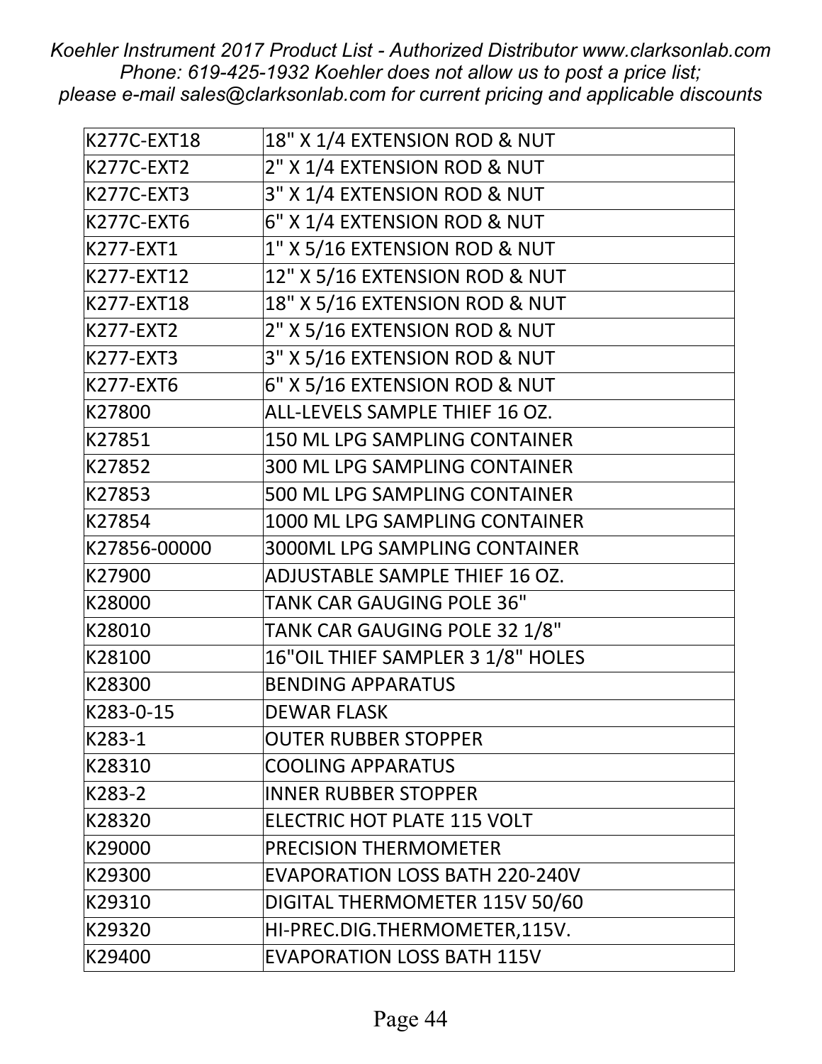| K277C-EXT18 | 18" X 1/4 EXTENSION ROD & NUT |
|---|---|
| K277C-EXT2 | 2" X 1/4 EXTENSION ROD & NUT |
| K277C-EXT3 | 3" X 1/4 EXTENSION ROD & NUT |
| K277C-EXT6 | 6" X 1/4 EXTENSION ROD & NUT |
| K277-EXT1 | 1" X 5/16 EXTENSION ROD & NUT |
| K277-EXT12 | 12" X 5/16 EXTENSION ROD & NUT |
| K277-EXT18 | 18" X 5/16 EXTENSION ROD & NUT |
| K277-EXT2 | 2" X 5/16 EXTENSION ROD & NUT |
| K277-EXT3 | 3" X 5/16 EXTENSION ROD & NUT |
| K277-EXT6 | 6" X 5/16 EXTENSION ROD & NUT |
| K27800 | ALL-LEVELS SAMPLE THIEF 16 OZ. |
| K27851 | 150 ML LPG SAMPLING CONTAINER |
| K27852 | 300 ML LPG SAMPLING CONTAINER |
| K27853 | 500 ML LPG SAMPLING CONTAINER |
| K27854 | 1000 ML LPG SAMPLING CONTAINER |
| K27856-00000 | 3000ML LPG SAMPLING CONTAINER |
| K27900 | ADJUSTABLE SAMPLE THIEF 16 OZ. |
| K28000 | TANK CAR GAUGING POLE 36" |
| K28010 | TANK CAR GAUGING POLE 32 1/8" |
| K28100 | 16"OIL THIEF SAMPLER 3 1/8" HOLES |
| K28300 | BENDING APPARATUS |
| K283-0-15 | DEWAR FLASK |
| K283-1 | OUTER RUBBER STOPPER |
| K28310 | COOLING APPARATUS |
| K283-2 | INNER RUBBER STOPPER |
| K28320 | ELECTRIC HOT PLATE 115 VOLT |
| K29000 | PRECISION THERMOMETER |
| K29300 | EVAPORATION LOSS BATH 220-240V |
| K29310 | DIGITAL THERMOMETER 115V 50/60 |
| K29320 | HI-PREC.DIG.THERMOMETER,115V. |
| K29400 | EVAPORATION LOSS BATH 115V |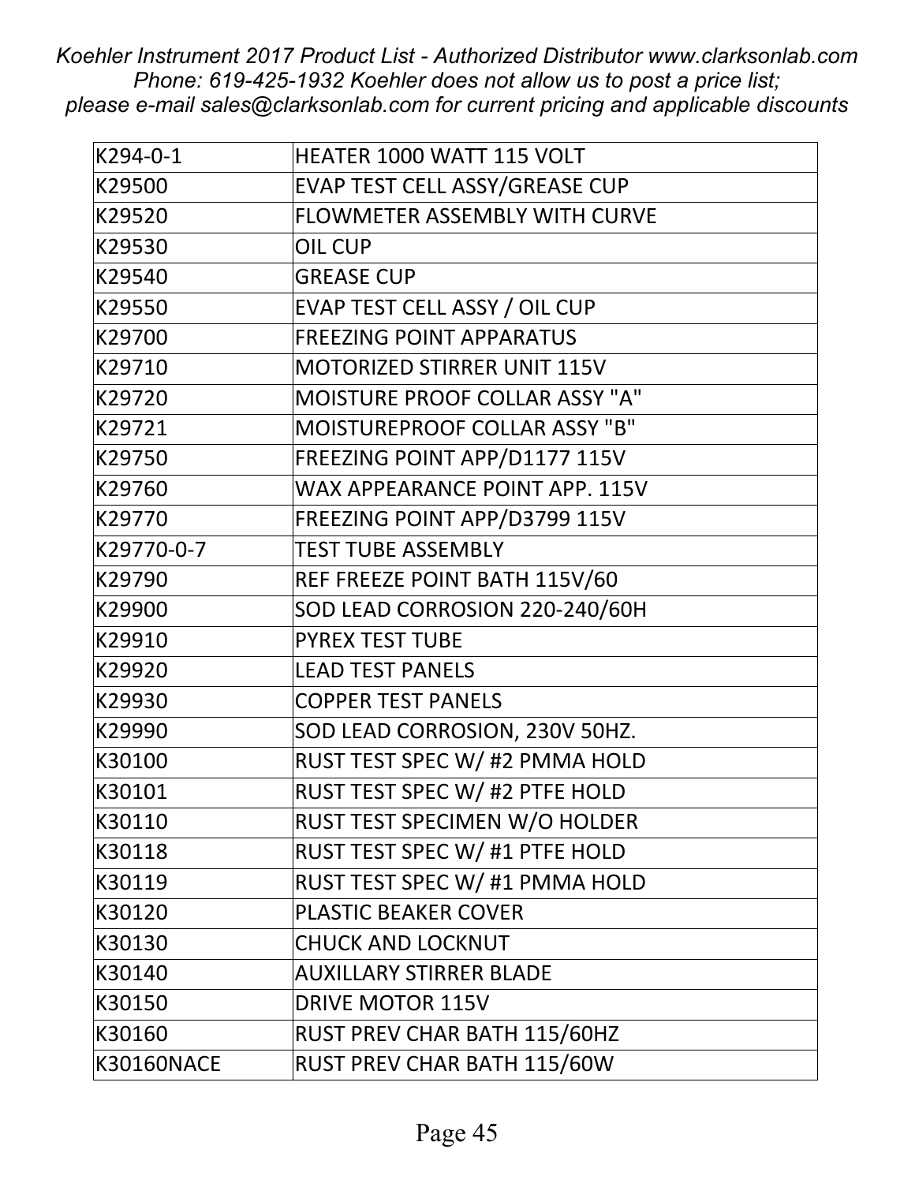*Koehler Instrument 2017 Product List - Authorized Distributor www.clarksonlab.com Phone: 619-425-1932 Koehler does not allow us to post a price list; please e-mail sales@clarksonlab.com for current pricing and applicable discounts*

| | |
|---|---|
| K294-0-1 | HEATER 1000 WATT 115 VOLT |
| K29500 | EVAP TEST CELL ASSY/GREASE CUP |
| K29520 | FLOWMETER ASSEMBLY WITH CURVE |
| K29530 | OIL CUP |
| K29540 | GREASE CUP |
| K29550 | EVAP TEST CELL ASSY / OIL CUP |
| K29700 | FREEZING POINT APPARATUS |
| K29710 | MOTORIZED STIRRER UNIT 115V |
| K29720 | MOISTURE PROOF COLLAR ASSY "A" |
| K29721 | MOISTUREPROOF COLLAR ASSY "B" |
| K29750 | FREEZING POINT APP/D1177 115V |
| K29760 | WAX APPEARANCE POINT APP. 115V |
| K29770 | FREEZING POINT APP/D3799 115V |
| K29770-0-7 | TEST TUBE ASSEMBLY |
| K29790 | REF FREEZE POINT BATH 115V/60 |
| K29900 | SOD LEAD CORROSION 220-240/60H |
| K29910 | PYREX TEST TUBE |
| K29920 | LEAD TEST PANELS |
| K29930 | COPPER TEST PANELS |
| K29990 | SOD LEAD CORROSION, 230V 50HZ. |
| K30100 | RUST TEST SPEC W/ #2 PMMA HOLD |
| K30101 | RUST TEST SPEC W/ #2 PTFE HOLD |
| K30110 | RUST TEST SPECIMEN W/O HOLDER |
| K30118 | RUST TEST SPEC W/ #1 PTFE HOLD |
| K30119 | RUST TEST SPEC W/ #1 PMMA HOLD |
| K30120 | PLASTIC BEAKER COVER |
| K30130 | CHUCK AND LOCKNUT |
| K30140 | AUXILLARY STIRRER BLADE |
| K30150 | DRIVE MOTOR 115V |
| K30160 | RUST PREV CHAR BATH 115/60HZ |
| K30160NACE | RUST PREV CHAR BATH 115/60W |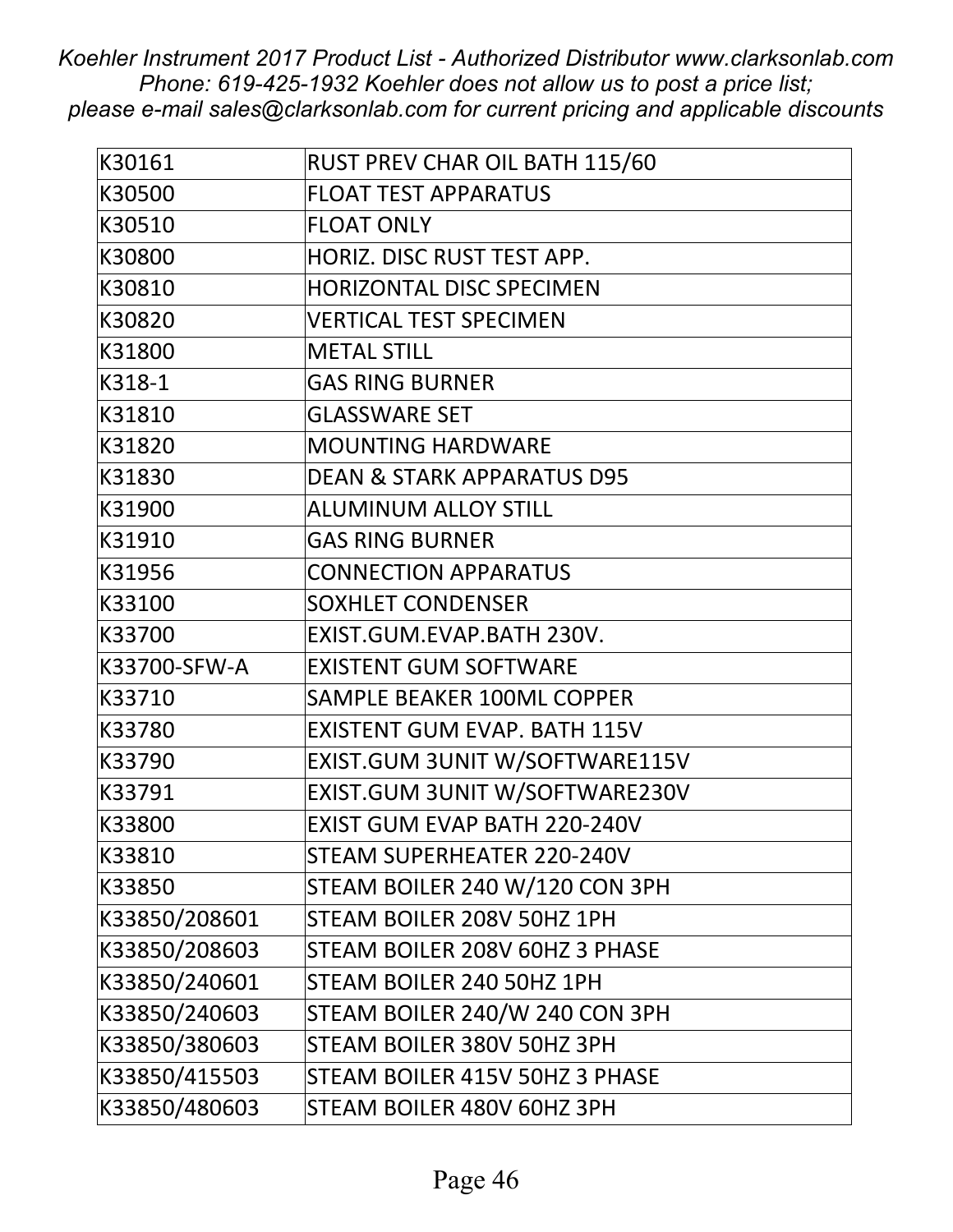| K30161 | RUST PREV CHAR OIL BATH 115/60 |
|---|---|
| K30500 | FLOAT TEST APPARATUS |
| K30510 | FLOAT ONLY |
| K30800 | HORIZ. DISC RUST TEST APP. |
| K30810 | HORIZONTAL DISC SPECIMEN |
| K30820 | VERTICAL TEST SPECIMEN |
| K31800 | METAL STILL |
| K318-1 | GAS RING BURNER |
| K31810 | GLASSWARE SET |
| K31820 | MOUNTING HARDWARE |
| K31830 | DEAN & STARK APPARATUS D95 |
| K31900 | ALUMINUM ALLOY STILL |
| K31910 | GAS RING BURNER |
| K31956 | CONNECTION APPARATUS |
| K33100 | SOXHLET CONDENSER |
| K33700 | EXIST.GUM.EVAP.BATH 230V. |
| K33700-SFW-A | EXISTENT GUM SOFTWARE |
| K33710 | SAMPLE BEAKER 100ML COPPER |
| K33780 | EXISTENT GUM EVAP. BATH 115V |
| K33790 | EXIST.GUM 3UNIT W/SOFTWARE115V |
| K33791 | EXIST.GUM 3UNIT W/SOFTWARE230V |
| K33800 | EXIST GUM EVAP BATH 220-240V |
| K33810 | STEAM SUPERHEATER 220-240V |
| K33850 | STEAM BOILER 240 W/120 CON 3PH |
| K33850/208601 | STEAM BOILER 208V 50HZ 1PH |
| K33850/208603 | STEAM BOILER 208V 60HZ 3 PHASE |
| K33850/240601 | STEAM BOILER 240 50HZ 1PH |
| K33850/240603 | STEAM BOILER 240/W 240 CON 3PH |
| K33850/380603 | STEAM BOILER 380V 50HZ 3PH |
| K33850/415503 | STEAM BOILER 415V 50HZ 3 PHASE |
| K33850/480603 | STEAM BOILER 480V 60HZ 3PH |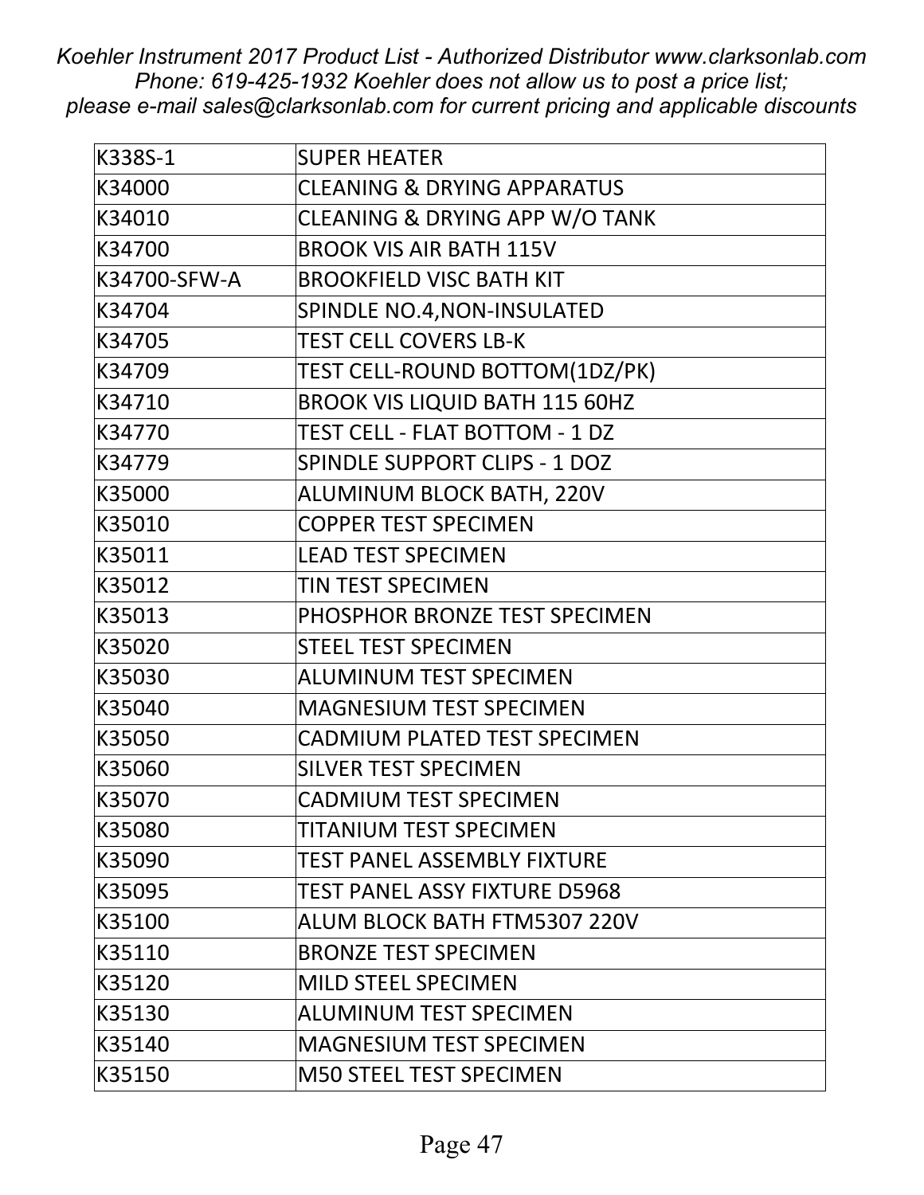| K338S-1 | SUPER HEATER |
| --- | --- |
| K34000 | CLEANING & DRYING APPARATUS |
| K34010 | CLEANING & DRYING APP W/O TANK |
| K34700 | BROOK VIS AIR BATH 115V |
| K34700-SFW-A | BROOKFIELD VISC BATH KIT |
| K34704 | SPINDLE NO.4,NON-INSULATED |
| K34705 | TEST CELL COVERS LB-K |
| K34709 | TEST CELL-ROUND BOTTOM(1DZ/PK) |
| K34710 | BROOK VIS LIQUID BATH 115 60HZ |
| K34770 | TEST CELL - FLAT BOTTOM - 1 DZ |
| K34779 | SPINDLE SUPPORT CLIPS - 1 DOZ |
| K35000 | ALUMINUM BLOCK BATH, 220V |
| K35010 | COPPER TEST SPECIMEN |
| K35011 | LEAD TEST SPECIMEN |
| K35012 | TIN TEST SPECIMEN |
| K35013 | PHOSPHOR BRONZE TEST SPECIMEN |
| K35020 | STEEL TEST SPECIMEN |
| K35030 | ALUMINUM TEST SPECIMEN |
| K35040 | MAGNESIUM TEST SPECIMEN |
| K35050 | CADMIUM PLATED TEST SPECIMEN |
| K35060 | SILVER TEST SPECIMEN |
| K35070 | CADMIUM TEST SPECIMEN |
| K35080 | TITANIUM TEST SPECIMEN |
| K35090 | TEST PANEL ASSEMBLY FIXTURE |
| K35095 | TEST PANEL ASSY FIXTURE D5968 |
| K35100 | ALUM BLOCK BATH FTM5307 220V |
| K35110 | BRONZE TEST SPECIMEN |
| K35120 | MILD STEEL SPECIMEN |
| K35130 | ALUMINUM TEST SPECIMEN |
| K35140 | MAGNESIUM TEST SPECIMEN |
| K35150 | M50 STEEL TEST SPECIMEN |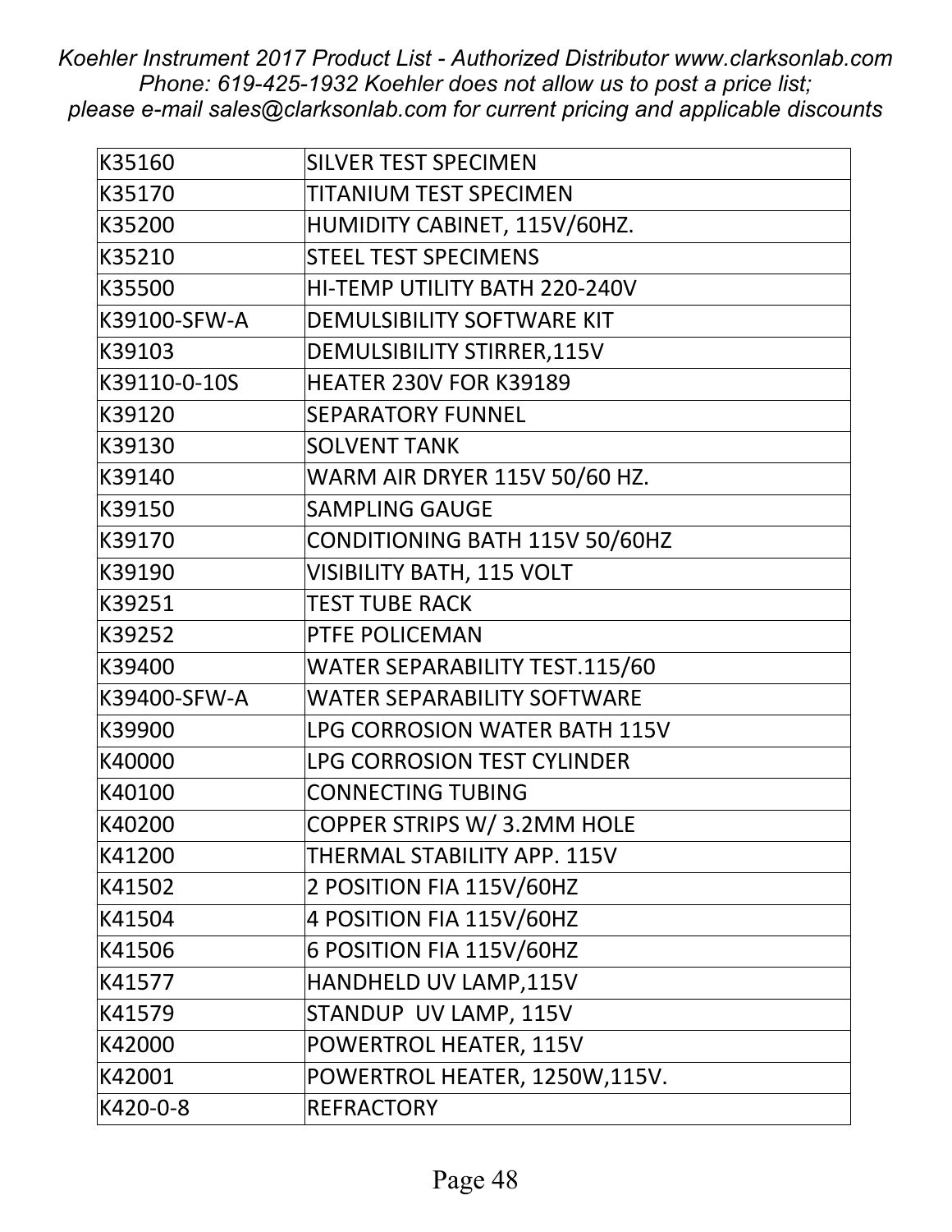| K35160 | SILVER TEST SPECIMEN |
|---|---|
| K35170 | TITANIUM TEST SPECIMEN |
| K35200 | HUMIDITY CABINET, 115V/60HZ. |
| K35210 | STEEL TEST SPECIMENS |
| K35500 | HI-TEMP UTILITY BATH 220-240V |
| K39100-SFW-A | DEMULSIBILITY SOFTWARE KIT |
| K39103 | DEMULSIBILITY STIRRER,115V |
| K39110-0-10S | HEATER 230V FOR K39189 |
| K39120 | SEPARATORY FUNNEL |
| K39130 | SOLVENT TANK |
| K39140 | WARM AIR DRYER 115V 50/60 HZ. |
| K39150 | SAMPLING GAUGE |
| K39170 | CONDITIONING BATH 115V 50/60HZ |
| K39190 | VISIBILITY BATH, 115 VOLT |
| K39251 | TEST TUBE RACK |
| K39252 | PTFE POLICEMAN |
| K39400 | WATER SEPARABILITY TEST.115/60 |
| K39400-SFW-A | WATER SEPARABILITY SOFTWARE |
| K39900 | LPG CORROSION WATER BATH 115V |
| K40000 | LPG CORROSION TEST CYLINDER |
| K40100 | CONNECTING TUBING |
| K40200 | COPPER STRIPS W/ 3.2MM HOLE |
| K41200 | THERMAL STABILITY APP. 115V |
| K41502 | 2 POSITION FIA 115V/60HZ |
| K41504 | 4 POSITION FIA 115V/60HZ |
| K41506 | 6 POSITION FIA 115V/60HZ |
| K41577 | HANDHELD UV LAMP,115V |
| K41579 | STANDUP UV LAMP, 115V |
| K42000 | POWERTROL HEATER, 115V |
| K42001 | POWERTROL HEATER, 1250W,115V. |
| K420-0-8 | REFRACTORY |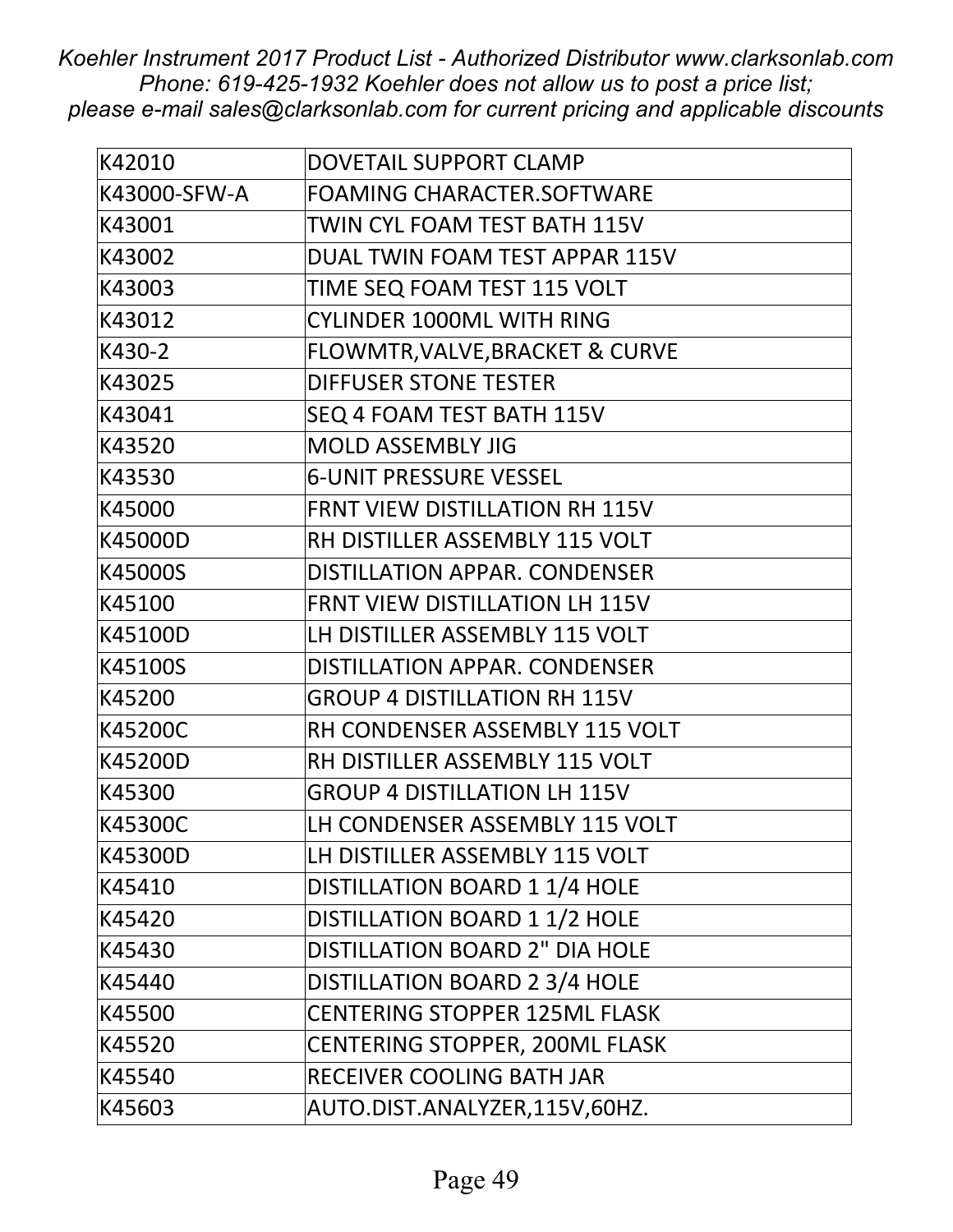| K42010 | DOVETAIL SUPPORT CLAMP |
| --- | --- |
| K43000-SFW-A | FOAMING CHARACTER.SOFTWARE |
| K43001 | TWIN CYL FOAM TEST BATH 115V |
| K43002 | DUAL TWIN FOAM TEST APPAR 115V |
| K43003 | TIME SEQ FOAM TEST 115 VOLT |
| K43012 | CYLINDER 1000ML WITH RING |
| K430-2 | FLOWMTR,VALVE,BRACKET & CURVE |
| K43025 | DIFFUSER STONE TESTER |
| K43041 | SEQ 4 FOAM TEST BATH 115V |
| K43520 | MOLD ASSEMBLY JIG |
| K43530 | 6-UNIT PRESSURE VESSEL |
| K45000 | FRNT VIEW DISTILLATION RH 115V |
| K45000D | RH DISTILLER ASSEMBLY 115 VOLT |
| K45000S | DISTILLATION APPAR. CONDENSER |
| K45100 | FRNT VIEW DISTILLATION LH 115V |
| K45100D | LH DISTILLER ASSEMBLY 115 VOLT |
| K45100S | DISTILLATION APPAR. CONDENSER |
| K45200 | GROUP 4 DISTILLATION RH 115V |
| K45200C | RH CONDENSER ASSEMBLY 115 VOLT |
| K45200D | RH DISTILLER ASSEMBLY 115 VOLT |
| K45300 | GROUP 4 DISTILLATION LH 115V |
| K45300C | LH CONDENSER ASSEMBLY 115 VOLT |
| K45300D | LH DISTILLER ASSEMBLY 115 VOLT |
| K45410 | DISTILLATION BOARD 1 1/4 HOLE |
| K45420 | DISTILLATION BOARD 1 1/2 HOLE |
| K45430 | DISTILLATION BOARD 2" DIA HOLE |
| K45440 | DISTILLATION BOARD 2 3/4 HOLE |
| K45500 | CENTERING STOPPER 125ML FLASK |
| K45520 | CENTERING STOPPER, 200ML FLASK |
| K45540 | RECEIVER COOLING BATH JAR |
| K45603 | AUTO.DIST.ANALYZER,115V,60HZ. |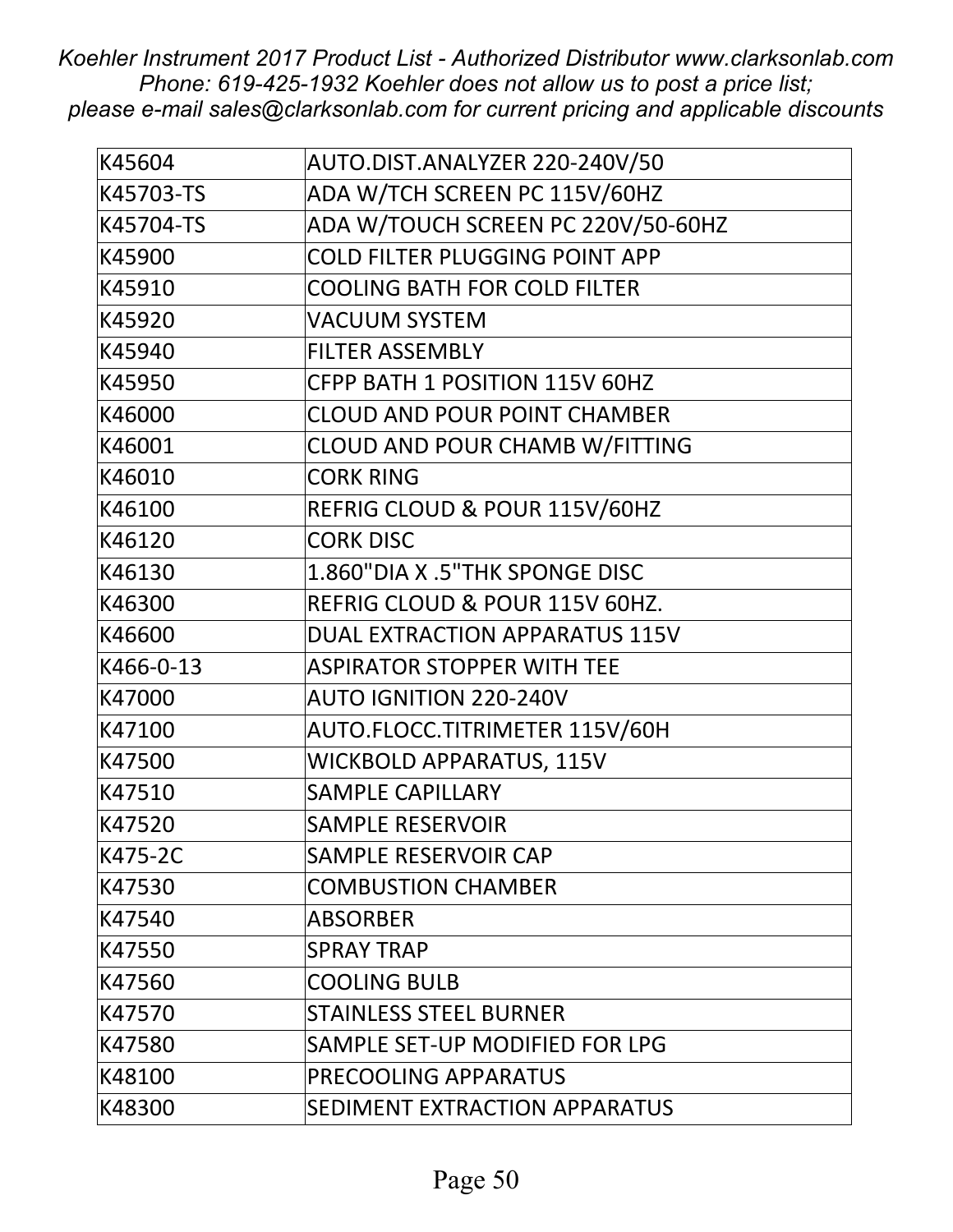| K45604 | AUTO.DIST.ANALYZER 220-240V/50 |
|---|---|
| K45703-TS | ADA W/TCH SCREEN PC 115V/60HZ |
| K45704-TS | ADA W/TOUCH SCREEN PC 220V/50-60HZ |
| K45900 | COLD FILTER PLUGGING POINT APP |
| K45910 | COOLING BATH FOR COLD FILTER |
| K45920 | VACUUM SYSTEM |
| K45940 | FILTER ASSEMBLY |
| K45950 | CFPP BATH 1 POSITION 115V 60HZ |
| K46000 | CLOUD AND POUR POINT CHAMBER |
| K46001 | CLOUD AND POUR CHAMB W/FITTING |
| K46010 | CORK RING |
| K46100 | REFRIG CLOUD & POUR 115V/60HZ |
| K46120 | CORK DISC |
| K46130 | 1.860"DIA X .5"THK SPONGE DISC |
| K46300 | REFRIG CLOUD & POUR 115V 60HZ. |
| K46600 | DUAL EXTRACTION APPARATUS 115V |
| K466-0-13 | ASPIRATOR STOPPER WITH TEE |
| K47000 | AUTO IGNITION 220-240V |
| K47100 | AUTO.FLOCC.TITRIMETER 115V/60H |
| K47500 | WICKBOLD APPARATUS, 115V |
| K47510 | SAMPLE CAPILLARY |
| K47520 | SAMPLE RESERVOIR |
| K475-2C | SAMPLE RESERVOIR CAP |
| K47530 | COMBUSTION CHAMBER |
| K47540 | ABSORBER |
| K47550 | SPRAY TRAP |
| K47560 | COOLING BULB |
| K47570 | STAINLESS STEEL BURNER |
| K47580 | SAMPLE SET-UP MODIFIED FOR LPG |
| K48100 | PRECOOLING APPARATUS |
| K48300 | SEDIMENT EXTRACTION APPARATUS |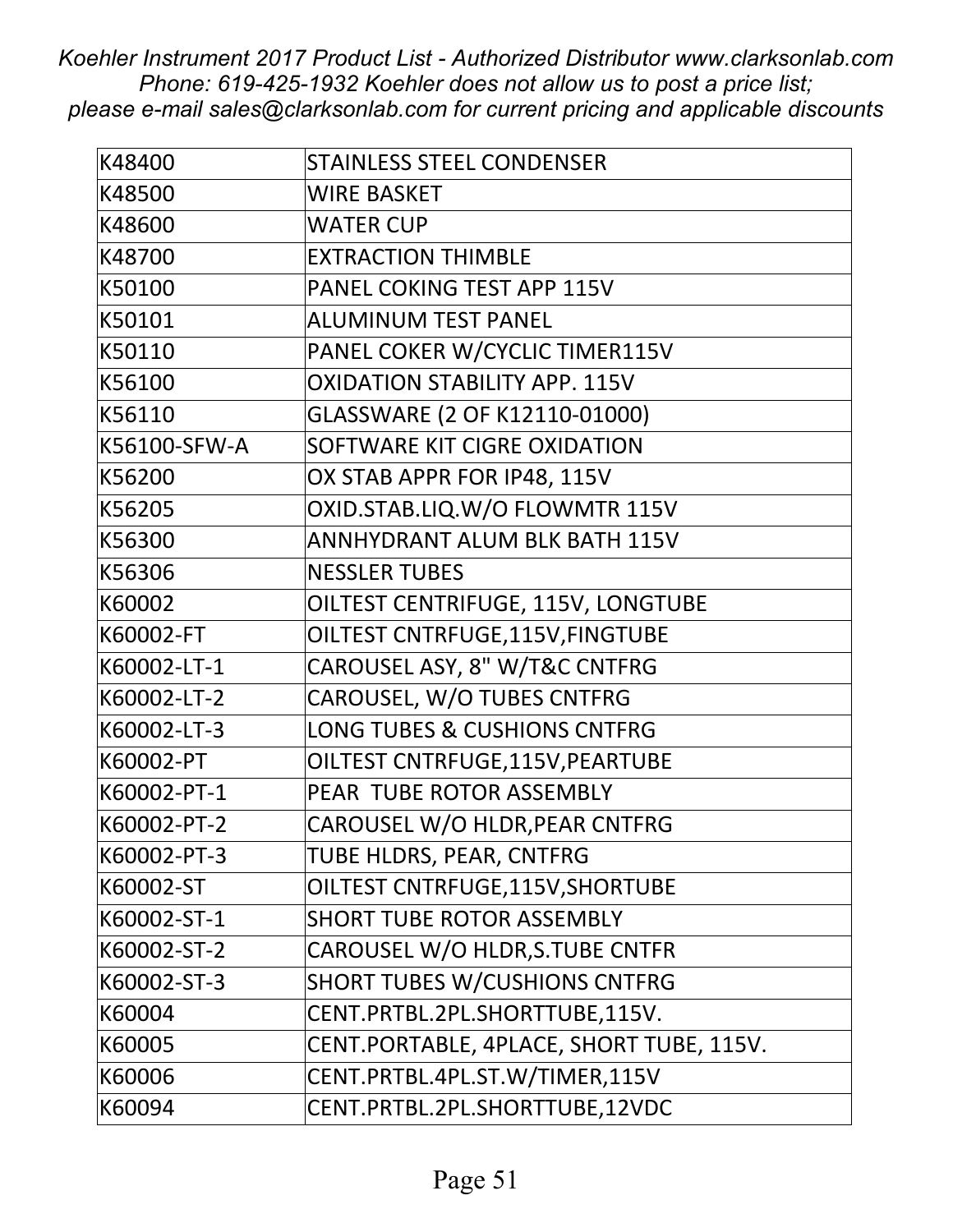| K48400 | STAINLESS STEEL CONDENSER |
|---|---|
| K48500 | WIRE BASKET |
| K48600 | WATER CUP |
| K48700 | EXTRACTION THIMBLE |
| K50100 | PANEL COKING TEST APP 115V |
| K50101 | ALUMINUM TEST PANEL |
| K50110 | PANEL COKER W/CYCLIC TIMER115V |
| K56100 | OXIDATION STABILITY APP. 115V |
| K56110 | GLASSWARE (2 OF K12110-01000) |
| K56100-SFW-A | SOFTWARE KIT CIGRE OXIDATION |
| K56200 | OX STAB APPR FOR IP48, 115V |
| K56205 | OXID.STAB.LIQ.W/O FLOWMTR 115V |
| K56300 | ANNHYDRANT ALUM BLK BATH 115V |
| K56306 | NESSLER TUBES |
| K60002 | OILTEST CENTRIFUGE, 115V, LONGTUBE |
| K60002-FT | OILTEST CNTRFUGE,115V,FINGTUBE |
| K60002-LT-1 | CAROUSEL ASY, 8" W/T&C CNTFRG |
| K60002-LT-2 | CAROUSEL, W/O TUBES CNTFRG |
| K60002-LT-3 | LONG TUBES & CUSHIONS CNTFRG |
| K60002-PT | OILTEST CNTRFUGE,115V,PEARTUBE |
| K60002-PT-1 | PEAR TUBE ROTOR ASSEMBLY |
| K60002-PT-2 | CAROUSEL W/O HLDR,PEAR CNTFRG |
| K60002-PT-3 | TUBE HLDRS, PEAR, CNTFRG |
| K60002-ST | OILTEST CNTRFUGE,115V,SHORTUBE |
| K60002-ST-1 | SHORT TUBE ROTOR ASSEMBLY |
| K60002-ST-2 | CAROUSEL W/O HLDR,S.TUBE CNTFR |
| K60002-ST-3 | SHORT TUBES W/CUSHIONS CNTFRG |
| K60004 | CENT.PRTBL.2PL.SHORTTUBE,115V. |
| K60005 | CENT.PORTABLE, 4PLACE, SHORT TUBE, 115V. |
| K60006 | CENT.PRTBL.4PL.ST.W/TIMER,115V |
| K60094 | CENT.PRTBL.2PL.SHORTTUBE,12VDC |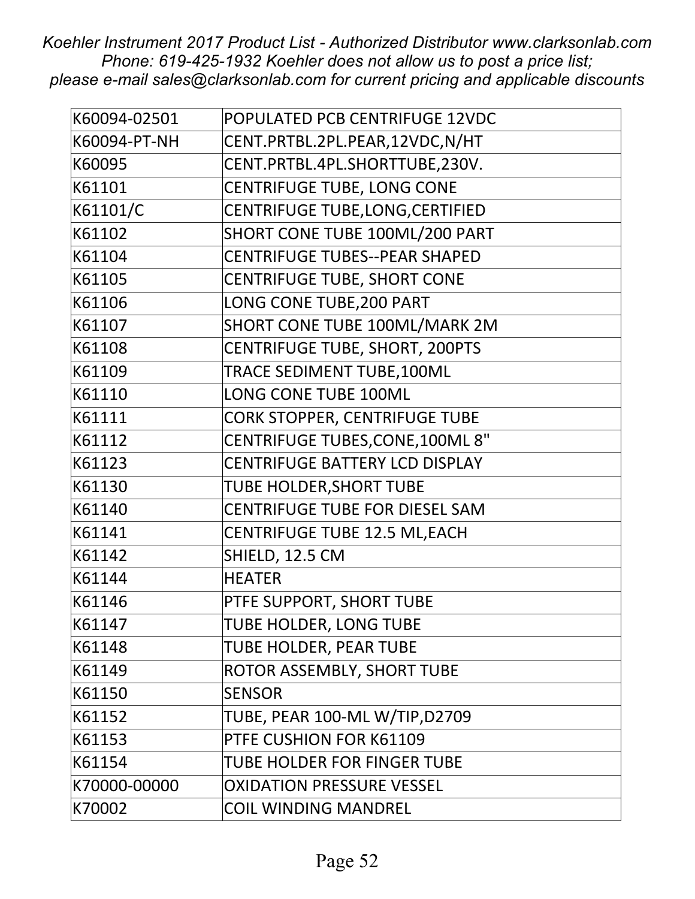| K60094-02501 | POPULATED PCB CENTRIFUGE 12VDC |
|---|---|
| K60094-PT-NH | CENT.PRTBL.2PL.PEAR,12VDC,N/HT |
| K60095 | CENT.PRTBL.4PL.SHORTTUBE,230V. |
| K61101 | CENTRIFUGE TUBE, LONG CONE |
| K61101/C | CENTRIFUGE TUBE,LONG,CERTIFIED |
| K61102 | SHORT CONE TUBE 100ML/200 PART |
| K61104 | CENTRIFUGE TUBES--PEAR SHAPED |
| K61105 | CENTRIFUGE TUBE, SHORT CONE |
| K61106 | LONG CONE TUBE,200 PART |
| K61107 | SHORT CONE TUBE 100ML/MARK 2M |
| K61108 | CENTRIFUGE TUBE, SHORT, 200PTS |
| K61109 | TRACE SEDIMENT TUBE,100ML |
| K61110 | LONG CONE TUBE 100ML |
| K61111 | CORK STOPPER, CENTRIFUGE TUBE |
| K61112 | CENTRIFUGE TUBES,CONE,100ML 8" |
| K61123 | CENTRIFUGE BATTERY LCD DISPLAY |
| K61130 | TUBE HOLDER,SHORT TUBE |
| K61140 | CENTRIFUGE TUBE FOR DIESEL SAM |
| K61141 | CENTRIFUGE TUBE 12.5 ML,EACH |
| K61142 | SHIELD, 12.5 CM |
| K61144 | HEATER |
| K61146 | PTFE SUPPORT, SHORT TUBE |
| K61147 | TUBE HOLDER, LONG TUBE |
| K61148 | TUBE HOLDER, PEAR TUBE |
| K61149 | ROTOR ASSEMBLY, SHORT TUBE |
| K61150 | SENSOR |
| K61152 | TUBE, PEAR 100-ML W/TIP,D2709 |
| K61153 | PTFE CUSHION FOR K61109 |
| K61154 | TUBE HOLDER FOR FINGER TUBE |
| K70000-00000 | OXIDATION PRESSURE VESSEL |
| K70002 | COIL WINDING MANDREL |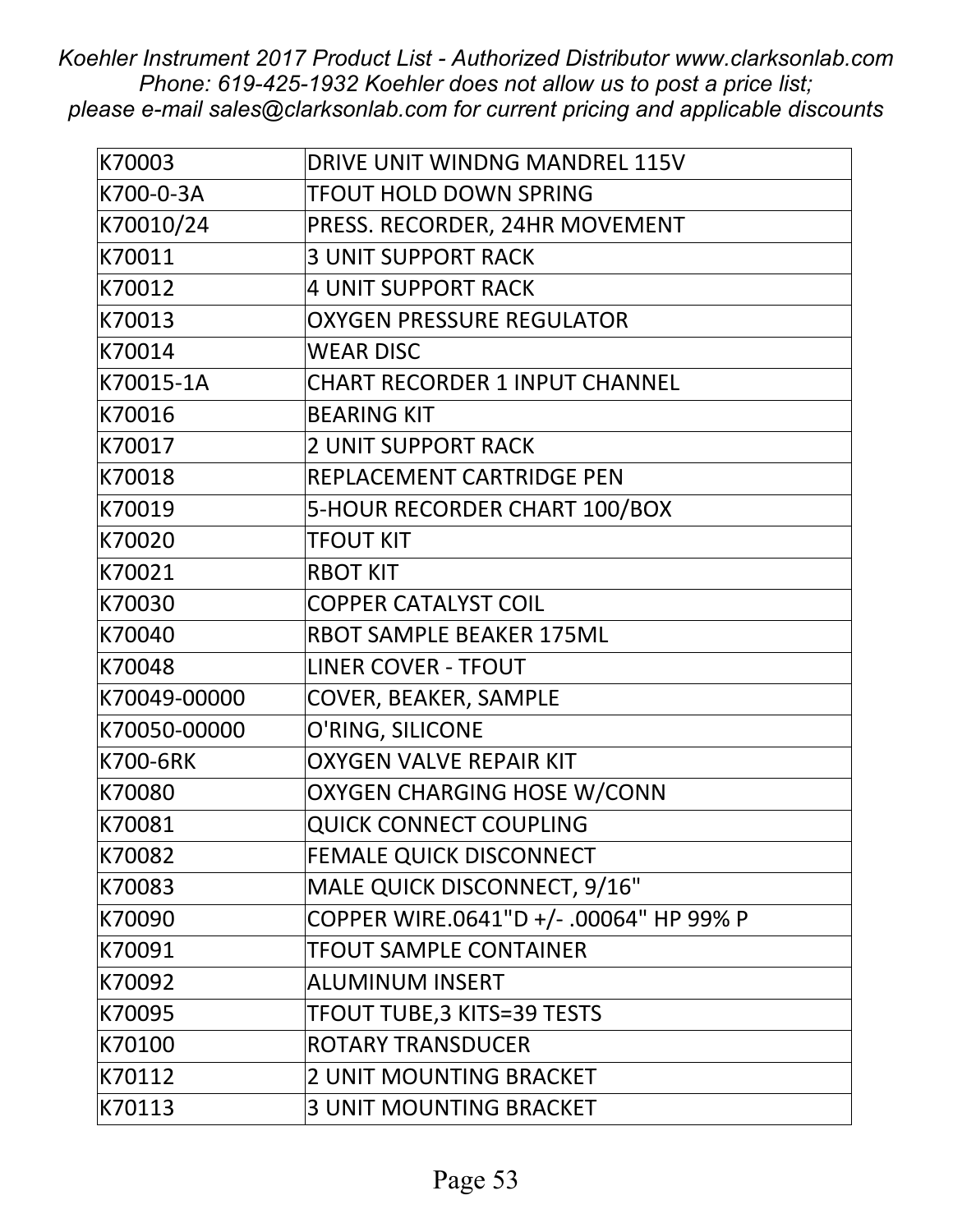| K70003 | DRIVE UNIT WINDNG MANDREL 115V |
|---|---|
| K700-0-3A | TFOUT HOLD DOWN SPRING |
| K70010/24 | PRESS. RECORDER, 24HR MOVEMENT |
| K70011 | 3 UNIT SUPPORT RACK |
| K70012 | 4 UNIT SUPPORT RACK |
| K70013 | OXYGEN PRESSURE REGULATOR |
| K70014 | WEAR DISC |
| K70015-1A | CHART RECORDER 1 INPUT CHANNEL |
| K70016 | BEARING KIT |
| K70017 | 2 UNIT SUPPORT RACK |
| K70018 | REPLACEMENT CARTRIDGE PEN |
| K70019 | 5-HOUR RECORDER CHART 100/BOX |
| K70020 | TFOUT KIT |
| K70021 | RBOT KIT |
| K70030 | COPPER CATALYST COIL |
| K70040 | RBOT SAMPLE BEAKER 175ML |
| K70048 | LINER COVER - TFOUT |
| K70049-00000 | COVER, BEAKER, SAMPLE |
| K70050-00000 | O'RING, SILICONE |
| K700-6RK | OXYGEN VALVE REPAIR KIT |
| K70080 | OXYGEN CHARGING HOSE W/CONN |
| K70081 | QUICK CONNECT COUPLING |
| K70082 | FEMALE QUICK DISCONNECT |
| K70083 | MALE QUICK DISCONNECT, 9/16" |
| K70090 | COPPER WIRE.0641"D +/- .00064" HP 99% P |
| K70091 | TFOUT SAMPLE CONTAINER |
| K70092 | ALUMINUM INSERT |
| K70095 | TFOUT TUBE,3 KITS=39 TESTS |
| K70100 | ROTARY TRANSDUCER |
| K70112 | 2 UNIT MOUNTING BRACKET |
| K70113 | 3 UNIT MOUNTING BRACKET |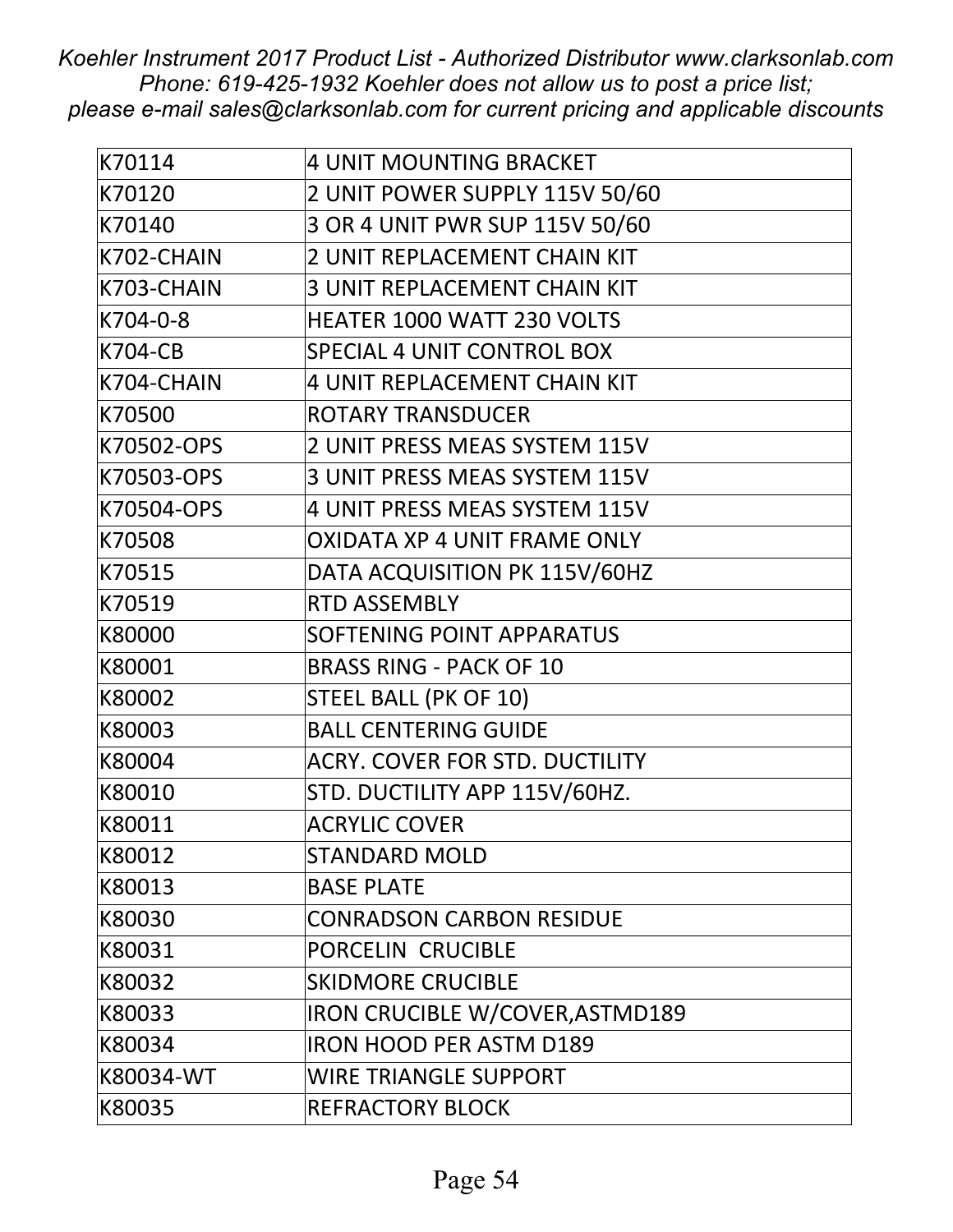| | |
|---|---|
| K70114 | 4 UNIT MOUNTING BRACKET |
| K70120 | 2 UNIT POWER SUPPLY 115V 50/60 |
| K70140 | 3 OR 4 UNIT PWR SUP 115V 50/60 |
| K702-CHAIN | 2 UNIT REPLACEMENT CHAIN KIT |
| K703-CHAIN | 3 UNIT REPLACEMENT CHAIN KIT |
| K704-0-8 | HEATER 1000 WATT 230 VOLTS |
| K704-CB | SPECIAL 4 UNIT CONTROL BOX |
| K704-CHAIN | 4 UNIT REPLACEMENT CHAIN KIT |
| K70500 | ROTARY TRANSDUCER |
| K70502-OPS | 2 UNIT PRESS MEAS SYSTEM 115V |
| K70503-OPS | 3 UNIT PRESS MEAS SYSTEM 115V |
| K70504-OPS | 4 UNIT PRESS MEAS SYSTEM 115V |
| K70508 | OXIDATA XP 4 UNIT FRAME ONLY |
| K70515 | DATA ACQUISITION PK 115V/60HZ |
| K70519 | RTD ASSEMBLY |
| K80000 | SOFTENING POINT APPARATUS |
| K80001 | BRASS RING - PACK OF 10 |
| K80002 | STEEL BALL (PK OF 10) |
| K80003 | BALL CENTERING GUIDE |
| K80004 | ACRY. COVER FOR STD. DUCTILITY |
| K80010 | STD. DUCTILITY APP 115V/60HZ. |
| K80011 | ACRYLIC COVER |
| K80012 | STANDARD MOLD |
| K80013 | BASE PLATE |
| K80030 | CONRADSON CARBON RESIDUE |
| K80031 | PORCELIN CRUCIBLE |
| K80032 | SKIDMORE CRUCIBLE |
| K80033 | IRON CRUCIBLE W/COVER,ASTMD189 |
| K80034 | IRON HOOD PER ASTM D189 |
| K80034-WT | WIRE TRIANGLE SUPPORT |
| K80035 | REFRACTORY BLOCK |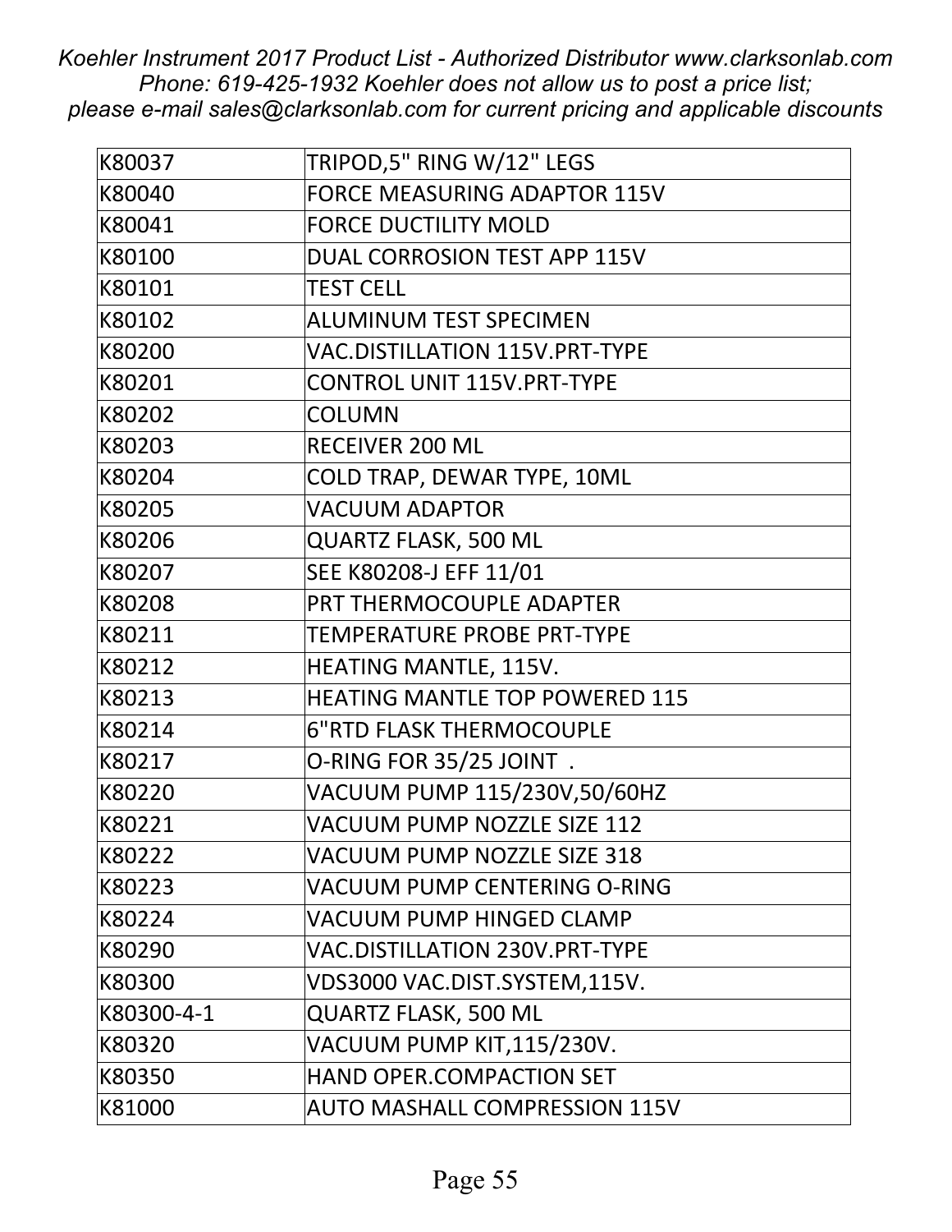| K80037 | TRIPOD,5" RING W/12" LEGS |
|---|---|
| K80040 | FORCE MEASURING ADAPTOR 115V |
| K80041 | FORCE DUCTILITY MOLD |
| K80100 | DUAL CORROSION TEST APP 115V |
| K80101 | TEST CELL |
| K80102 | ALUMINUM TEST SPECIMEN |
| K80200 | VAC.DISTILLATION 115V.PRT-TYPE |
| K80201 | CONTROL UNIT 115V.PRT-TYPE |
| K80202 | COLUMN |
| K80203 | RECEIVER 200 ML |
| K80204 | COLD TRAP, DEWAR TYPE, 10ML |
| K80205 | VACUUM ADAPTOR |
| K80206 | QUARTZ FLASK, 500 ML |
| K80207 | SEE K80208-J EFF 11/01 |
| K80208 | PRT THERMOCOUPLE ADAPTER |
| K80211 | TEMPERATURE PROBE PRT-TYPE |
| K80212 | HEATING MANTLE, 115V. |
| K80213 | HEATING MANTLE TOP POWERED 115 |
| K80214 | 6"RTD FLASK THERMOCOUPLE |
| K80217 | O-RING FOR 35/25 JOINT . |
| K80220 | VACUUM PUMP 115/230V,50/60HZ |
| K80221 | VACUUM PUMP NOZZLE SIZE 112 |
| K80222 | VACUUM PUMP NOZZLE SIZE 318 |
| K80223 | VACUUM PUMP CENTERING O-RING |
| K80224 | VACUUM PUMP HINGED CLAMP |
| K80290 | VAC.DISTILLATION 230V.PRT-TYPE |
| K80300 | VDS3000 VAC.DIST.SYSTEM,115V. |
| K80300-4-1 | QUARTZ FLASK, 500 ML |
| K80320 | VACUUM PUMP KIT,115/230V. |
| K80350 | HAND OPER.COMPACTION SET |
| K81000 | AUTO MASHALL COMPRESSION 115V |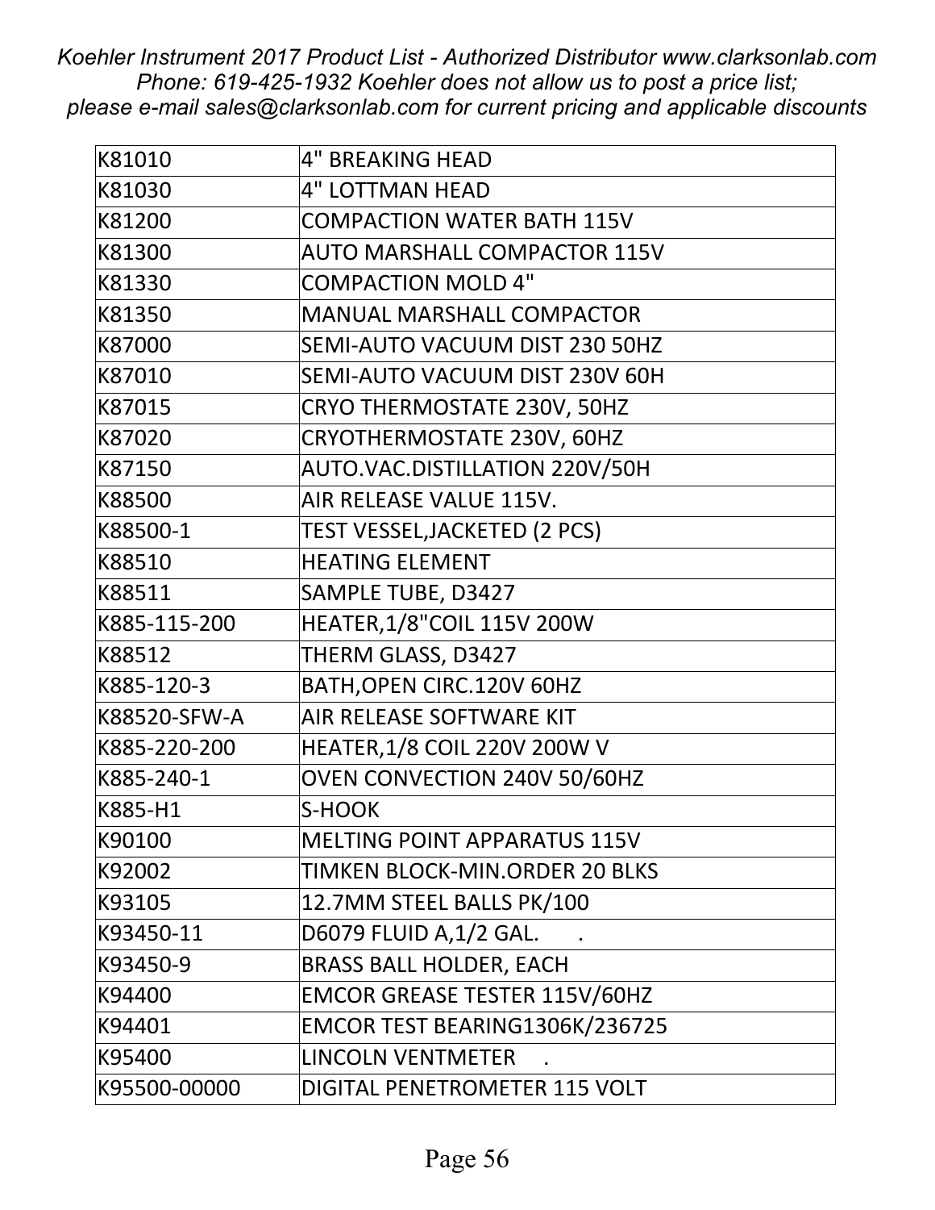*Koehler Instrument 2017 Product List - Authorized Distributor www.clarksonlab.com*
*Phone: 619-425-1932 Koehler does not allow us to post a price list;*
*please e-mail sales@clarksonlab.com for current pricing and applicable discounts*

| | |
|---|---|
| K81010 | 4" BREAKING HEAD |
| K81030 | 4" LOTTMAN HEAD |
| K81200 | COMPACTION WATER BATH 115V |
| K81300 | AUTO MARSHALL COMPACTOR 115V |
| K81330 | COMPACTION MOLD 4" |
| K81350 | MANUAL MARSHALL COMPACTOR |
| K87000 | SEMI-AUTO VACUUM DIST 230 50HZ |
| K87010 | SEMI-AUTO VACUUM DIST 230V 60H |
| K87015 | CRYO THERMOSTATE 230V, 50HZ |
| K87020 | CRYOTHERMOSTATE 230V, 60HZ |
| K87150 | AUTO.VAC.DISTILLATION 220V/50H |
| K88500 | AIR RELEASE VALUE 115V. |
| K88500-1 | TEST VESSEL,JACKETED (2 PCS) |
| K88510 | HEATING ELEMENT |
| K88511 | SAMPLE TUBE, D3427 |
| K885-115-200 | HEATER,1/8"COIL 115V 200W |
| K88512 | THERM GLASS, D3427 |
| K885-120-3 | BATH,OPEN CIRC.120V 60HZ |
| K88520-SFW-A | AIR RELEASE SOFTWARE KIT |
| K885-220-200 | HEATER,1/8 COIL 220V 200W V |
| K885-240-1 | OVEN CONVECTION 240V 50/60HZ |
| K885-H1 | S-HOOK |
| K90100 | MELTING POINT APPARATUS 115V |
| K92002 | TIMKEN BLOCK-MIN.ORDER 20 BLKS |
| K93105 | 12.7MM STEEL BALLS PK/100 |
| K93450-11 | D6079 FLUID A,1/2 GAL. . |
| K93450-9 | BRASS BALL HOLDER, EACH |
| K94400 | EMCOR GREASE TESTER 115V/60HZ |
| K94401 | EMCOR TEST BEARING1306K/236725 |
| K95400 | LINCOLN VENTMETER . |
| K95500-00000 | DIGITAL PENETROMETER 115 VOLT |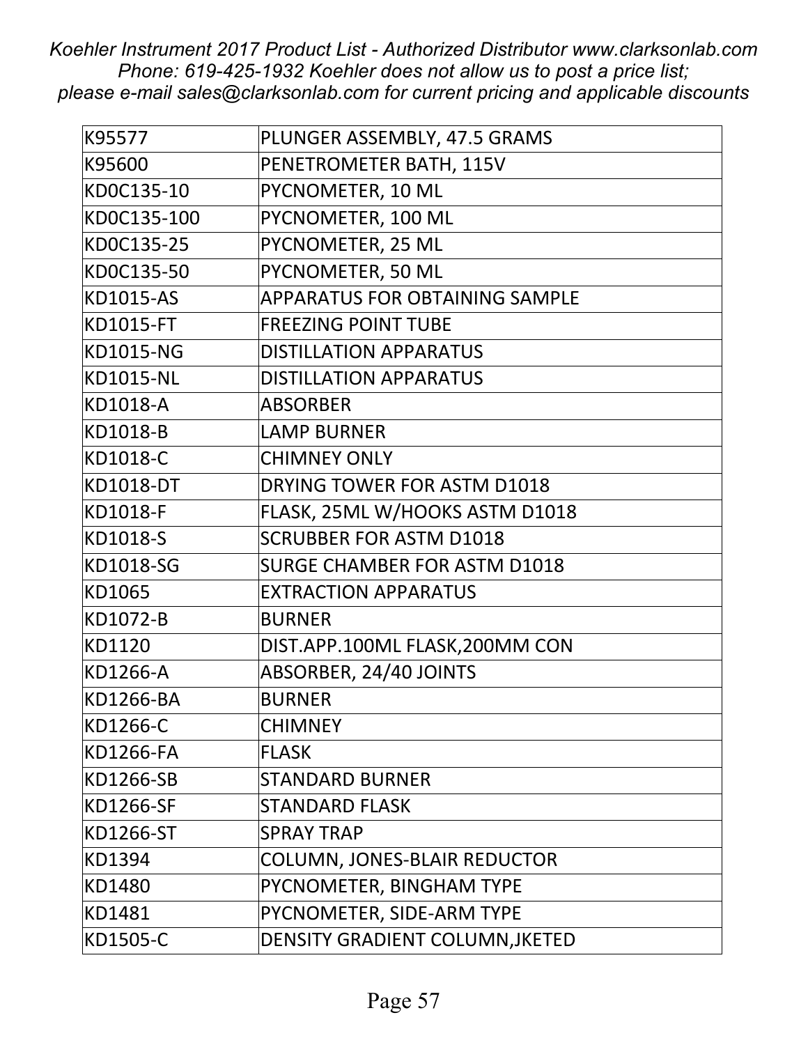| | |
|---|---|
| K95577 | PLUNGER ASSEMBLY, 47.5 GRAMS |
| K95600 | PENETROMETER BATH, 115V |
| KD0C135-10 | PYCNOMETER, 10 ML |
| KD0C135-100 | PYCNOMETER, 100 ML |
| KD0C135-25 | PYCNOMETER, 25 ML |
| KD0C135-50 | PYCNOMETER, 50 ML |
| KD1015-AS | APPARATUS FOR OBTAINING SAMPLE |
| KD1015-FT | FREEZING POINT TUBE |
| KD1015-NG | DISTILLATION APPARATUS |
| KD1015-NL | DISTILLATION APPARATUS |
| KD1018-A | ABSORBER |
| KD1018-B | LAMP BURNER |
| KD1018-C | CHIMNEY ONLY |
| KD1018-DT | DRYING TOWER FOR ASTM D1018 |
| KD1018-F | FLASK, 25ML W/HOOKS ASTM D1018 |
| KD1018-S | SCRUBBER FOR ASTM D1018 |
| KD1018-SG | SURGE CHAMBER FOR ASTM D1018 |
| KD1065 | EXTRACTION APPARATUS |
| KD1072-B | BURNER |
| KD1120 | DIST.APP.100ML FLASK,200MM CON |
| KD1266-A | ABSORBER, 24/40 JOINTS |
| KD1266-BA | BURNER |
| KD1266-C | CHIMNEY |
| KD1266-FA | FLASK |
| KD1266-SB | STANDARD BURNER |
| KD1266-SF | STANDARD FLASK |
| KD1266-ST | SPRAY TRAP |
| KD1394 | COLUMN, JONES-BLAIR REDUCTOR |
| KD1480 | PYCNOMETER, BINGHAM TYPE |
| KD1481 | PYCNOMETER, SIDE-ARM TYPE |
| KD1505-C | DENSITY GRADIENT COLUMN,JKETED |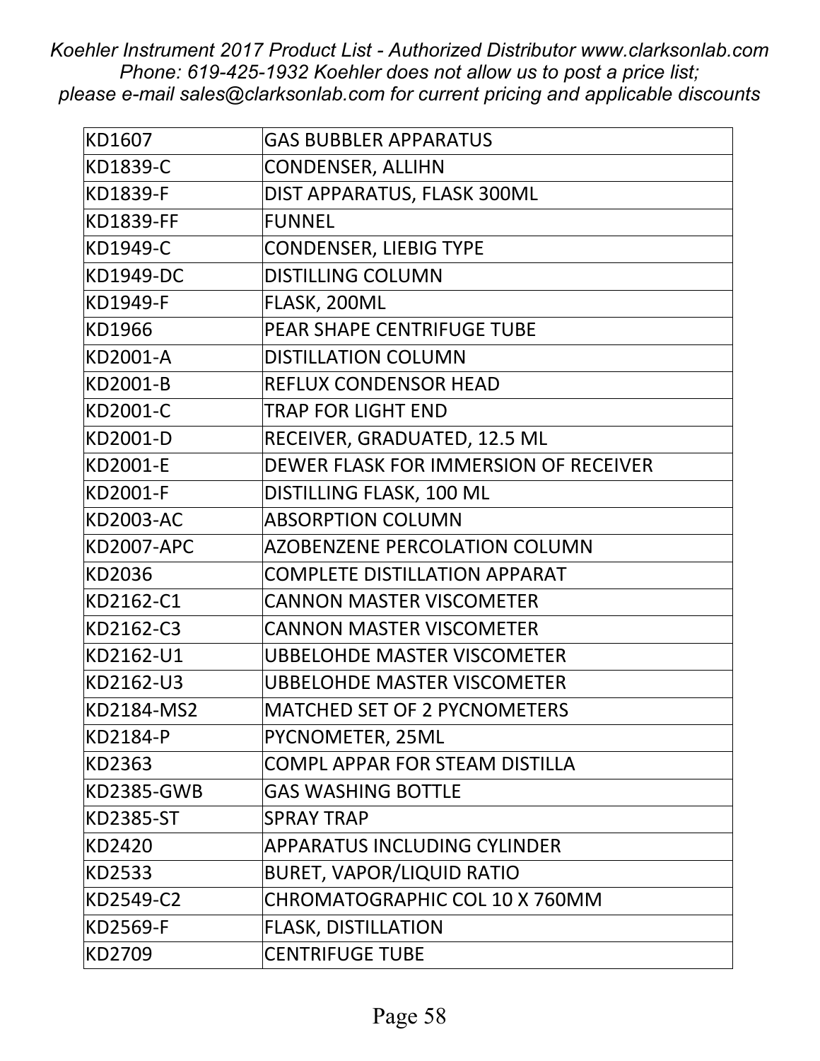| KD1607 | GAS BUBBLER APPARATUS |
|---|---|
| KD1839-C | CONDENSER, ALLIHN |
| KD1839-F | DIST APPARATUS, FLASK 300ML |
| KD1839-FF | FUNNEL |
| KD1949-C | CONDENSER, LIEBIG TYPE |
| KD1949-DC | DISTILLING COLUMN |
| KD1949-F | FLASK, 200ML |
| KD1966 | PEAR SHAPE CENTRIFUGE TUBE |
| KD2001-A | DISTILLATION COLUMN |
| KD2001-B | REFLUX CONDENSOR HEAD |
| KD2001-C | TRAP FOR LIGHT END |
| KD2001-D | RECEIVER, GRADUATED, 12.5 ML |
| KD2001-E | DEWER FLASK FOR IMMERSION OF RECEIVER |
| KD2001-F | DISTILLING FLASK, 100 ML |
| KD2003-AC | ABSORPTION COLUMN |
| KD2007-APC | AZOBENZENE PERCOLATION COLUMN |
| KD2036 | COMPLETE DISTILLATION APPARAT |
| KD2162-C1 | CANNON MASTER VISCOMETER |
| KD2162-C3 | CANNON MASTER VISCOMETER |
| KD2162-U1 | UBBELOHDE MASTER VISCOMETER |
| KD2162-U3 | UBBELOHDE MASTER VISCOMETER |
| KD2184-MS2 | MATCHED SET OF 2 PYCNOMETERS |
| KD2184-P | PYCNOMETER, 25ML |
| KD2363 | COMPL APPAR FOR STEAM DISTILLA |
| KD2385-GWB | GAS WASHING BOTTLE |
| KD2385-ST | SPRAY TRAP |
| KD2420 | APPARATUS INCLUDING CYLINDER |
| KD2533 | BURET, VAPOR/LIQUID RATIO |
| KD2549-C2 | CHROMATOGRAPHIC COL 10 X 760MM |
| KD2569-F | FLASK, DISTILLATION |
| KD2709 | CENTRIFUGE TUBE |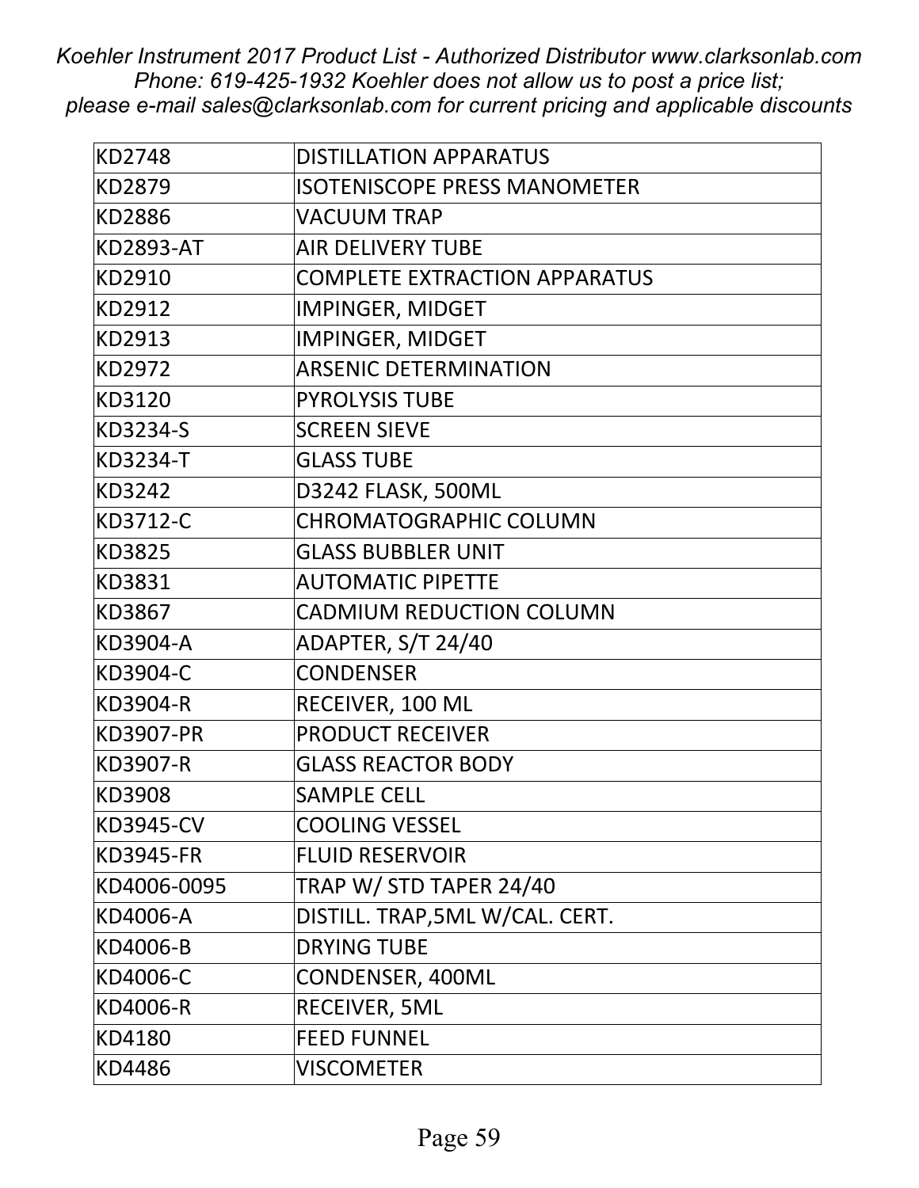| KD2748 | DISTILLATION APPARATUS |
|---|---|
| KD2879 | ISOTENISCOPE PRESS MANOMETER |
| KD2886 | VACUUM TRAP |
| KD2893-AT | AIR DELIVERY TUBE |
| KD2910 | COMPLETE EXTRACTION APPARATUS |
| KD2912 | IMPINGER, MIDGET |
| KD2913 | IMPINGER, MIDGET |
| KD2972 | ARSENIC DETERMINATION |
| KD3120 | PYROLYSIS TUBE |
| KD3234-S | SCREEN SIEVE |
| KD3234-T | GLASS TUBE |
| KD3242 | D3242 FLASK, 500ML |
| KD3712-C | CHROMATOGRAPHIC COLUMN |
| KD3825 | GLASS BUBBLER UNIT |
| KD3831 | AUTOMATIC PIPETTE |
| KD3867 | CADMIUM REDUCTION COLUMN |
| KD3904-A | ADAPTER, S/T 24/40 |
| KD3904-C | CONDENSER |
| KD3904-R | RECEIVER, 100 ML |
| KD3907-PR | PRODUCT RECEIVER |
| KD3907-R | GLASS REACTOR BODY |
| KD3908 | SAMPLE CELL |
| KD3945-CV | COOLING VESSEL |
| KD3945-FR | FLUID RESERVOIR |
| KD4006-0095 | TRAP W/ STD TAPER 24/40 |
| KD4006-A | DISTILL. TRAP,5ML W/CAL. CERT. |
| KD4006-B | DRYING TUBE |
| KD4006-C | CONDENSER, 400ML |
| KD4006-R | RECEIVER, 5ML |
| KD4180 | FEED FUNNEL |
| KD4486 | VISCOMETER |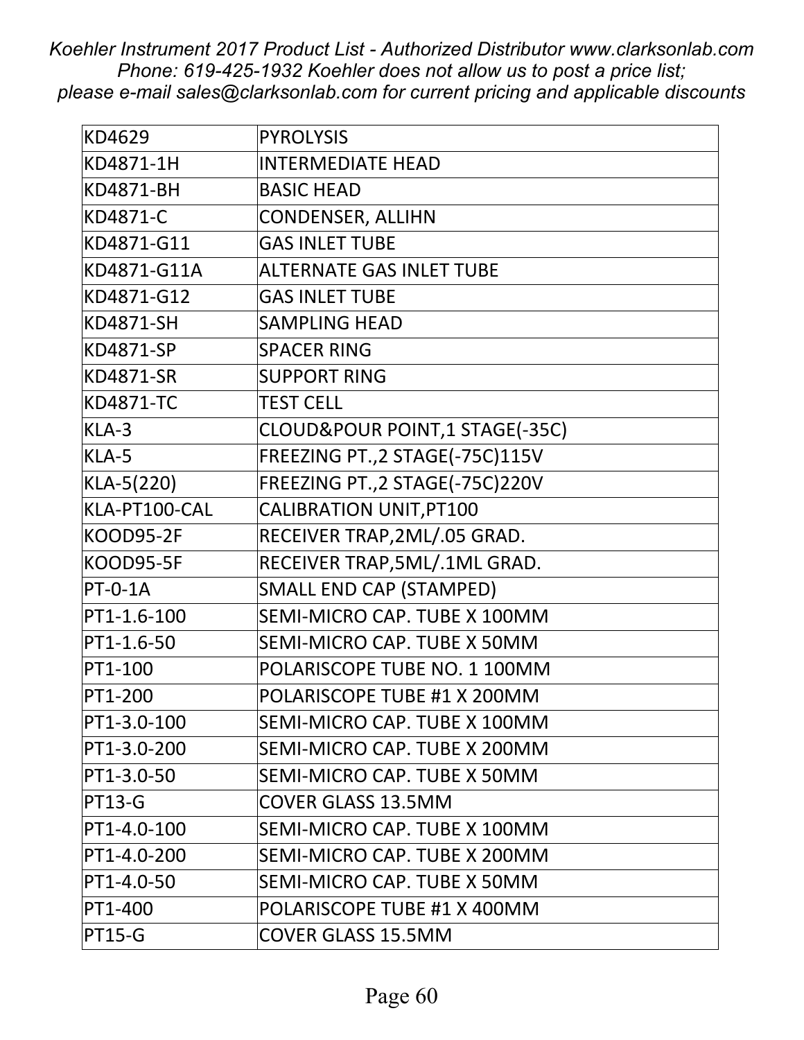| KD4629 | PYROLYSIS |
|---|---|
| KD4871-1H | INTERMEDIATE HEAD |
| KD4871-BH | BASIC HEAD |
| KD4871-C | CONDENSER, ALLIHN |
| KD4871-G11 | GAS INLET TUBE |
| KD4871-G11A | ALTERNATE GAS INLET TUBE |
| KD4871-G12 | GAS INLET TUBE |
| KD4871-SH | SAMPLING HEAD |
| KD4871-SP | SPACER RING |
| KD4871-SR | SUPPORT RING |
| KD4871-TC | TEST CELL |
| KLA-3 | CLOUD&POUR POINT,1 STAGE(-35C) |
| KLA-5 | FREEZING PT.,2 STAGE(-75C)115V |
| KLA-5(220) | FREEZING PT.,2 STAGE(-75C)220V |
| KLA-PT100-CAL | CALIBRATION UNIT,PT100 |
| KOOD95-2F | RECEIVER TRAP,2ML/.05 GRAD. |
| KOOD95-5F | RECEIVER TRAP,5ML/.1ML GRAD. |
| PT-0-1A | SMALL END CAP (STAMPED) |
| PT1-1.6-100 | SEMI-MICRO CAP. TUBE X 100MM |
| PT1-1.6-50 | SEMI-MICRO CAP. TUBE X 50MM |
| PT1-100 | POLARISCOPE TUBE NO. 1 100MM |
| PT1-200 | POLARISCOPE TUBE #1 X 200MM |
| PT1-3.0-100 | SEMI-MICRO CAP. TUBE X 100MM |
| PT1-3.0-200 | SEMI-MICRO CAP. TUBE X 200MM |
| PT1-3.0-50 | SEMI-MICRO CAP. TUBE X 50MM |
| PT13-G | COVER GLASS 13.5MM |
| PT1-4.0-100 | SEMI-MICRO CAP. TUBE X 100MM |
| PT1-4.0-200 | SEMI-MICRO CAP. TUBE X 200MM |
| PT1-4.0-50 | SEMI-MICRO CAP. TUBE X 50MM |
| PT1-400 | POLARISCOPE TUBE #1 X 400MM |
| PT15-G | COVER GLASS 15.5MM |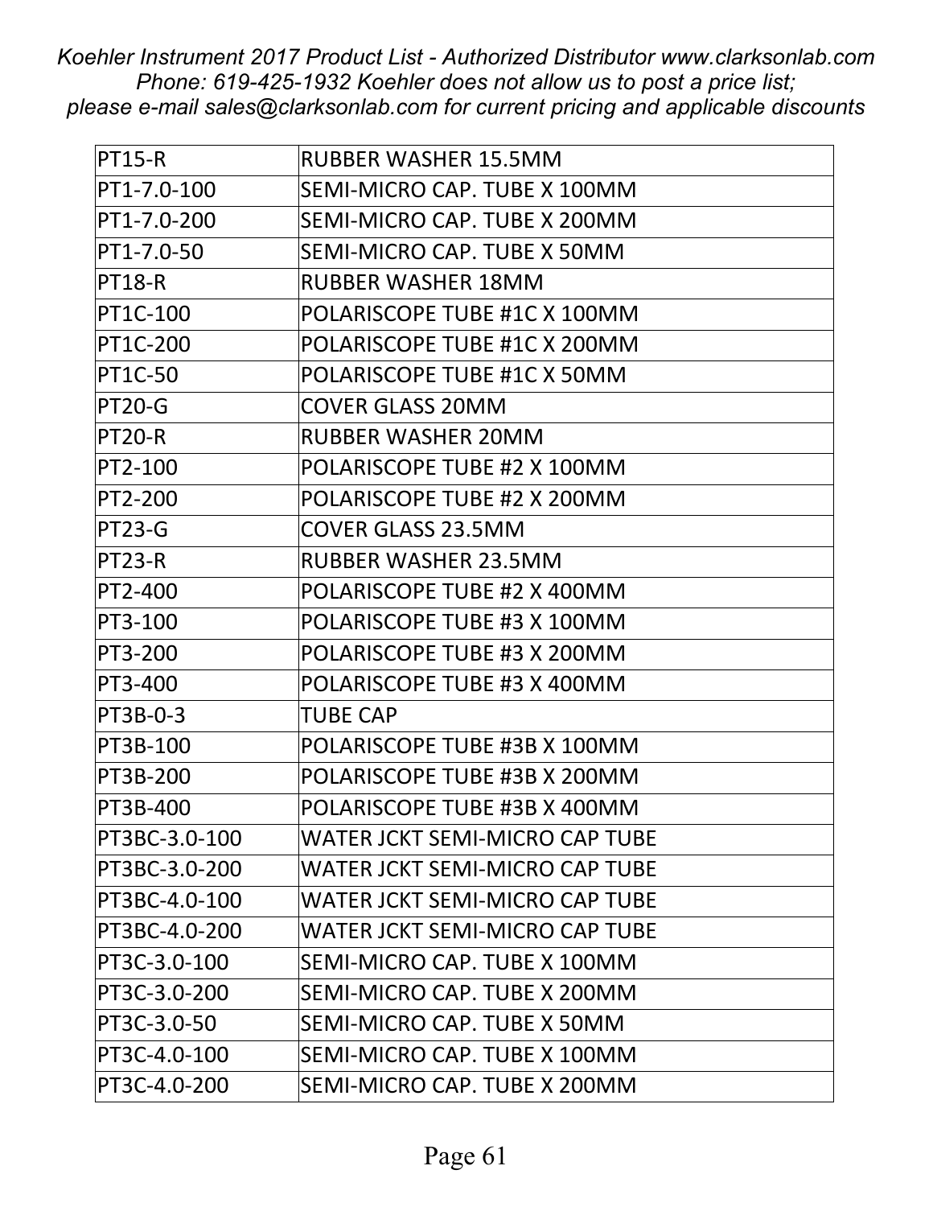| PT15-R | RUBBER WASHER 15.5MM |
|---|---|
| PT1-7.0-100 | SEMI-MICRO CAP. TUBE X 100MM |
| PT1-7.0-200 | SEMI-MICRO CAP. TUBE X 200MM |
| PT1-7.0-50 | SEMI-MICRO CAP. TUBE X 50MM |
| PT18-R | RUBBER WASHER 18MM |
| PT1C-100 | POLARISCOPE TUBE #1C X 100MM |
| PT1C-200 | POLARISCOPE TUBE #1C X 200MM |
| PT1C-50 | POLARISCOPE TUBE #1C X 50MM |
| PT20-G | COVER GLASS 20MM |
| PT20-R | RUBBER WASHER 20MM |
| PT2-100 | POLARISCOPE TUBE #2 X 100MM |
| PT2-200 | POLARISCOPE TUBE #2 X 200MM |
| PT23-G | COVER GLASS 23.5MM |
| PT23-R | RUBBER WASHER 23.5MM |
| PT2-400 | POLARISCOPE TUBE #2 X 400MM |
| PT3-100 | POLARISCOPE TUBE #3 X 100MM |
| PT3-200 | POLARISCOPE TUBE #3 X 200MM |
| PT3-400 | POLARISCOPE TUBE #3 X 400MM |
| PT3B-0-3 | TUBE CAP |
| PT3B-100 | POLARISCOPE TUBE #3B X 100MM |
| PT3B-200 | POLARISCOPE TUBE #3B X 200MM |
| PT3B-400 | POLARISCOPE TUBE #3B X 400MM |
| PT3BC-3.0-100 | WATER JCKT SEMI-MICRO CAP TUBE |
| PT3BC-3.0-200 | WATER JCKT SEMI-MICRO CAP TUBE |
| PT3BC-4.0-100 | WATER JCKT SEMI-MICRO CAP TUBE |
| PT3BC-4.0-200 | WATER JCKT SEMI-MICRO CAP TUBE |
| PT3C-3.0-100 | SEMI-MICRO CAP. TUBE X 100MM |
| PT3C-3.0-200 | SEMI-MICRO CAP. TUBE X 200MM |
| PT3C-3.0-50 | SEMI-MICRO CAP. TUBE X 50MM |
| PT3C-4.0-100 | SEMI-MICRO CAP. TUBE X 100MM |
| PT3C-4.0-200 | SEMI-MICRO CAP. TUBE X 200MM |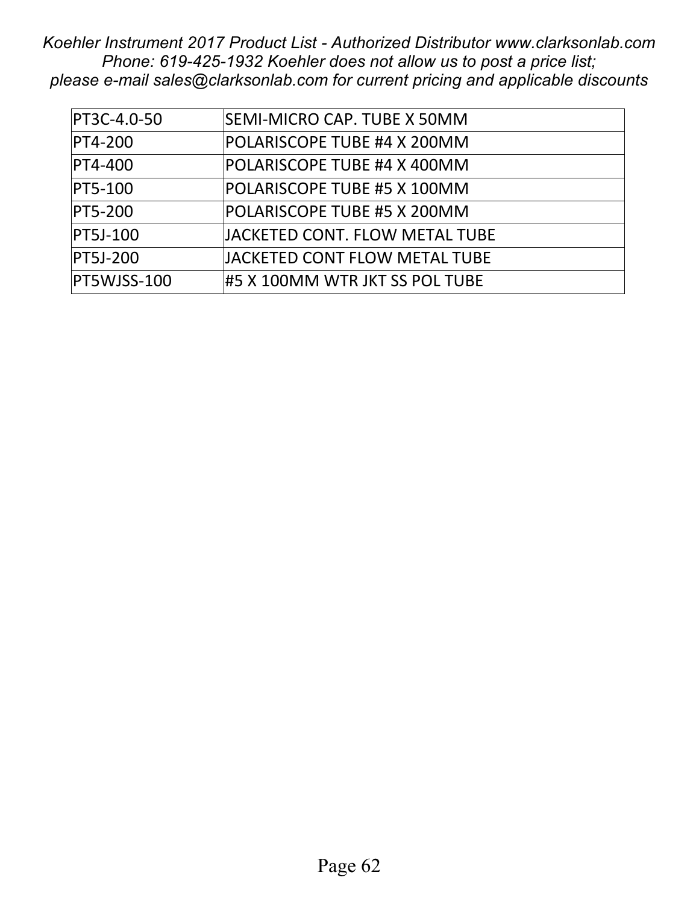| | |
|---|---|
| PT3C-4.0-50 | SEMI-MICRO CAP. TUBE X 50MM |
| PT4-200 | POLARISCOPE TUBE #4 X 200MM |
| PT4-400 | POLARISCOPE TUBE #4 X 400MM |
| PT5-100 | POLARISCOPE TUBE #5 X 100MM |
| PT5-200 | POLARISCOPE TUBE #5 X 200MM |
| PT5J-100 | JACKETED CONT. FLOW METAL TUBE |
| PT5J-200 | JACKETED CONT FLOW METAL TUBE |
| PT5WJSS-100 | #5 X 100MM WTR JKT SS POL TUBE |